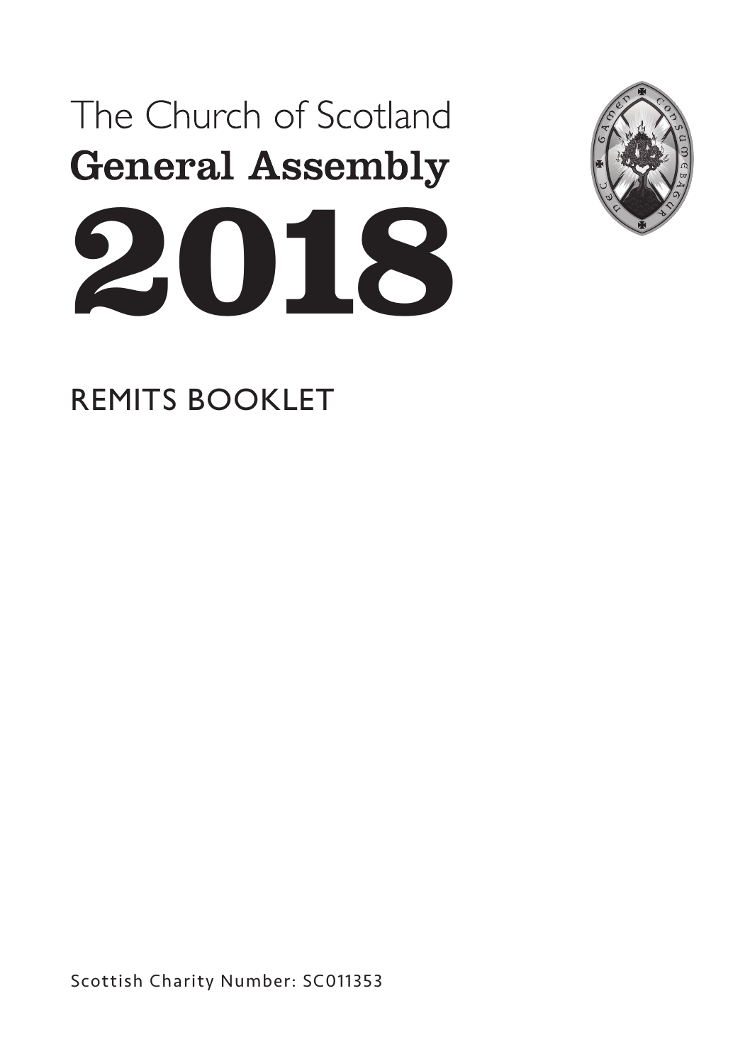# The Church of Scotland

# General Assembly

# 2018

## REMITS BOOKLET

Scottish Charity Number: SC011353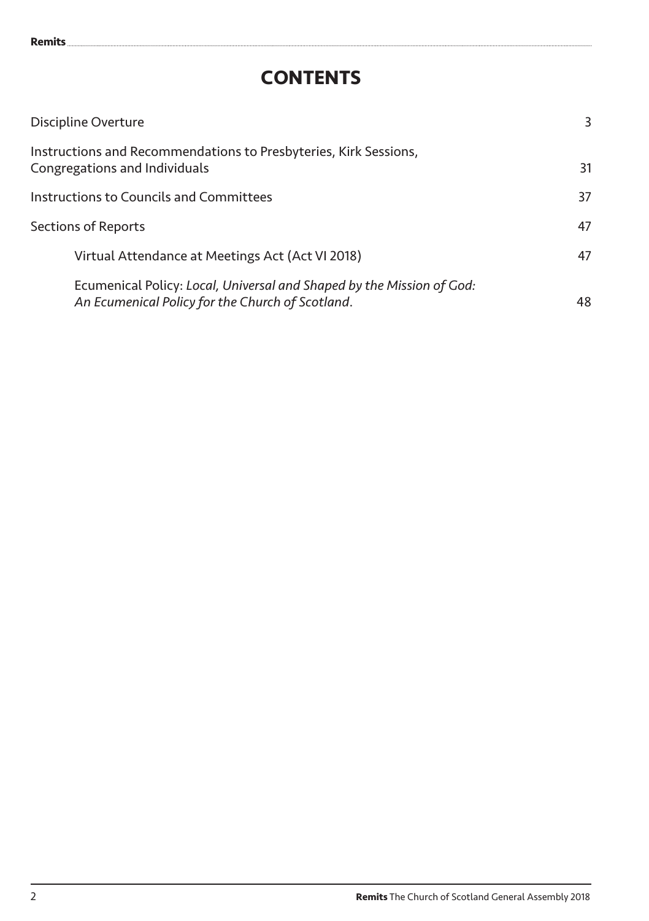# CONTENTS

| | |
|---|---|
| Discipline Overture | 3 |
| Instructions and Recommendations to Presbyteries, Kirk Sessions, Congregations and Individuals | 31 |
| Instructions to Councils and Committees | 37 |
| Sections of Reports | 47 |
| Virtual Attendance at Meetings Act (Act VI 2018) | 47 |
| Ecumenical Policy: *Local, Universal and Shaped by the Mission of God: An Ecumenical Policy for the Church of Scotland*. | 48 |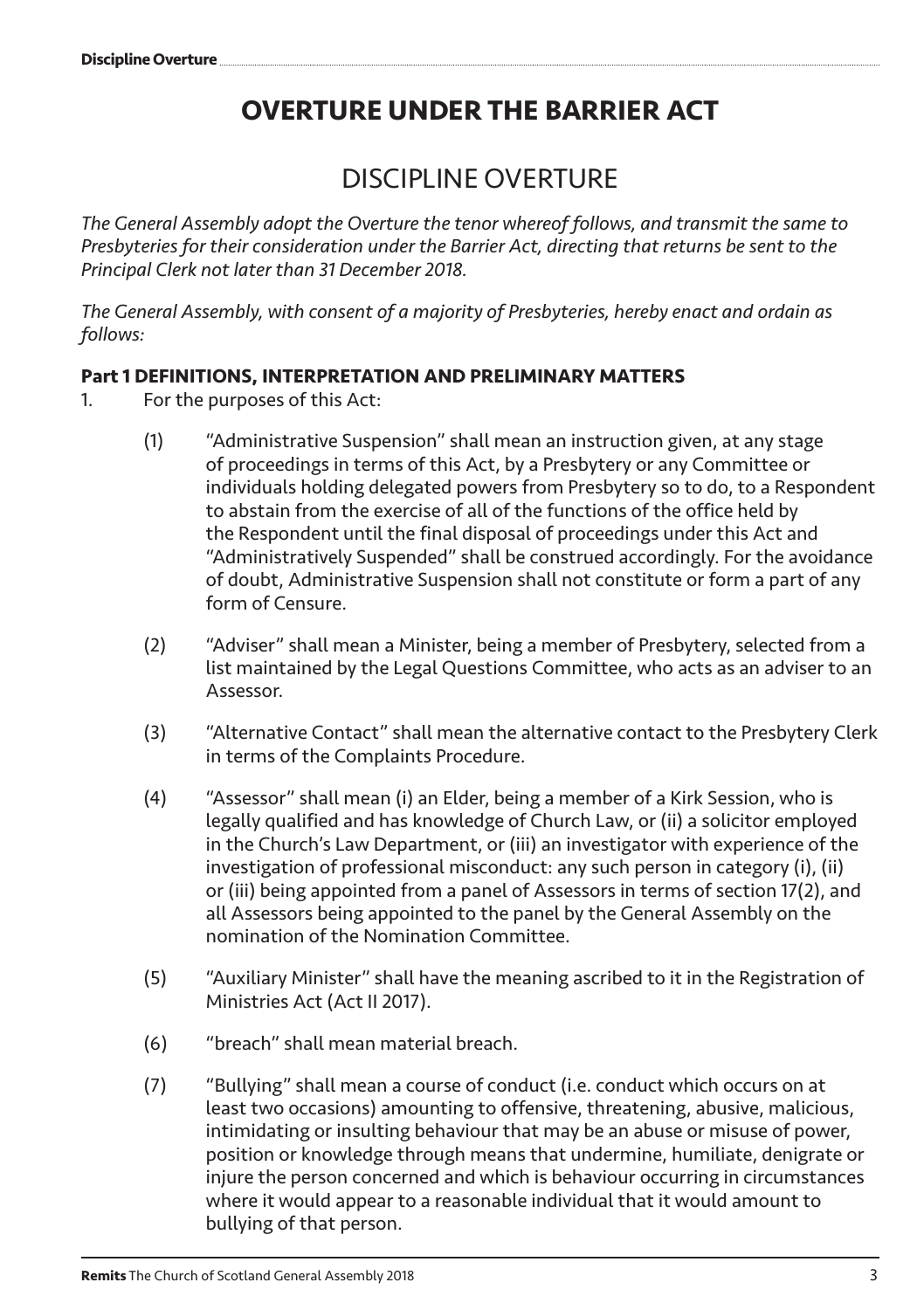# OVERTURE UNDER THE BARRIER ACT

## DISCIPLINE OVERTURE

*The General Assembly adopt the Overture the tenor whereof follows, and transmit the same to Presbyteries for their consideration under the Barrier Act, directing that returns be sent to the Principal Clerk not later than 31 December 2018.*

*The General Assembly, with consent of a majority of Presbyteries, hereby enact and ordain as follows:*

### Part 1 DEFINITIONS, INTERPRETATION AND PRELIMINARY MATTERS

1. For the purposes of this Act:

   (1) "Administrative Suspension" shall mean an instruction given, at any stage of proceedings in terms of this Act, by a Presbytery or any Committee or individuals holding delegated powers from Presbytery so to do, to a Respondent to abstain from the exercise of all of the functions of the office held by the Respondent until the final disposal of proceedings under this Act and "Administratively Suspended" shall be construed accordingly. For the avoidance of doubt, Administrative Suspension shall not constitute or form a part of any form of Censure.

   (2) "Adviser" shall mean a Minister, being a member of Presbytery, selected from a list maintained by the Legal Questions Committee, who acts as an adviser to an Assessor.

   (3) "Alternative Contact" shall mean the alternative contact to the Presbytery Clerk in terms of the Complaints Procedure.

   (4) "Assessor" shall mean (i) an Elder, being a member of a Kirk Session, who is legally qualified and has knowledge of Church Law, or (ii) a solicitor employed in the Church's Law Department, or (iii) an investigator with experience of the investigation of professional misconduct: any such person in category (i), (ii) or (iii) being appointed from a panel of Assessors in terms of section 17(2), and all Assessors being appointed to the panel by the General Assembly on the nomination of the Nomination Committee.

   (5) "Auxiliary Minister" shall have the meaning ascribed to it in the Registration of Ministries Act (Act II 2017).

   (6) "breach" shall mean material breach.

   (7) "Bullying" shall mean a course of conduct (i.e. conduct which occurs on at least two occasions) amounting to offensive, threatening, abusive, malicious, intimidating or insulting behaviour that may be an abuse or misuse of power, position or knowledge through means that undermine, humiliate, denigrate or injure the person concerned and which is behaviour occurring in circumstances where it would appear to a reasonable individual that it would amount to bullying of that person.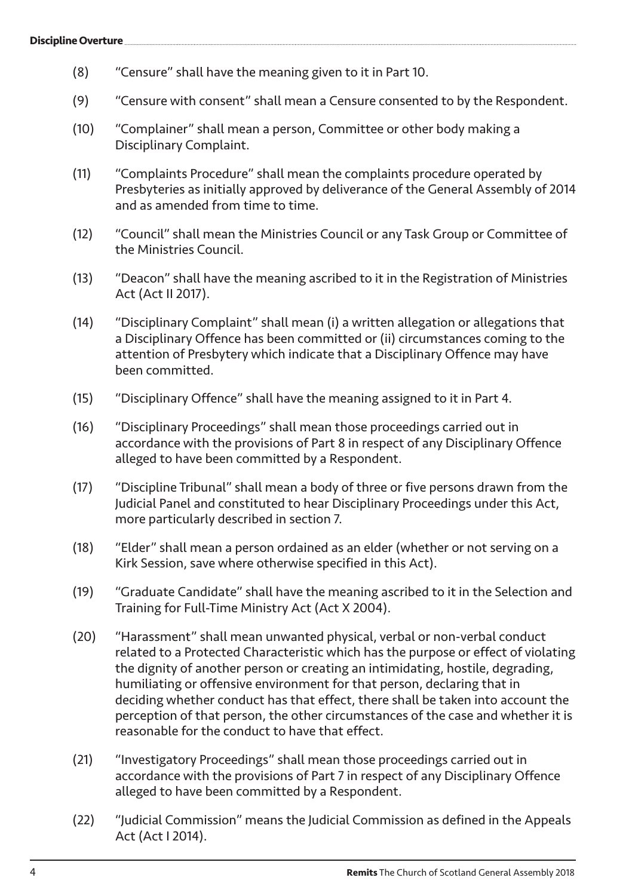(8) "Censure" shall have the meaning given to it in Part 10.

(9) "Censure with consent" shall mean a Censure consented to by the Respondent.

(10) "Complainer" shall mean a person, Committee or other body making a Disciplinary Complaint.

(11) "Complaints Procedure" shall mean the complaints procedure operated by Presbyteries as initially approved by deliverance of the General Assembly of 2014 and as amended from time to time.

(12) "Council" shall mean the Ministries Council or any Task Group or Committee of the Ministries Council.

(13) "Deacon" shall have the meaning ascribed to it in the Registration of Ministries Act (Act II 2017).

(14) "Disciplinary Complaint" shall mean (i) a written allegation or allegations that a Disciplinary Offence has been committed or (ii) circumstances coming to the attention of Presbytery which indicate that a Disciplinary Offence may have been committed.

(15) "Disciplinary Offence" shall have the meaning assigned to it in Part 4.

(16) "Disciplinary Proceedings" shall mean those proceedings carried out in accordance with the provisions of Part 8 in respect of any Disciplinary Offence alleged to have been committed by a Respondent.

(17) "Discipline Tribunal" shall mean a body of three or five persons drawn from the Judicial Panel and constituted to hear Disciplinary Proceedings under this Act, more particularly described in section 7.

(18) "Elder" shall mean a person ordained as an elder (whether or not serving on a Kirk Session, save where otherwise specified in this Act).

(19) "Graduate Candidate" shall have the meaning ascribed to it in the Selection and Training for Full-Time Ministry Act (Act X 2004).

(20) "Harassment" shall mean unwanted physical, verbal or non-verbal conduct related to a Protected Characteristic which has the purpose or effect of violating the dignity of another person or creating an intimidating, hostile, degrading, humiliating or offensive environment for that person, declaring that in deciding whether conduct has that effect, there shall be taken into account the perception of that person, the other circumstances of the case and whether it is reasonable for the conduct to have that effect.

(21) "Investigatory Proceedings" shall mean those proceedings carried out in accordance with the provisions of Part 7 in respect of any Disciplinary Offence alleged to have been committed by a Respondent.

(22) "Judicial Commission" means the Judicial Commission as defined in the Appeals Act (Act I 2014).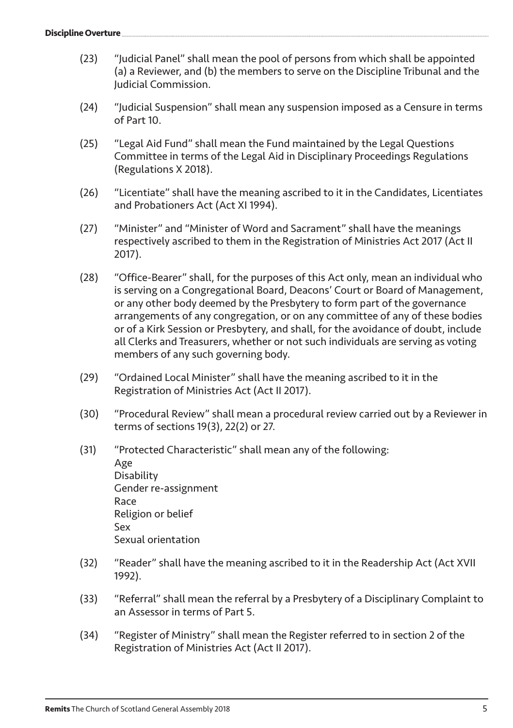(23) "Judicial Panel" shall mean the pool of persons from which shall be appointed (a) a Reviewer, and (b) the members to serve on the Discipline Tribunal and the Judicial Commission.

(24) "Judicial Suspension" shall mean any suspension imposed as a Censure in terms of Part 10.

(25) "Legal Aid Fund" shall mean the Fund maintained by the Legal Questions Committee in terms of the Legal Aid in Disciplinary Proceedings Regulations (Regulations X 2018).

(26) "Licentiate" shall have the meaning ascribed to it in the Candidates, Licentiates and Probationers Act (Act XI 1994).

(27) "Minister" and "Minister of Word and Sacrament" shall have the meanings respectively ascribed to them in the Registration of Ministries Act 2017 (Act II 2017).

(28) "Office-Bearer" shall, for the purposes of this Act only, mean an individual who is serving on a Congregational Board, Deacons' Court or Board of Management, or any other body deemed by the Presbytery to form part of the governance arrangements of any congregation, or on any committee of any of these bodies or of a Kirk Session or Presbytery, and shall, for the avoidance of doubt, include all Clerks and Treasurers, whether or not such individuals are serving as voting members of any such governing body.

(29) "Ordained Local Minister" shall have the meaning ascribed to it in the Registration of Ministries Act (Act II 2017).

(30) "Procedural Review" shall mean a procedural review carried out by a Reviewer in terms of sections 19(3), 22(2) or 27.

(31) "Protected Characteristic" shall mean any of the following:
Age
Disability
Gender re-assignment
Race
Religion or belief
Sex
Sexual orientation

(32) "Reader" shall have the meaning ascribed to it in the Readership Act (Act XVII 1992).

(33) "Referral" shall mean the referral by a Presbytery of a Disciplinary Complaint to an Assessor in terms of Part 5.

(34) "Register of Ministry" shall mean the Register referred to in section 2 of the Registration of Ministries Act (Act II 2017).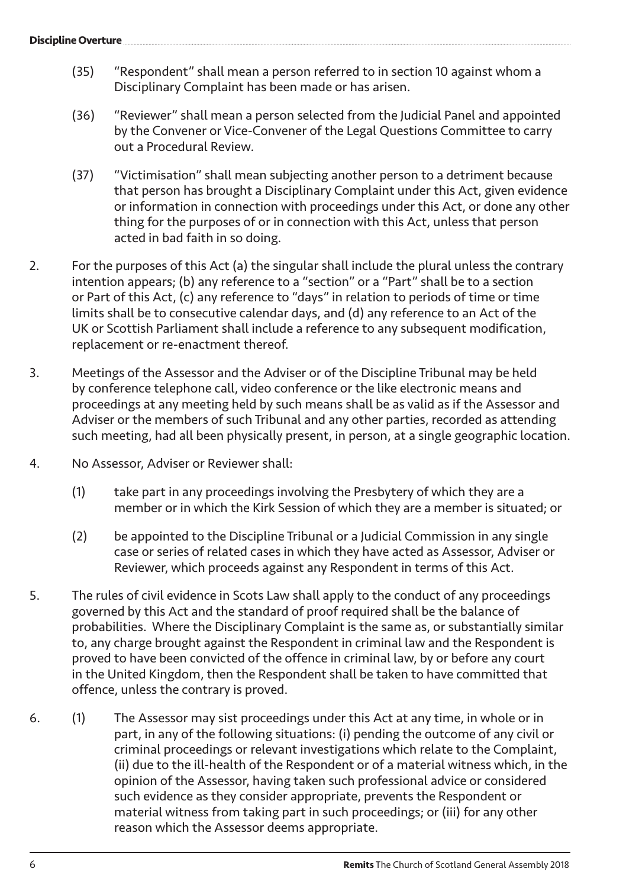(35) "Respondent" shall mean a person referred to in section 10 against whom a Disciplinary Complaint has been made or has arisen.

(36) "Reviewer" shall mean a person selected from the Judicial Panel and appointed by the Convener or Vice-Convener of the Legal Questions Committee to carry out a Procedural Review.

(37) "Victimisation" shall mean subjecting another person to a detriment because that person has brought a Disciplinary Complaint under this Act, given evidence or information in connection with proceedings under this Act, or done any other thing for the purposes of or in connection with this Act, unless that person acted in bad faith in so doing.

2. For the purposes of this Act (a) the singular shall include the plural unless the contrary intention appears; (b) any reference to a "section" or a "Part" shall be to a section or Part of this Act, (c) any reference to "days" in relation to periods of time or time limits shall be to consecutive calendar days, and (d) any reference to an Act of the UK or Scottish Parliament shall include a reference to any subsequent modification, replacement or re-enactment thereof.

3. Meetings of the Assessor and the Adviser or of the Discipline Tribunal may be held by conference telephone call, video conference or the like electronic means and proceedings at any meeting held by such means shall be as valid as if the Assessor and Adviser or the members of such Tribunal and any other parties, recorded as attending such meeting, had all been physically present, in person, at a single geographic location.

4. No Assessor, Adviser or Reviewer shall:

   (1) take part in any proceedings involving the Presbytery of which they are a member or in which the Kirk Session of which they are a member is situated; or

   (2) be appointed to the Discipline Tribunal or a Judicial Commission in any single case or series of related cases in which they have acted as Assessor, Adviser or Reviewer, which proceeds against any Respondent in terms of this Act.

5. The rules of civil evidence in Scots Law shall apply to the conduct of any proceedings governed by this Act and the standard of proof required shall be the balance of probabilities. Where the Disciplinary Complaint is the same as, or substantially similar to, any charge brought against the Respondent in criminal law and the Respondent is proved to have been convicted of the offence in criminal law, by or before any court in the United Kingdom, then the Respondent shall be taken to have committed that offence, unless the contrary is proved.

6. (1) The Assessor may sist proceedings under this Act at any time, in whole or in part, in any of the following situations: (i) pending the outcome of any civil or criminal proceedings or relevant investigations which relate to the Complaint, (ii) due to the ill-health of the Respondent or of a material witness which, in the opinion of the Assessor, having taken such professional advice or considered such evidence as they consider appropriate, prevents the Respondent or material witness from taking part in such proceedings; or (iii) for any other reason which the Assessor deems appropriate.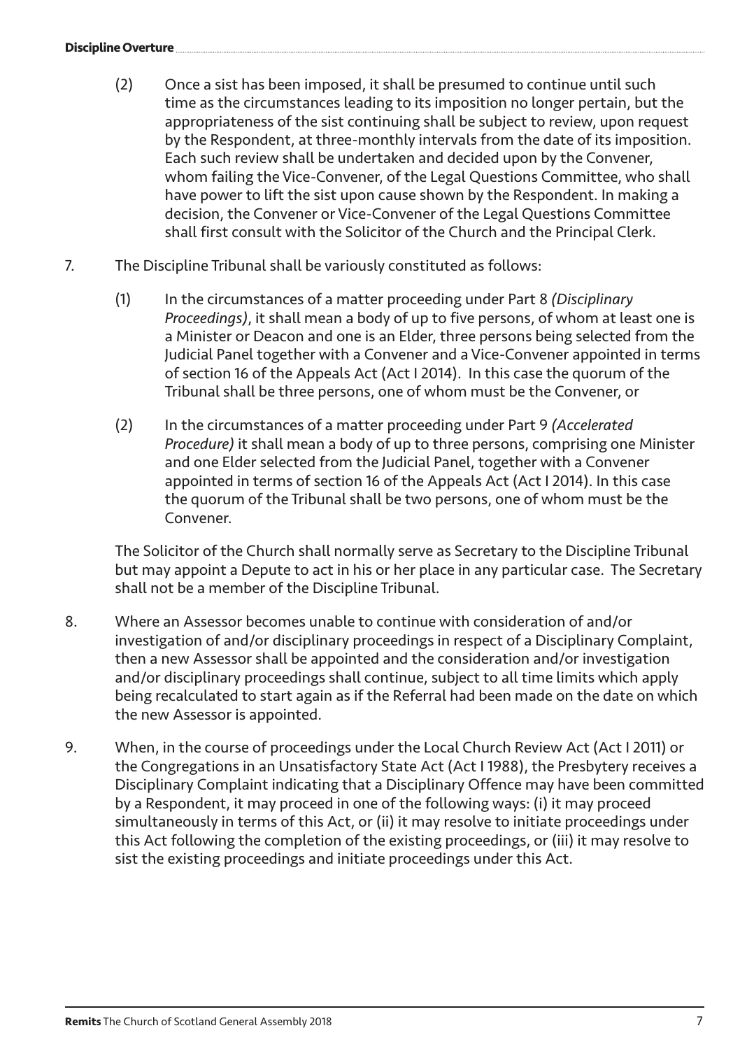(2) Once a sist has been imposed, it shall be presumed to continue until such time as the circumstances leading to its imposition no longer pertain, but the appropriateness of the sist continuing shall be subject to review, upon request by the Respondent, at three-monthly intervals from the date of its imposition. Each such review shall be undertaken and decided upon by the Convener, whom failing the Vice-Convener, of the Legal Questions Committee, who shall have power to lift the sist upon cause shown by the Respondent. In making a decision, the Convener or Vice-Convener of the Legal Questions Committee shall first consult with the Solicitor of the Church and the Principal Clerk.

7. The Discipline Tribunal shall be variously constituted as follows:

   (1) In the circumstances of a matter proceeding under Part 8 *(Disciplinary Proceedings)*, it shall mean a body of up to five persons, of whom at least one is a Minister or Deacon and one is an Elder, three persons being selected from the Judicial Panel together with a Convener and a Vice-Convener appointed in terms of section 16 of the Appeals Act (Act I 2014). In this case the quorum of the Tribunal shall be three persons, one of whom must be the Convener, or

   (2) In the circumstances of a matter proceeding under Part 9 *(Accelerated Procedure)* it shall mean a body of up to three persons, comprising one Minister and one Elder selected from the Judicial Panel, together with a Convener appointed in terms of section 16 of the Appeals Act (Act I 2014). In this case the quorum of the Tribunal shall be two persons, one of whom must be the Convener.

   The Solicitor of the Church shall normally serve as Secretary to the Discipline Tribunal but may appoint a Depute to act in his or her place in any particular case. The Secretary shall not be a member of the Discipline Tribunal.

8. Where an Assessor becomes unable to continue with consideration of and/or investigation of and/or disciplinary proceedings in respect of a Disciplinary Complaint, then a new Assessor shall be appointed and the consideration and/or investigation and/or disciplinary proceedings shall continue, subject to all time limits which apply being recalculated to start again as if the Referral had been made on the date on which the new Assessor is appointed.

9. When, in the course of proceedings under the Local Church Review Act (Act I 2011) or the Congregations in an Unsatisfactory State Act (Act I 1988), the Presbytery receives a Disciplinary Complaint indicating that a Disciplinary Offence may have been committed by a Respondent, it may proceed in one of the following ways: (i) it may proceed simultaneously in terms of this Act, or (ii) it may resolve to initiate proceedings under this Act following the completion of the existing proceedings, or (iii) it may resolve to sist the existing proceedings and initiate proceedings under this Act.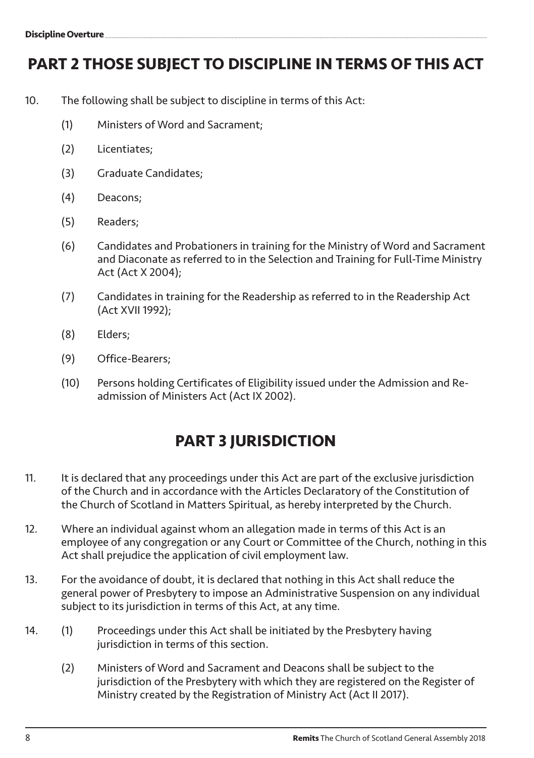# PART 2 THOSE SUBJECT TO DISCIPLINE IN TERMS OF THIS ACT

10. The following shall be subject to discipline in terms of this Act:

    (1) Ministers of Word and Sacrament;

    (2) Licentiates;

    (3) Graduate Candidates;

    (4) Deacons;

    (5) Readers;

    (6) Candidates and Probationers in training for the Ministry of Word and Sacrament and Diaconate as referred to in the Selection and Training for Full-Time Ministry Act (Act X 2004);

    (7) Candidates in training for the Readership as referred to in the Readership Act (Act XVII 1992);

    (8) Elders;

    (9) Office-Bearers;

    (10) Persons holding Certificates of Eligibility issued under the Admission and Re-admission of Ministers Act (Act IX 2002).

# PART 3 JURISDICTION

11. It is declared that any proceedings under this Act are part of the exclusive jurisdiction of the Church and in accordance with the Articles Declaratory of the Constitution of the Church of Scotland in Matters Spiritual, as hereby interpreted by the Church.

12. Where an individual against whom an allegation made in terms of this Act is an employee of any congregation or any Court or Committee of the Church, nothing in this Act shall prejudice the application of civil employment law.

13. For the avoidance of doubt, it is declared that nothing in this Act shall reduce the general power of Presbytery to impose an Administrative Suspension on any individual subject to its jurisdiction in terms of this Act, at any time.

14. (1) Proceedings under this Act shall be initiated by the Presbytery having jurisdiction in terms of this section.

    (2) Ministers of Word and Sacrament and Deacons shall be subject to the jurisdiction of the Presbytery with which they are registered on the Register of Ministry created by the Registration of Ministry Act (Act II 2017).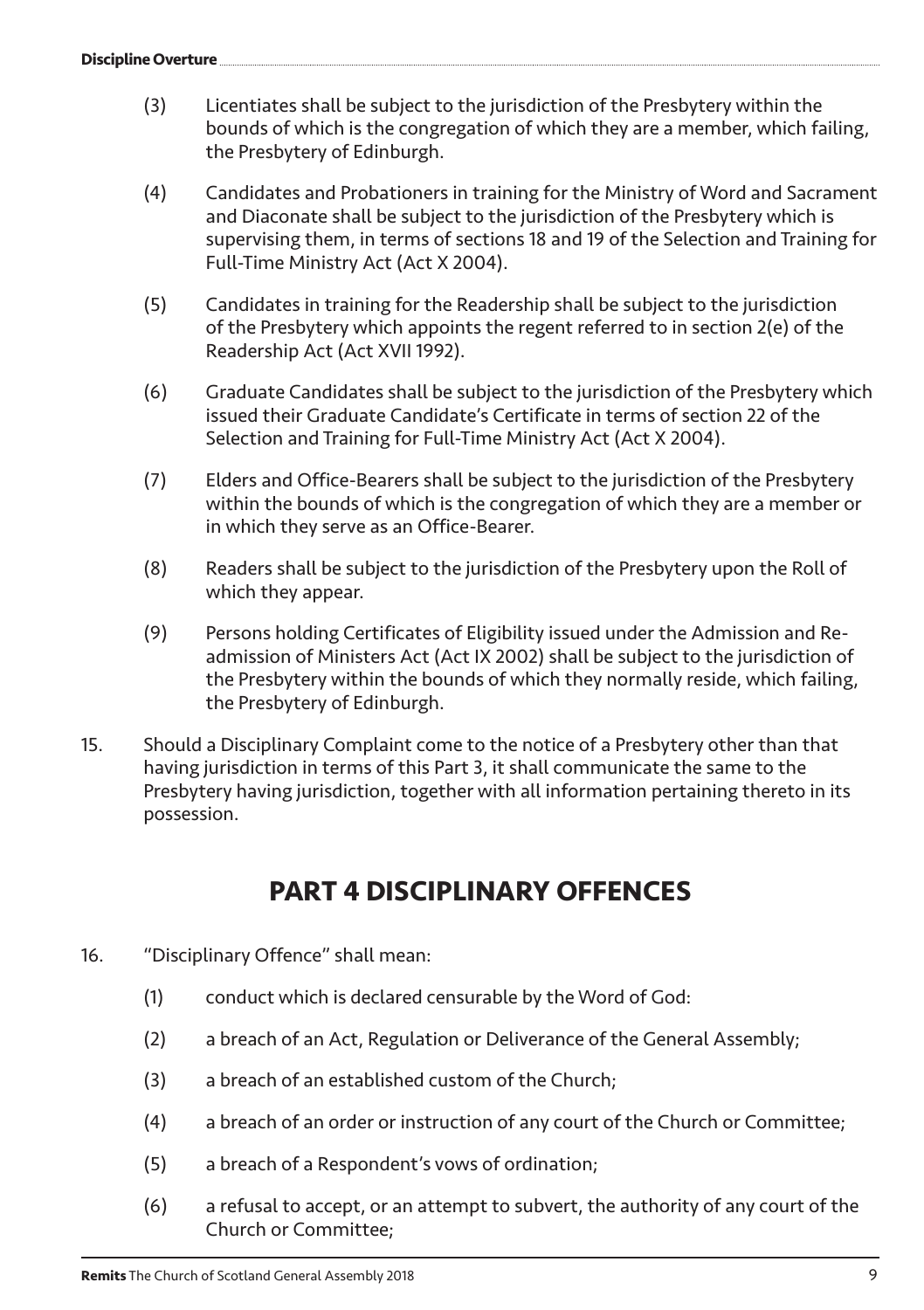(3) Licentiates shall be subject to the jurisdiction of the Presbytery within the bounds of which is the congregation of which they are a member, which failing, the Presbytery of Edinburgh.

(4) Candidates and Probationers in training for the Ministry of Word and Sacrament and Diaconate shall be subject to the jurisdiction of the Presbytery which is supervising them, in terms of sections 18 and 19 of the Selection and Training for Full-Time Ministry Act (Act X 2004).

(5) Candidates in training for the Readership shall be subject to the jurisdiction of the Presbytery which appoints the regent referred to in section 2(e) of the Readership Act (Act XVII 1992).

(6) Graduate Candidates shall be subject to the jurisdiction of the Presbytery which issued their Graduate Candidate's Certificate in terms of section 22 of the Selection and Training for Full-Time Ministry Act (Act X 2004).

(7) Elders and Office-Bearers shall be subject to the jurisdiction of the Presbytery within the bounds of which is the congregation of which they are a member or in which they serve as an Office-Bearer.

(8) Readers shall be subject to the jurisdiction of the Presbytery upon the Roll of which they appear.

(9) Persons holding Certificates of Eligibility issued under the Admission and Re-admission of Ministers Act (Act IX 2002) shall be subject to the jurisdiction of the Presbytery within the bounds of which they normally reside, which failing, the Presbytery of Edinburgh.

15. Should a Disciplinary Complaint come to the notice of a Presbytery other than that having jurisdiction in terms of this Part 3, it shall communicate the same to the Presbytery having jurisdiction, together with all information pertaining thereto in its possession.

## PART 4 DISCIPLINARY OFFENCES

16. "Disciplinary Offence" shall mean:

(1) conduct which is declared censurable by the Word of God:

(2) a breach of an Act, Regulation or Deliverance of the General Assembly;

(3) a breach of an established custom of the Church;

(4) a breach of an order or instruction of any court of the Church or Committee;

(5) a breach of a Respondent's vows of ordination;

(6) a refusal to accept, or an attempt to subvert, the authority of any court of the Church or Committee;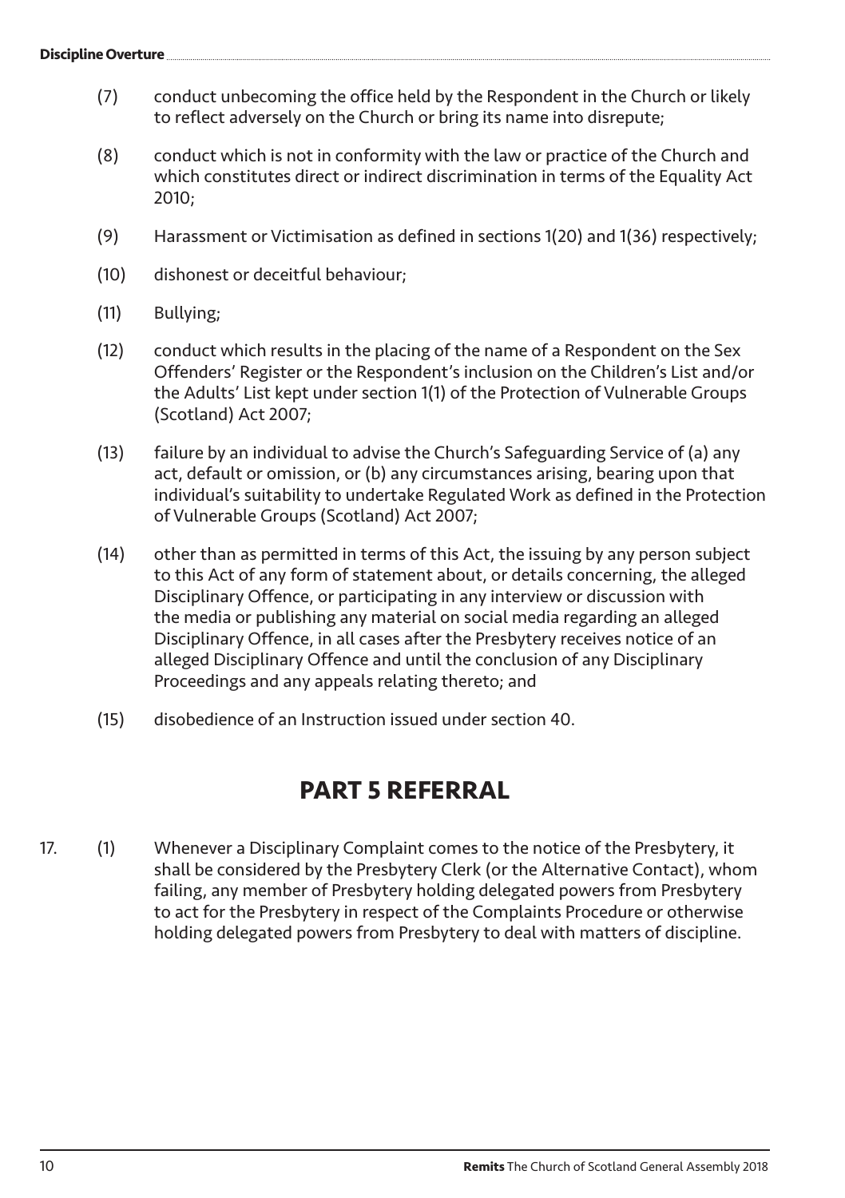(7) conduct unbecoming the office held by the Respondent in the Church or likely to reflect adversely on the Church or bring its name into disrepute;

(8) conduct which is not in conformity with the law or practice of the Church and which constitutes direct or indirect discrimination in terms of the Equality Act 2010;

(9) Harassment or Victimisation as defined in sections 1(20) and 1(36) respectively;

(10) dishonest or deceitful behaviour;

(11) Bullying;

(12) conduct which results in the placing of the name of a Respondent on the Sex Offenders' Register or the Respondent's inclusion on the Children's List and/or the Adults' List kept under section 1(1) of the Protection of Vulnerable Groups (Scotland) Act 2007;

(13) failure by an individual to advise the Church's Safeguarding Service of (a) any act, default or omission, or (b) any circumstances arising, bearing upon that individual's suitability to undertake Regulated Work as defined in the Protection of Vulnerable Groups (Scotland) Act 2007;

(14) other than as permitted in terms of this Act, the issuing by any person subject to this Act of any form of statement about, or details concerning, the alleged Disciplinary Offence, or participating in any interview or discussion with the media or publishing any material on social media regarding an alleged Disciplinary Offence, in all cases after the Presbytery receives notice of an alleged Disciplinary Offence and until the conclusion of any Disciplinary Proceedings and any appeals relating thereto; and

(15) disobedience of an Instruction issued under section 40.

## PART 5 REFERRAL

17. (1) Whenever a Disciplinary Complaint comes to the notice of the Presbytery, it shall be considered by the Presbytery Clerk (or the Alternative Contact), whom failing, any member of Presbytery holding delegated powers from Presbytery to act for the Presbytery in respect of the Complaints Procedure or otherwise holding delegated powers from Presbytery to deal with matters of discipline.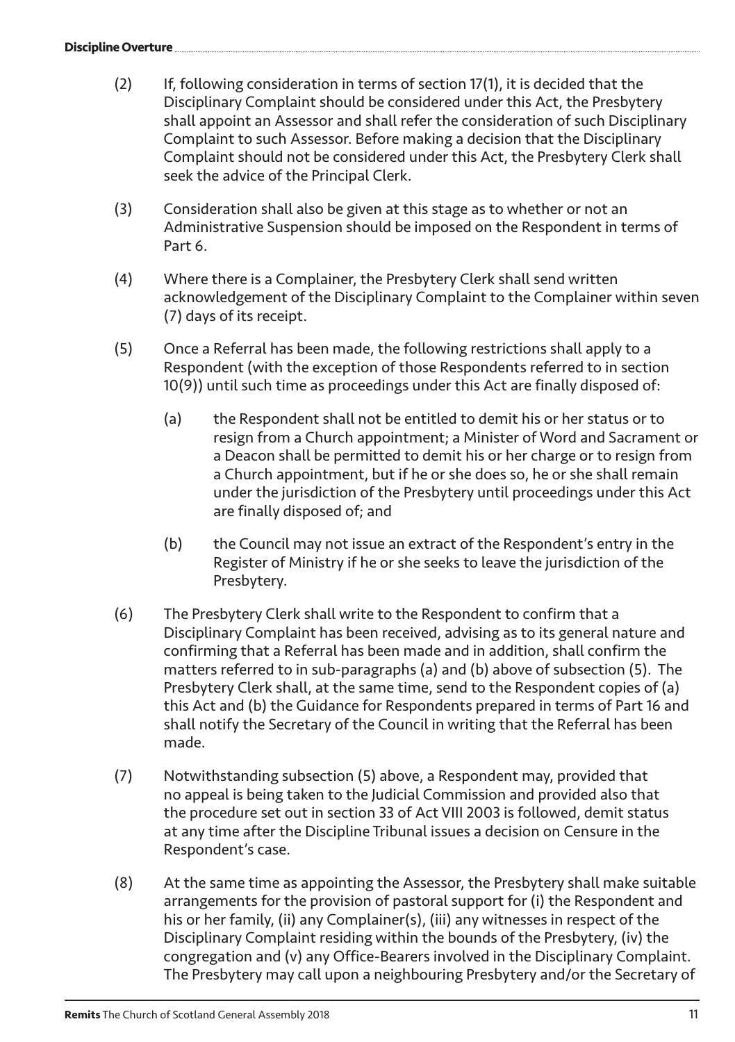(2) If, following consideration in terms of section 17(1), it is decided that the Disciplinary Complaint should be considered under this Act, the Presbytery shall appoint an Assessor and shall refer the consideration of such Disciplinary Complaint to such Assessor. Before making a decision that the Disciplinary Complaint should not be considered under this Act, the Presbytery Clerk shall seek the advice of the Principal Clerk.

(3) Consideration shall also be given at this stage as to whether or not an Administrative Suspension should be imposed on the Respondent in terms of Part 6.

(4) Where there is a Complainer, the Presbytery Clerk shall send written acknowledgement of the Disciplinary Complaint to the Complainer within seven (7) days of its receipt.

(5) Once a Referral has been made, the following restrictions shall apply to a Respondent (with the exception of those Respondents referred to in section 10(9)) until such time as proceedings under this Act are finally disposed of:

   (a) the Respondent shall not be entitled to demit his or her status or to resign from a Church appointment; a Minister of Word and Sacrament or a Deacon shall be permitted to demit his or her charge or to resign from a Church appointment, but if he or she does so, he or she shall remain under the jurisdiction of the Presbytery until proceedings under this Act are finally disposed of; and

   (b) the Council may not issue an extract of the Respondent's entry in the Register of Ministry if he or she seeks to leave the jurisdiction of the Presbytery.

(6) The Presbytery Clerk shall write to the Respondent to confirm that a Disciplinary Complaint has been received, advising as to its general nature and confirming that a Referral has been made and in addition, shall confirm the matters referred to in sub-paragraphs (a) and (b) above of subsection (5). The Presbytery Clerk shall, at the same time, send to the Respondent copies of (a) this Act and (b) the Guidance for Respondents prepared in terms of Part 16 and shall notify the Secretary of the Council in writing that the Referral has been made.

(7) Notwithstanding subsection (5) above, a Respondent may, provided that no appeal is being taken to the Judicial Commission and provided also that the procedure set out in section 33 of Act VIII 2003 is followed, demit status at any time after the Discipline Tribunal issues a decision on Censure in the Respondent's case.

(8) At the same time as appointing the Assessor, the Presbytery shall make suitable arrangements for the provision of pastoral support for (i) the Respondent and his or her family, (ii) any Complainer(s), (iii) any witnesses in respect of the Disciplinary Complaint residing within the bounds of the Presbytery, (iv) the congregation and (v) any Office-Bearers involved in the Disciplinary Complaint. The Presbytery may call upon a neighbouring Presbytery and/or the Secretary of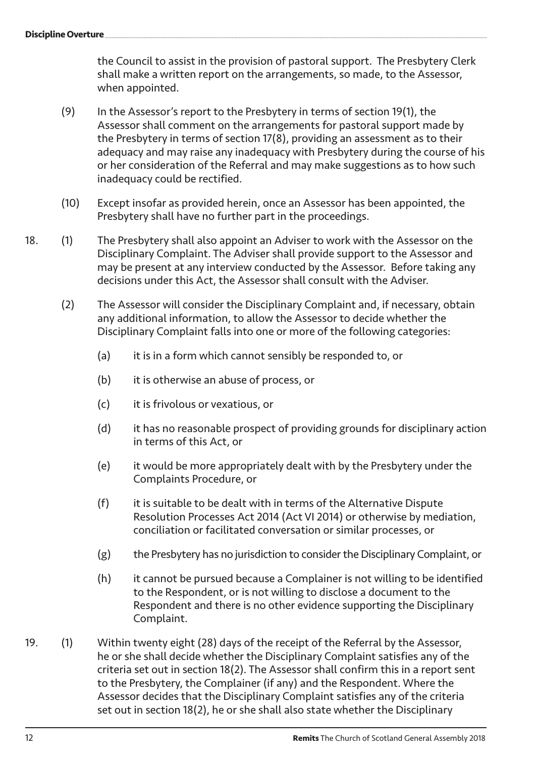the Council to assist in the provision of pastoral support. The Presbytery Clerk shall make a written report on the arrangements, so made, to the Assessor, when appointed.

(9) In the Assessor's report to the Presbytery in terms of section 19(1), the Assessor shall comment on the arrangements for pastoral support made by the Presbytery in terms of section 17(8), providing an assessment as to their adequacy and may raise any inadequacy with Presbytery during the course of his or her consideration of the Referral and may make suggestions as to how such inadequacy could be rectified.

(10) Except insofar as provided herein, once an Assessor has been appointed, the Presbytery shall have no further part in the proceedings.

18. (1) The Presbytery shall also appoint an Adviser to work with the Assessor on the Disciplinary Complaint. The Adviser shall provide support to the Assessor and may be present at any interview conducted by the Assessor. Before taking any decisions under this Act, the Assessor shall consult with the Adviser.

(2) The Assessor will consider the Disciplinary Complaint and, if necessary, obtain any additional information, to allow the Assessor to decide whether the Disciplinary Complaint falls into one or more of the following categories:

(a) it is in a form which cannot sensibly be responded to, or

(b) it is otherwise an abuse of process, or

(c) it is frivolous or vexatious, or

(d) it has no reasonable prospect of providing grounds for disciplinary action in terms of this Act, or

(e) it would be more appropriately dealt with by the Presbytery under the Complaints Procedure, or

(f) it is suitable to be dealt with in terms of the Alternative Dispute Resolution Processes Act 2014 (Act VI 2014) or otherwise by mediation, conciliation or facilitated conversation or similar processes, or

(g) the Presbytery has no jurisdiction to consider the Disciplinary Complaint, or

(h) it cannot be pursued because a Complainer is not willing to be identified to the Respondent, or is not willing to disclose a document to the Respondent and there is no other evidence supporting the Disciplinary Complaint.

19. (1) Within twenty eight (28) days of the receipt of the Referral by the Assessor, he or she shall decide whether the Disciplinary Complaint satisfies any of the criteria set out in section 18(2). The Assessor shall confirm this in a report sent to the Presbytery, the Complainer (if any) and the Respondent. Where the Assessor decides that the Disciplinary Complaint satisfies any of the criteria set out in section 18(2), he or she shall also state whether the Disciplinary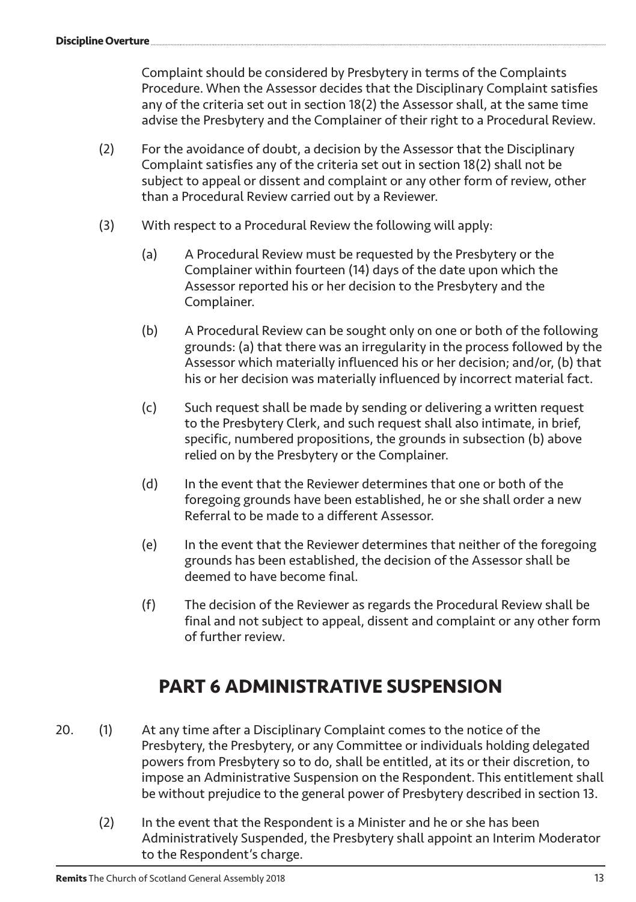Complaint should be considered by Presbytery in terms of the Complaints Procedure. When the Assessor decides that the Disciplinary Complaint satisfies any of the criteria set out in section 18(2) the Assessor shall, at the same time advise the Presbytery and the Complainer of their right to a Procedural Review.

(2) For the avoidance of doubt, a decision by the Assessor that the Disciplinary Complaint satisfies any of the criteria set out in section 18(2) shall not be subject to appeal or dissent and complaint or any other form of review, other than a Procedural Review carried out by a Reviewer.

(3) With respect to a Procedural Review the following will apply:

(a) A Procedural Review must be requested by the Presbytery or the Complainer within fourteen (14) days of the date upon which the Assessor reported his or her decision to the Presbytery and the Complainer.

(b) A Procedural Review can be sought only on one or both of the following grounds: (a) that there was an irregularity in the process followed by the Assessor which materially influenced his or her decision; and/or, (b) that his or her decision was materially influenced by incorrect material fact.

(c) Such request shall be made by sending or delivering a written request to the Presbytery Clerk, and such request shall also intimate, in brief, specific, numbered propositions, the grounds in subsection (b) above relied on by the Presbytery or the Complainer.

(d) In the event that the Reviewer determines that one or both of the foregoing grounds have been established, he or she shall order a new Referral to be made to a different Assessor.

(e) In the event that the Reviewer determines that neither of the foregoing grounds has been established, the decision of the Assessor shall be deemed to have become final.

(f) The decision of the Reviewer as regards the Procedural Review shall be final and not subject to appeal, dissent and complaint or any other form of further review.

## PART 6 ADMINISTRATIVE SUSPENSION

20. (1) At any time after a Disciplinary Complaint comes to the notice of the Presbytery, the Presbytery, or any Committee or individuals holding delegated powers from Presbytery so to do, shall be entitled, at its or their discretion, to impose an Administrative Suspension on the Respondent. This entitlement shall be without prejudice to the general power of Presbytery described in section 13.

(2) In the event that the Respondent is a Minister and he or she has been Administratively Suspended, the Presbytery shall appoint an Interim Moderator to the Respondent's charge.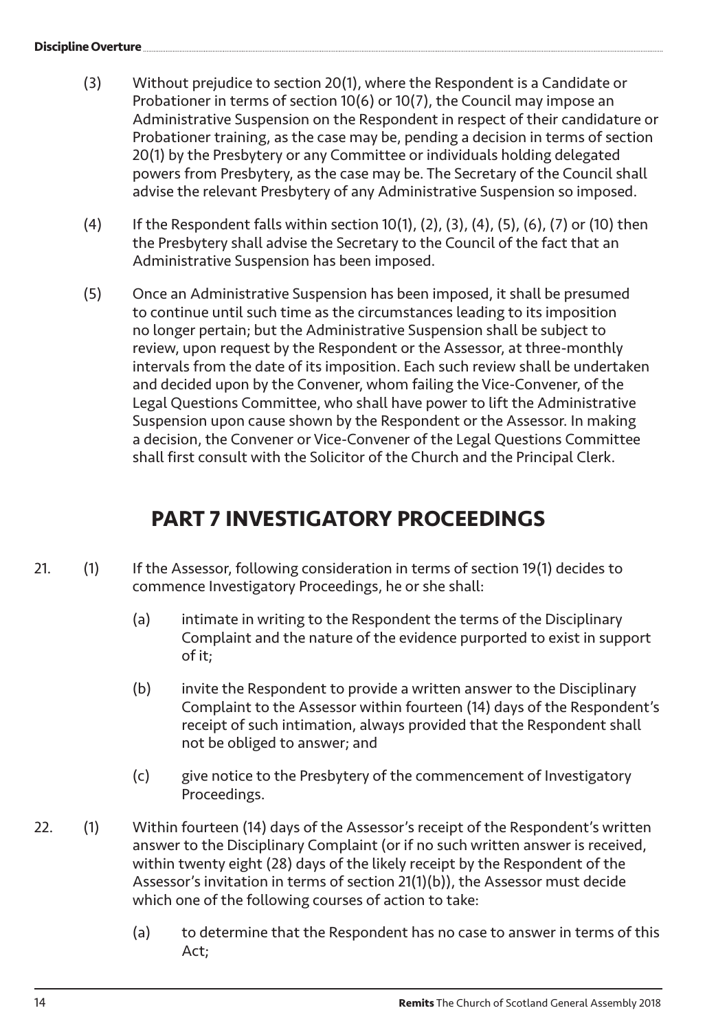(3) Without prejudice to section 20(1), where the Respondent is a Candidate or Probationer in terms of section 10(6) or 10(7), the Council may impose an Administrative Suspension on the Respondent in respect of their candidature or Probationer training, as the case may be, pending a decision in terms of section 20(1) by the Presbytery or any Committee or individuals holding delegated powers from Presbytery, as the case may be. The Secretary of the Council shall advise the relevant Presbytery of any Administrative Suspension so imposed.

(4) If the Respondent falls within section 10(1), (2), (3), (4), (5), (6), (7) or (10) then the Presbytery shall advise the Secretary to the Council of the fact that an Administrative Suspension has been imposed.

(5) Once an Administrative Suspension has been imposed, it shall be presumed to continue until such time as the circumstances leading to its imposition no longer pertain; but the Administrative Suspension shall be subject to review, upon request by the Respondent or the Assessor, at three-monthly intervals from the date of its imposition. Each such review shall be undertaken and decided upon by the Convener, whom failing the Vice-Convener, of the Legal Questions Committee, who shall have power to lift the Administrative Suspension upon cause shown by the Respondent or the Assessor. In making a decision, the Convener or Vice-Convener of the Legal Questions Committee shall first consult with the Solicitor of the Church and the Principal Clerk.

## PART 7 INVESTIGATORY PROCEEDINGS

21. (1) If the Assessor, following consideration in terms of section 19(1) decides to commence Investigatory Proceedings, he or she shall:

    (a) intimate in writing to the Respondent the terms of the Disciplinary Complaint and the nature of the evidence purported to exist in support of it;

    (b) invite the Respondent to provide a written answer to the Disciplinary Complaint to the Assessor within fourteen (14) days of the Respondent's receipt of such intimation, always provided that the Respondent shall not be obliged to answer; and

    (c) give notice to the Presbytery of the commencement of Investigatory Proceedings.

22. (1) Within fourteen (14) days of the Assessor's receipt of the Respondent's written answer to the Disciplinary Complaint (or if no such written answer is received, within twenty eight (28) days of the likely receipt by the Respondent of the Assessor's invitation in terms of section 21(1)(b)), the Assessor must decide which one of the following courses of action to take:

    (a) to determine that the Respondent has no case to answer in terms of this Act;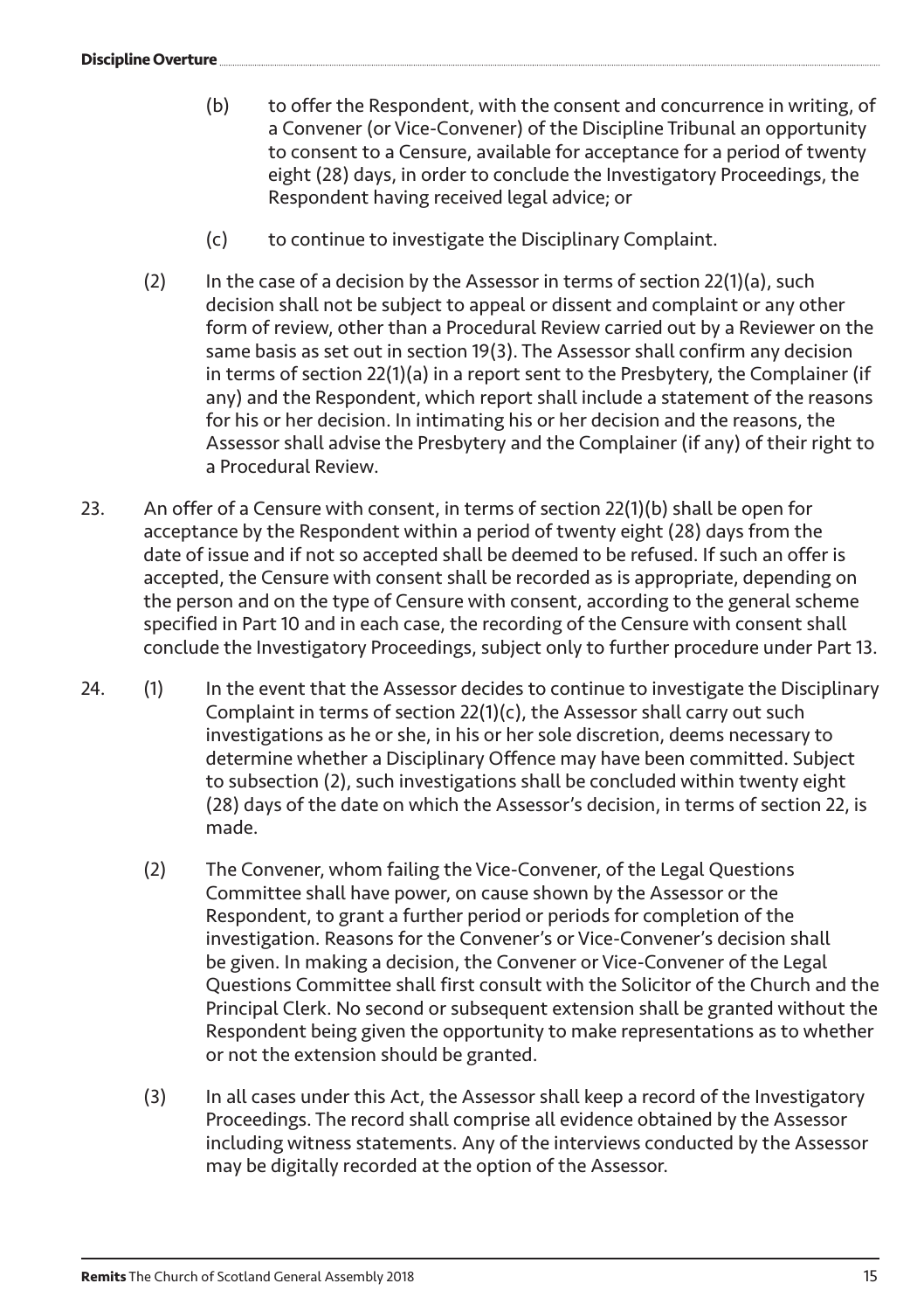(b) to offer the Respondent, with the consent and concurrence in writing, of a Convener (or Vice-Convener) of the Discipline Tribunal an opportunity to consent to a Censure, available for acceptance for a period of twenty eight (28) days, in order to conclude the Investigatory Proceedings, the Respondent having received legal advice; or

(c) to continue to investigate the Disciplinary Complaint.

(2) In the case of a decision by the Assessor in terms of section 22(1)(a), such decision shall not be subject to appeal or dissent and complaint or any other form of review, other than a Procedural Review carried out by a Reviewer on the same basis as set out in section 19(3). The Assessor shall confirm any decision in terms of section 22(1)(a) in a report sent to the Presbytery, the Complainer (if any) and the Respondent, which report shall include a statement of the reasons for his or her decision. In intimating his or her decision and the reasons, the Assessor shall advise the Presbytery and the Complainer (if any) of their right to a Procedural Review.

23. An offer of a Censure with consent, in terms of section 22(1)(b) shall be open for acceptance by the Respondent within a period of twenty eight (28) days from the date of issue and if not so accepted shall be deemed to be refused. If such an offer is accepted, the Censure with consent shall be recorded as is appropriate, depending on the person and on the type of Censure with consent, according to the general scheme specified in Part 10 and in each case, the recording of the Censure with consent shall conclude the Investigatory Proceedings, subject only to further procedure under Part 13.

24. (1) In the event that the Assessor decides to continue to investigate the Disciplinary Complaint in terms of section 22(1)(c), the Assessor shall carry out such investigations as he or she, in his or her sole discretion, deems necessary to determine whether a Disciplinary Offence may have been committed. Subject to subsection (2), such investigations shall be concluded within twenty eight (28) days of the date on which the Assessor's decision, in terms of section 22, is made.

(2) The Convener, whom failing the Vice-Convener, of the Legal Questions Committee shall have power, on cause shown by the Assessor or the Respondent, to grant a further period or periods for completion of the investigation. Reasons for the Convener's or Vice-Convener's decision shall be given. In making a decision, the Convener or Vice-Convener of the Legal Questions Committee shall first consult with the Solicitor of the Church and the Principal Clerk. No second or subsequent extension shall be granted without the Respondent being given the opportunity to make representations as to whether or not the extension should be granted.

(3) In all cases under this Act, the Assessor shall keep a record of the Investigatory Proceedings. The record shall comprise all evidence obtained by the Assessor including witness statements. Any of the interviews conducted by the Assessor may be digitally recorded at the option of the Assessor.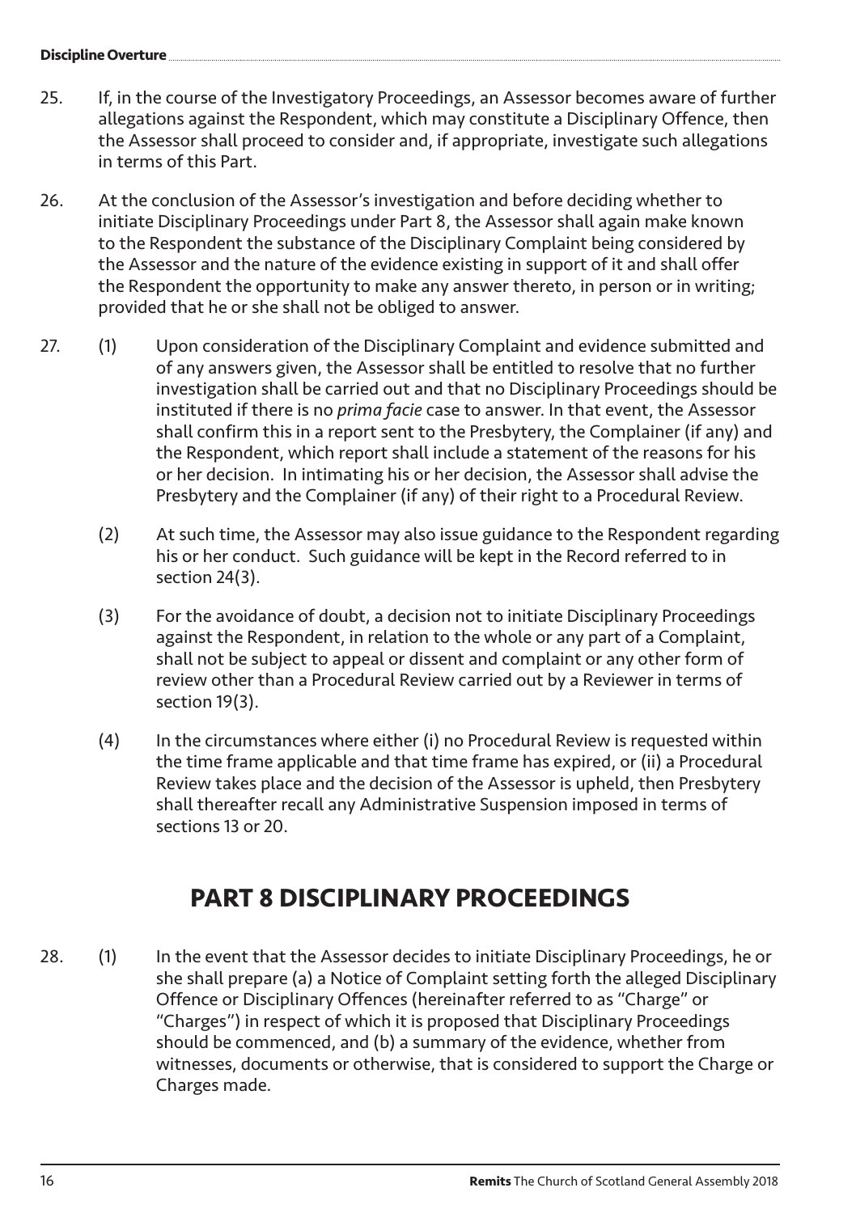25. If, in the course of the Investigatory Proceedings, an Assessor becomes aware of further allegations against the Respondent, which may constitute a Disciplinary Offence, then the Assessor shall proceed to consider and, if appropriate, investigate such allegations in terms of this Part.

26. At the conclusion of the Assessor's investigation and before deciding whether to initiate Disciplinary Proceedings under Part 8, the Assessor shall again make known to the Respondent the substance of the Disciplinary Complaint being considered by the Assessor and the nature of the evidence existing in support of it and shall offer the Respondent the opportunity to make any answer thereto, in person or in writing; provided that he or she shall not be obliged to answer.

27. (1) Upon consideration of the Disciplinary Complaint and evidence submitted and of any answers given, the Assessor shall be entitled to resolve that no further investigation shall be carried out and that no Disciplinary Proceedings should be instituted if there is no *prima facie* case to answer. In that event, the Assessor shall confirm this in a report sent to the Presbytery, the Complainer (if any) and the Respondent, which report shall include a statement of the reasons for his or her decision. In intimating his or her decision, the Assessor shall advise the Presbytery and the Complainer (if any) of their right to a Procedural Review.

(2) At such time, the Assessor may also issue guidance to the Respondent regarding his or her conduct. Such guidance will be kept in the Record referred to in section 24(3).

(3) For the avoidance of doubt, a decision not to initiate Disciplinary Proceedings against the Respondent, in relation to the whole or any part of a Complaint, shall not be subject to appeal or dissent and complaint or any other form of review other than a Procedural Review carried out by a Reviewer in terms of section 19(3).

(4) In the circumstances where either (i) no Procedural Review is requested within the time frame applicable and that time frame has expired, or (ii) a Procedural Review takes place and the decision of the Assessor is upheld, then Presbytery shall thereafter recall any Administrative Suspension imposed in terms of sections 13 or 20.

## PART 8 DISCIPLINARY PROCEEDINGS

28. (1) In the event that the Assessor decides to initiate Disciplinary Proceedings, he or she shall prepare (a) a Notice of Complaint setting forth the alleged Disciplinary Offence or Disciplinary Offences (hereinafter referred to as "Charge" or "Charges") in respect of which it is proposed that Disciplinary Proceedings should be commenced, and (b) a summary of the evidence, whether from witnesses, documents or otherwise, that is considered to support the Charge or Charges made.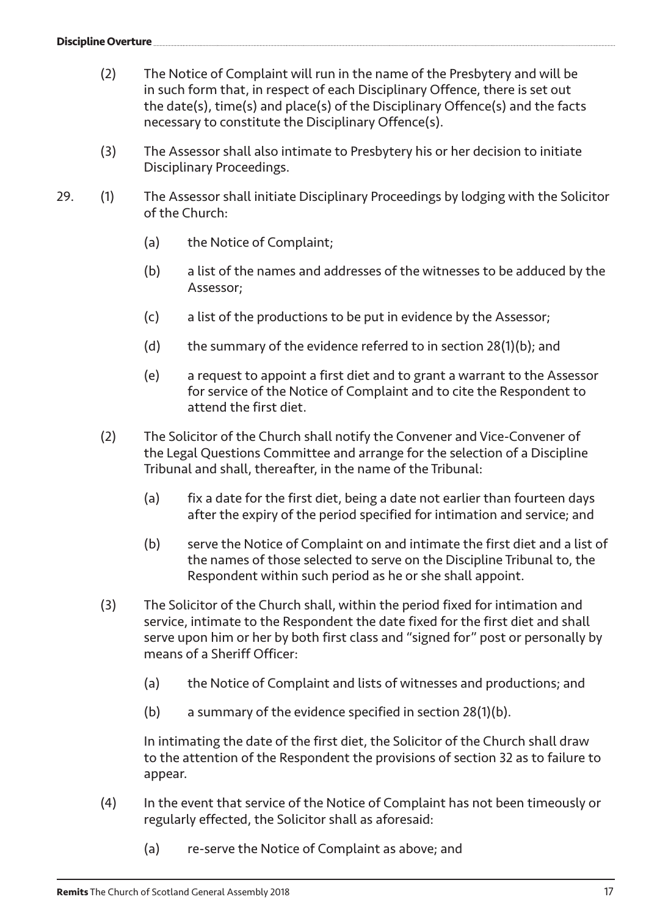(2) The Notice of Complaint will run in the name of the Presbytery and will be in such form that, in respect of each Disciplinary Offence, there is set out the date(s), time(s) and place(s) of the Disciplinary Offence(s) and the facts necessary to constitute the Disciplinary Offence(s).

(3) The Assessor shall also intimate to Presbytery his or her decision to initiate Disciplinary Proceedings.

29. (1) The Assessor shall initiate Disciplinary Proceedings by lodging with the Solicitor of the Church:

(a) the Notice of Complaint;

(b) a list of the names and addresses of the witnesses to be adduced by the Assessor;

(c) a list of the productions to be put in evidence by the Assessor;

(d) the summary of the evidence referred to in section 28(1)(b); and

(e) a request to appoint a first diet and to grant a warrant to the Assessor for service of the Notice of Complaint and to cite the Respondent to attend the first diet.

(2) The Solicitor of the Church shall notify the Convener and Vice-Convener of the Legal Questions Committee and arrange for the selection of a Discipline Tribunal and shall, thereafter, in the name of the Tribunal:

(a) fix a date for the first diet, being a date not earlier than fourteen days after the expiry of the period specified for intimation and service; and

(b) serve the Notice of Complaint on and intimate the first diet and a list of the names of those selected to serve on the Discipline Tribunal to, the Respondent within such period as he or she shall appoint.

(3) The Solicitor of the Church shall, within the period fixed for intimation and service, intimate to the Respondent the date fixed for the first diet and shall serve upon him or her by both first class and "signed for" post or personally by means of a Sheriff Officer:

(a) the Notice of Complaint and lists of witnesses and productions; and

(b) a summary of the evidence specified in section 28(1)(b).

In intimating the date of the first diet, the Solicitor of the Church shall draw to the attention of the Respondent the provisions of section 32 as to failure to appear.

(4) In the event that service of the Notice of Complaint has not been timeously or regularly effected, the Solicitor shall as aforesaid:

(a) re-serve the Notice of Complaint as above; and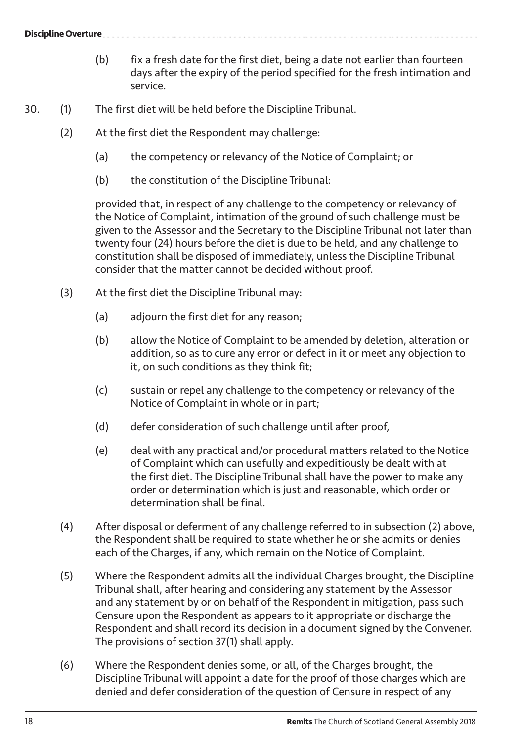(b) fix a fresh date for the first diet, being a date not earlier than fourteen days after the expiry of the period specified for the fresh intimation and service.

30. (1) The first diet will be held before the Discipline Tribunal.

(2) At the first diet the Respondent may challenge:

(a) the competency or relevancy of the Notice of Complaint; or

(b) the constitution of the Discipline Tribunal:

provided that, in respect of any challenge to the competency or relevancy of the Notice of Complaint, intimation of the ground of such challenge must be given to the Assessor and the Secretary to the Discipline Tribunal not later than twenty four (24) hours before the diet is due to be held, and any challenge to constitution shall be disposed of immediately, unless the Discipline Tribunal consider that the matter cannot be decided without proof.

(3) At the first diet the Discipline Tribunal may:

(a) adjourn the first diet for any reason;

(b) allow the Notice of Complaint to be amended by deletion, alteration or addition, so as to cure any error or defect in it or meet any objection to it, on such conditions as they think fit;

(c) sustain or repel any challenge to the competency or relevancy of the Notice of Complaint in whole or in part;

(d) defer consideration of such challenge until after proof,

(e) deal with any practical and/or procedural matters related to the Notice of Complaint which can usefully and expeditiously be dealt with at the first diet. The Discipline Tribunal shall have the power to make any order or determination which is just and reasonable, which order or determination shall be final.

(4) After disposal or deferment of any challenge referred to in subsection (2) above, the Respondent shall be required to state whether he or she admits or denies each of the Charges, if any, which remain on the Notice of Complaint.

(5) Where the Respondent admits all the individual Charges brought, the Discipline Tribunal shall, after hearing and considering any statement by the Assessor and any statement by or on behalf of the Respondent in mitigation, pass such Censure upon the Respondent as appears to it appropriate or discharge the Respondent and shall record its decision in a document signed by the Convener. The provisions of section 37(1) shall apply.

(6) Where the Respondent denies some, or all, of the Charges brought, the Discipline Tribunal will appoint a date for the proof of those charges which are denied and defer consideration of the question of Censure in respect of any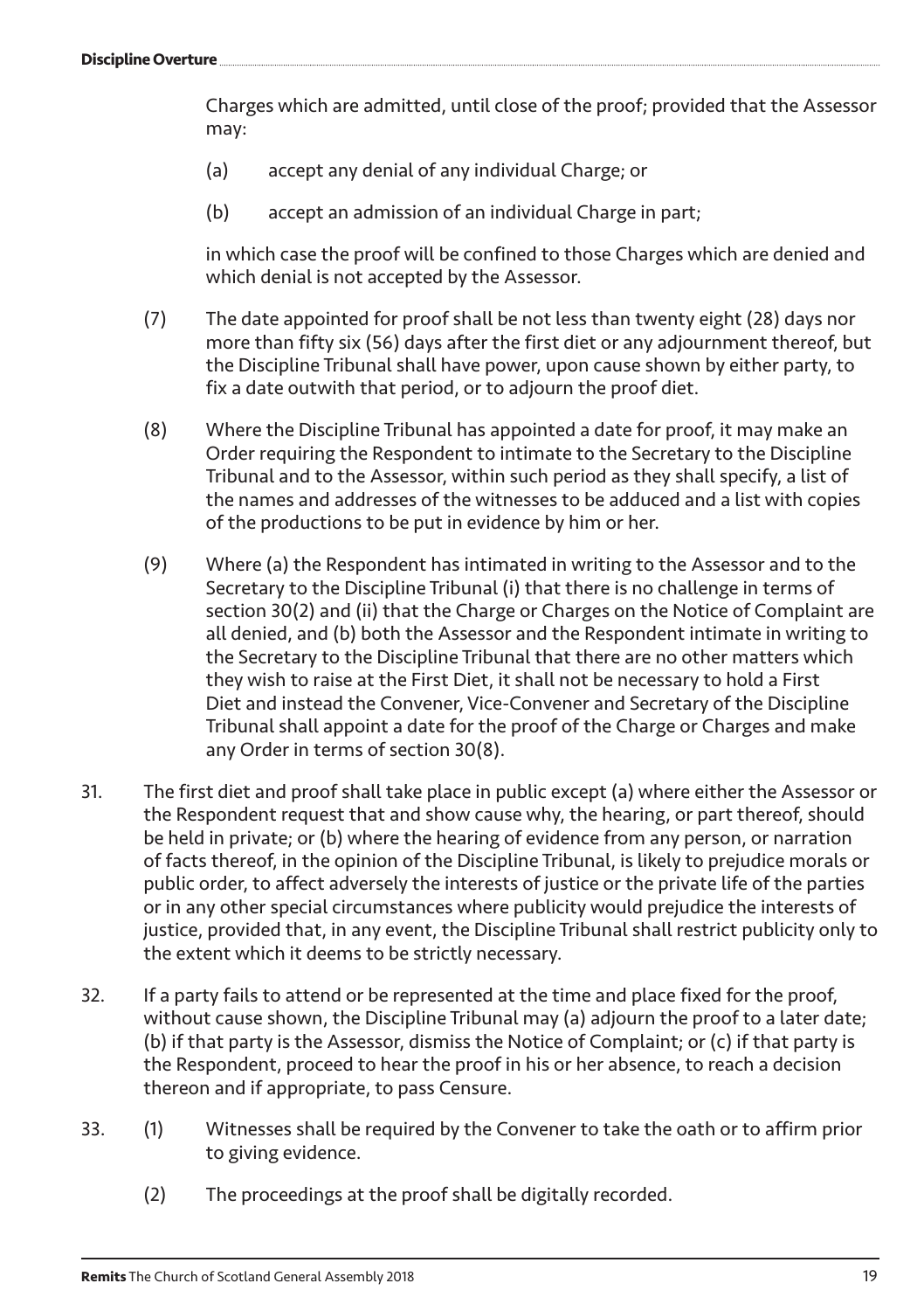Charges which are admitted, until close of the proof; provided that the Assessor may:

(a) accept any denial of any individual Charge; or

(b) accept an admission of an individual Charge in part;

in which case the proof will be confined to those Charges which are denied and which denial is not accepted by the Assessor.

(7) The date appointed for proof shall be not less than twenty eight (28) days nor more than fifty six (56) days after the first diet or any adjournment thereof, but the Discipline Tribunal shall have power, upon cause shown by either party, to fix a date outwith that period, or to adjourn the proof diet.

(8) Where the Discipline Tribunal has appointed a date for proof, it may make an Order requiring the Respondent to intimate to the Secretary to the Discipline Tribunal and to the Assessor, within such period as they shall specify, a list of the names and addresses of the witnesses to be adduced and a list with copies of the productions to be put in evidence by him or her.

(9) Where (a) the Respondent has intimated in writing to the Assessor and to the Secretary to the Discipline Tribunal (i) that there is no challenge in terms of section 30(2) and (ii) that the Charge or Charges on the Notice of Complaint are all denied, and (b) both the Assessor and the Respondent intimate in writing to the Secretary to the Discipline Tribunal that there are no other matters which they wish to raise at the First Diet, it shall not be necessary to hold a First Diet and instead the Convener, Vice-Convener and Secretary of the Discipline Tribunal shall appoint a date for the proof of the Charge or Charges and make any Order in terms of section 30(8).

31. The first diet and proof shall take place in public except (a) where either the Assessor or the Respondent request that and show cause why, the hearing, or part thereof, should be held in private; or (b) where the hearing of evidence from any person, or narration of facts thereof, in the opinion of the Discipline Tribunal, is likely to prejudice morals or public order, to affect adversely the interests of justice or the private life of the parties or in any other special circumstances where publicity would prejudice the interests of justice, provided that, in any event, the Discipline Tribunal shall restrict publicity only to the extent which it deems to be strictly necessary.

32. If a party fails to attend or be represented at the time and place fixed for the proof, without cause shown, the Discipline Tribunal may (a) adjourn the proof to a later date; (b) if that party is the Assessor, dismiss the Notice of Complaint; or (c) if that party is the Respondent, proceed to hear the proof in his or her absence, to reach a decision thereon and if appropriate, to pass Censure.

33. (1) Witnesses shall be required by the Convener to take the oath or to affirm prior to giving evidence.

(2) The proceedings at the proof shall be digitally recorded.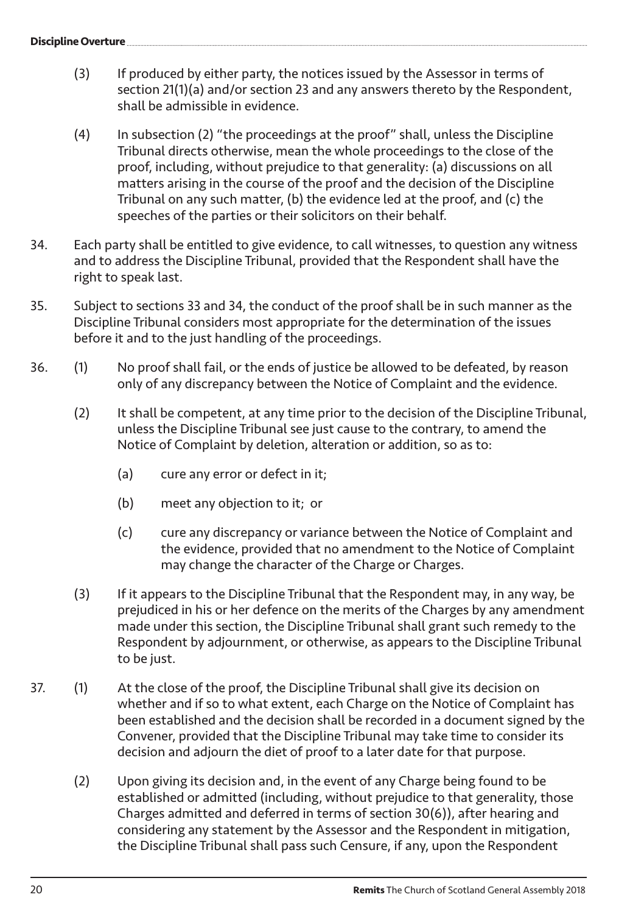(3) If produced by either party, the notices issued by the Assessor in terms of section 21(1)(a) and/or section 23 and any answers thereto by the Respondent, shall be admissible in evidence.

(4) In subsection (2) "the proceedings at the proof" shall, unless the Discipline Tribunal directs otherwise, mean the whole proceedings to the close of the proof, including, without prejudice to that generality: (a) discussions on all matters arising in the course of the proof and the decision of the Discipline Tribunal on any such matter, (b) the evidence led at the proof, and (c) the speeches of the parties or their solicitors on their behalf.

34. Each party shall be entitled to give evidence, to call witnesses, to question any witness and to address the Discipline Tribunal, provided that the Respondent shall have the right to speak last.

35. Subject to sections 33 and 34, the conduct of the proof shall be in such manner as the Discipline Tribunal considers most appropriate for the determination of the issues before it and to the just handling of the proceedings.

36. (1) No proof shall fail, or the ends of justice be allowed to be defeated, by reason only of any discrepancy between the Notice of Complaint and the evidence.

(2) It shall be competent, at any time prior to the decision of the Discipline Tribunal, unless the Discipline Tribunal see just cause to the contrary, to amend the Notice of Complaint by deletion, alteration or addition, so as to:

(a) cure any error or defect in it;

(b) meet any objection to it; or

(c) cure any discrepancy or variance between the Notice of Complaint and the evidence, provided that no amendment to the Notice of Complaint may change the character of the Charge or Charges.

(3) If it appears to the Discipline Tribunal that the Respondent may, in any way, be prejudiced in his or her defence on the merits of the Charges by any amendment made under this section, the Discipline Tribunal shall grant such remedy to the Respondent by adjournment, or otherwise, as appears to the Discipline Tribunal to be just.

37. (1) At the close of the proof, the Discipline Tribunal shall give its decision on whether and if so to what extent, each Charge on the Notice of Complaint has been established and the decision shall be recorded in a document signed by the Convener, provided that the Discipline Tribunal may take time to consider its decision and adjourn the diet of proof to a later date for that purpose.

(2) Upon giving its decision and, in the event of any Charge being found to be established or admitted (including, without prejudice to that generality, those Charges admitted and deferred in terms of section 30(6)), after hearing and considering any statement by the Assessor and the Respondent in mitigation, the Discipline Tribunal shall pass such Censure, if any, upon the Respondent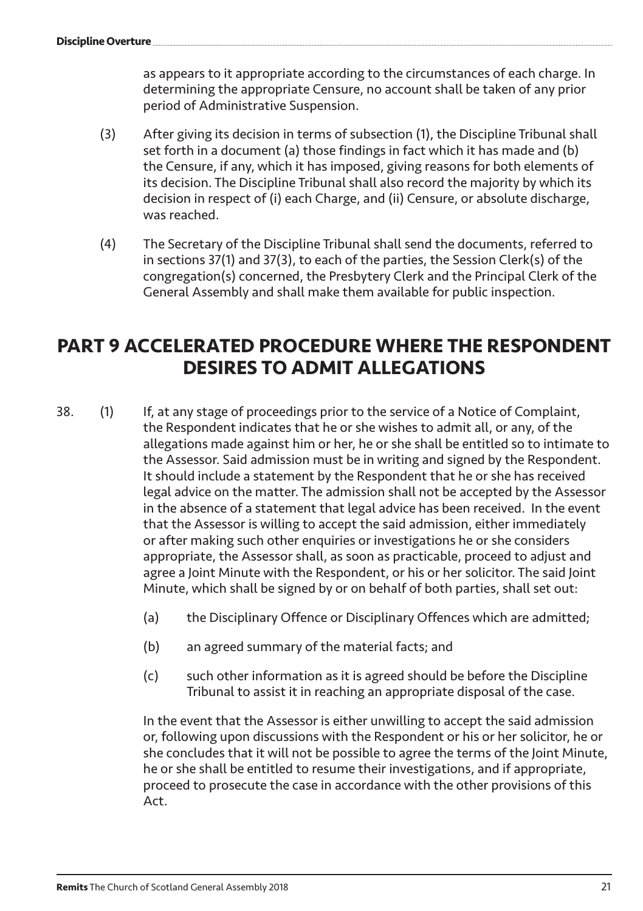as appears to it appropriate according to the circumstances of each charge. In determining the appropriate Censure, no account shall be taken of any prior period of Administrative Suspension.

(3) After giving its decision in terms of subsection (1), the Discipline Tribunal shall set forth in a document (a) those findings in fact which it has made and (b) the Censure, if any, which it has imposed, giving reasons for both elements of its decision. The Discipline Tribunal shall also record the majority by which its decision in respect of (i) each Charge, and (ii) Censure, or absolute discharge, was reached.

(4) The Secretary of the Discipline Tribunal shall send the documents, referred to in sections 37(1) and 37(3), to each of the parties, the Session Clerk(s) of the congregation(s) concerned, the Presbytery Clerk and the Principal Clerk of the General Assembly and shall make them available for public inspection.

# PART 9 ACCELERATED PROCEDURE WHERE THE RESPONDENT DESIRES TO ADMIT ALLEGATIONS

38. (1) If, at any stage of proceedings prior to the service of a Notice of Complaint, the Respondent indicates that he or she wishes to admit all, or any, of the allegations made against him or her, he or she shall be entitled so to intimate to the Assessor. Said admission must be in writing and signed by the Respondent. It should include a statement by the Respondent that he or she has received legal advice on the matter. The admission shall not be accepted by the Assessor in the absence of a statement that legal advice has been received. In the event that the Assessor is willing to accept the said admission, either immediately or after making such other enquiries or investigations he or she considers appropriate, the Assessor shall, as soon as practicable, proceed to adjust and agree a Joint Minute with the Respondent, or his or her solicitor. The said Joint Minute, which shall be signed by or on behalf of both parties, shall set out:

(a) the Disciplinary Offence or Disciplinary Offences which are admitted;

(b) an agreed summary of the material facts; and

(c) such other information as it is agreed should be before the Discipline Tribunal to assist it in reaching an appropriate disposal of the case.

In the event that the Assessor is either unwilling to accept the said admission or, following upon discussions with the Respondent or his or her solicitor, he or she concludes that it will not be possible to agree the terms of the Joint Minute, he or she shall be entitled to resume their investigations, and if appropriate, proceed to prosecute the case in accordance with the other provisions of this Act.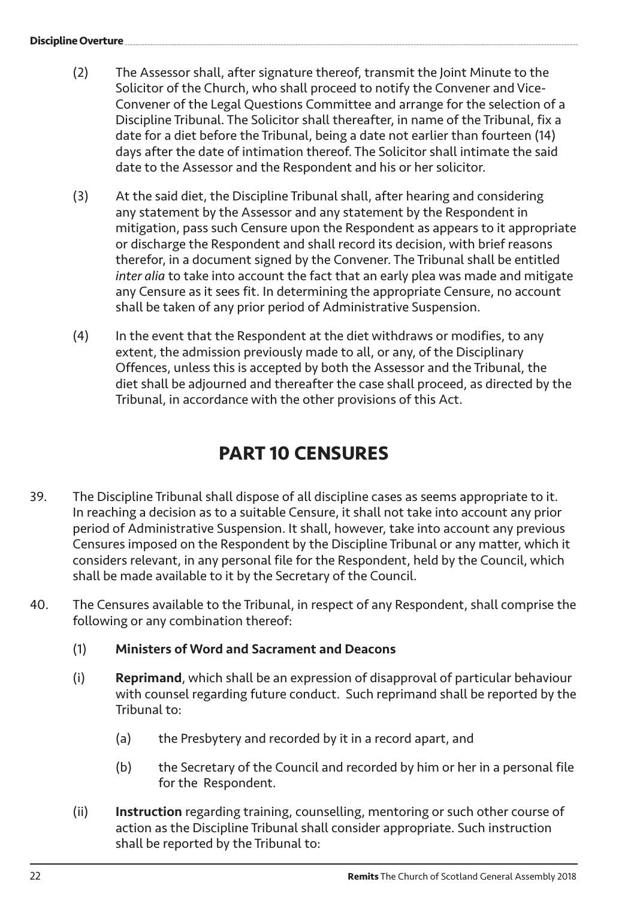(2) The Assessor shall, after signature thereof, transmit the Joint Minute to the Solicitor of the Church, who shall proceed to notify the Convener and Vice-Convener of the Legal Questions Committee and arrange for the selection of a Discipline Tribunal. The Solicitor shall thereafter, in name of the Tribunal, fix a date for a diet before the Tribunal, being a date not earlier than fourteen (14) days after the date of intimation thereof. The Solicitor shall intimate the said date to the Assessor and the Respondent and his or her solicitor.

(3) At the said diet, the Discipline Tribunal shall, after hearing and considering any statement by the Assessor and any statement by the Respondent in mitigation, pass such Censure upon the Respondent as appears to it appropriate or discharge the Respondent and shall record its decision, with brief reasons therefor, in a document signed by the Convener. The Tribunal shall be entitled *inter alia* to take into account the fact that an early plea was made and mitigate any Censure as it sees fit. In determining the appropriate Censure, no account shall be taken of any prior period of Administrative Suspension.

(4) In the event that the Respondent at the diet withdraws or modifies, to any extent, the admission previously made to all, or any, of the Disciplinary Offences, unless this is accepted by both the Assessor and the Tribunal, the diet shall be adjourned and thereafter the case shall proceed, as directed by the Tribunal, in accordance with the other provisions of this Act.

# PART 10 CENSURES

39. The Discipline Tribunal shall dispose of all discipline cases as seems appropriate to it. In reaching a decision as to a suitable Censure, it shall not take into account any prior period of Administrative Suspension. It shall, however, take into account any previous Censures imposed on the Respondent by the Discipline Tribunal or any matter, which it considers relevant, in any personal file for the Respondent, held by the Council, which shall be made available to it by the Secretary of the Council.

40. The Censures available to the Tribunal, in respect of any Respondent, shall comprise the following or any combination thereof:

(1) **Ministers of Word and Sacrament and Deacons**

(i) **Reprimand**, which shall be an expression of disapproval of particular behaviour with counsel regarding future conduct. Such reprimand shall be reported by the Tribunal to:

(a) the Presbytery and recorded by it in a record apart, and

(b) the Secretary of the Council and recorded by him or her in a personal file for the Respondent.

(ii) **Instruction** regarding training, counselling, mentoring or such other course of action as the Discipline Tribunal shall consider appropriate. Such instruction shall be reported by the Tribunal to: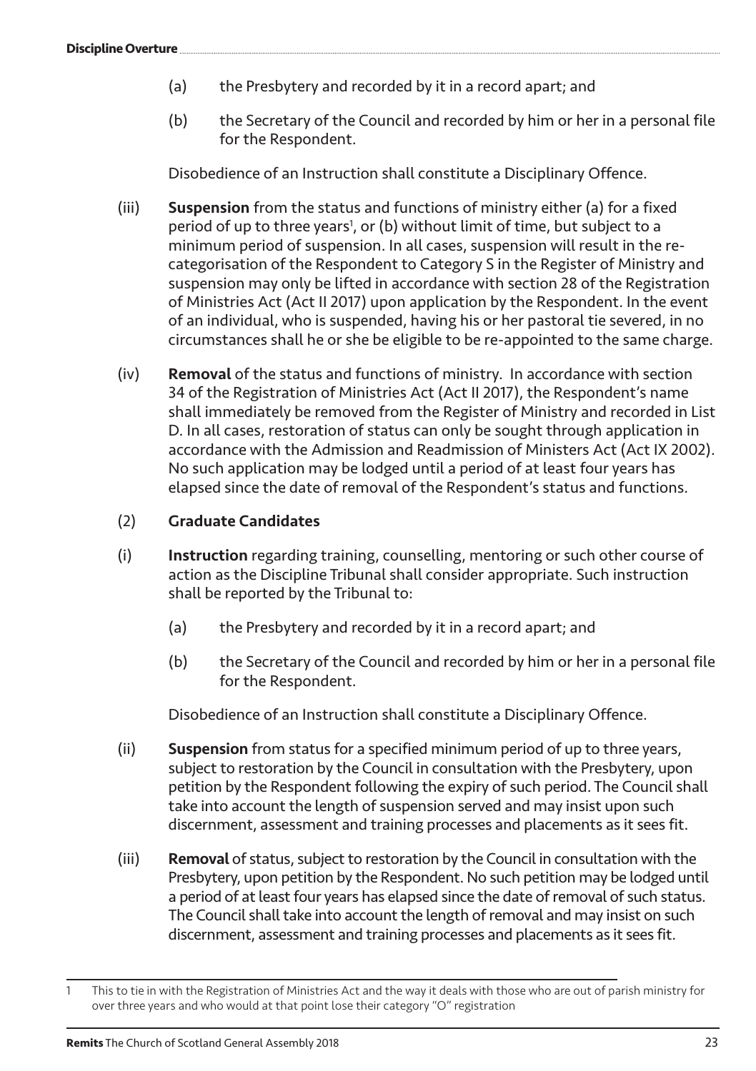(a) the Presbytery and recorded by it in a record apart; and

(b) the Secretary of the Council and recorded by him or her in a personal file for the Respondent.

Disobedience of an Instruction shall constitute a Disciplinary Offence.

(iii) **Suspension** from the status and functions of ministry either (a) for a fixed period of up to three years[1], or (b) without limit of time, but subject to a minimum period of suspension. In all cases, suspension will result in the re-categorisation of the Respondent to Category S in the Register of Ministry and suspension may only be lifted in accordance with section 28 of the Registration of Ministries Act (Act II 2017) upon application by the Respondent. In the event of an individual, who is suspended, having his or her pastoral tie severed, in no circumstances shall he or she be eligible to be re-appointed to the same charge.

(iv) **Removal** of the status and functions of ministry. In accordance with section 34 of the Registration of Ministries Act (Act II 2017), the Respondent's name shall immediately be removed from the Register of Ministry and recorded in List D. In all cases, restoration of status can only be sought through application in accordance with the Admission and Readmission of Ministers Act (Act IX 2002). No such application may be lodged until a period of at least four years has elapsed since the date of removal of the Respondent's status and functions.

(2) **Graduate Candidates**

(i) **Instruction** regarding training, counselling, mentoring or such other course of action as the Discipline Tribunal shall consider appropriate. Such instruction shall be reported by the Tribunal to:

(a) the Presbytery and recorded by it in a record apart; and

(b) the Secretary of the Council and recorded by him or her in a personal file for the Respondent.

Disobedience of an Instruction shall constitute a Disciplinary Offence.

(ii) **Suspension** from status for a specified minimum period of up to three years, subject to restoration by the Council in consultation with the Presbytery, upon petition by the Respondent following the expiry of such period. The Council shall take into account the length of suspension served and may insist upon such discernment, assessment and training processes and placements as it sees fit.

(iii) **Removal** of status, subject to restoration by the Council in consultation with the Presbytery, upon petition by the Respondent. No such petition may be lodged until a period of at least four years has elapsed since the date of removal of such status. The Council shall take into account the length of removal and may insist on such discernment, assessment and training processes and placements as it sees fit.

---

1 This to tie in with the Registration of Ministries Act and the way it deals with those who are out of parish ministry for over three years and who would at that point lose their category "O" registration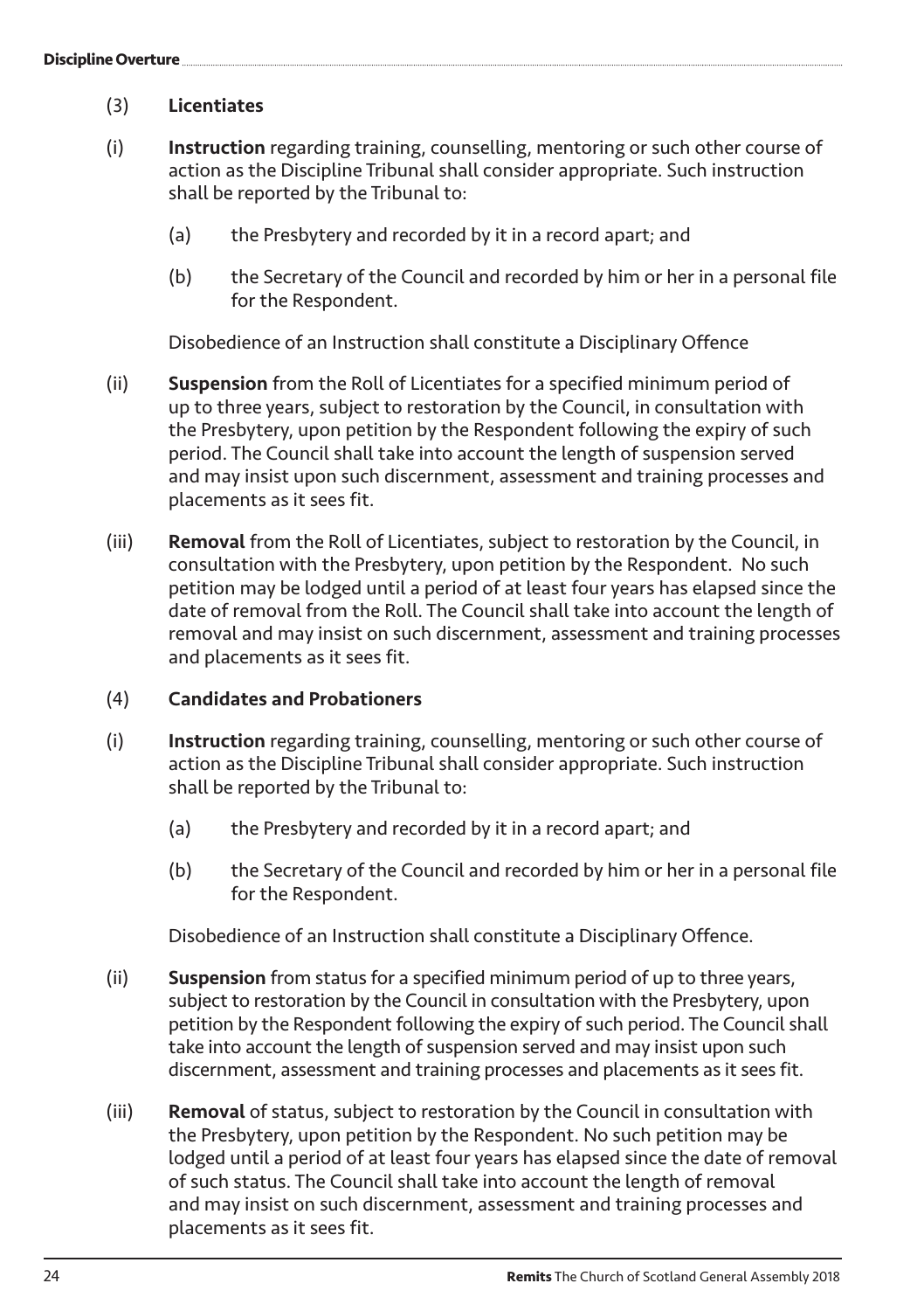(3) **Licentiates**

(i) **Instruction** regarding training, counselling, mentoring or such other course of action as the Discipline Tribunal shall consider appropriate. Such instruction shall be reported by the Tribunal to:

  (a) the Presbytery and recorded by it in a record apart; and

  (b) the Secretary of the Council and recorded by him or her in a personal file for the Respondent.

  Disobedience of an Instruction shall constitute a Disciplinary Offence

(ii) **Suspension** from the Roll of Licentiates for a specified minimum period of up to three years, subject to restoration by the Council, in consultation with the Presbytery, upon petition by the Respondent following the expiry of such period. The Council shall take into account the length of suspension served and may insist upon such discernment, assessment and training processes and placements as it sees fit.

(iii) **Removal** from the Roll of Licentiates, subject to restoration by the Council, in consultation with the Presbytery, upon petition by the Respondent. No such petition may be lodged until a period of at least four years has elapsed since the date of removal from the Roll. The Council shall take into account the length of removal and may insist on such discernment, assessment and training processes and placements as it sees fit.

(4) **Candidates and Probationers**

(i) **Instruction** regarding training, counselling, mentoring or such other course of action as the Discipline Tribunal shall consider appropriate. Such instruction shall be reported by the Tribunal to:

  (a) the Presbytery and recorded by it in a record apart; and

  (b) the Secretary of the Council and recorded by him or her in a personal file for the Respondent.

  Disobedience of an Instruction shall constitute a Disciplinary Offence.

(ii) **Suspension** from status for a specified minimum period of up to three years, subject to restoration by the Council in consultation with the Presbytery, upon petition by the Respondent following the expiry of such period. The Council shall take into account the length of suspension served and may insist upon such discernment, assessment and training processes and placements as it sees fit.

(iii) **Removal** of status, subject to restoration by the Council in consultation with the Presbytery, upon petition by the Respondent. No such petition may be lodged until a period of at least four years has elapsed since the date of removal of such status. The Council shall take into account the length of removal and may insist on such discernment, assessment and training processes and placements as it sees fit.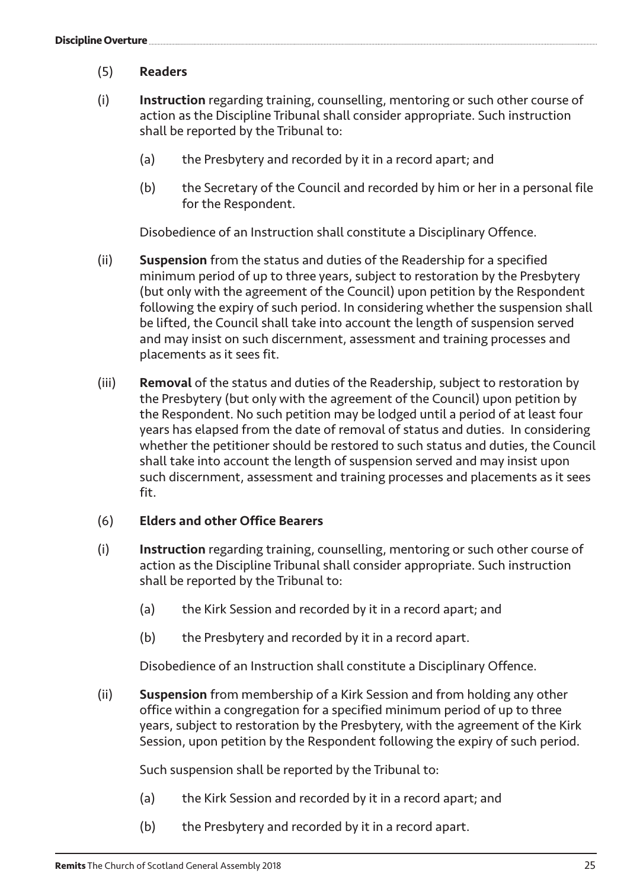(5) **Readers**

(i) **Instruction** regarding training, counselling, mentoring or such other course of action as the Discipline Tribunal shall consider appropriate. Such instruction shall be reported by the Tribunal to:

  (a) the Presbytery and recorded by it in a record apart; and

  (b) the Secretary of the Council and recorded by him or her in a personal file for the Respondent.

  Disobedience of an Instruction shall constitute a Disciplinary Offence.

(ii) **Suspension** from the status and duties of the Readership for a specified minimum period of up to three years, subject to restoration by the Presbytery (but only with the agreement of the Council) upon petition by the Respondent following the expiry of such period. In considering whether the suspension shall be lifted, the Council shall take into account the length of suspension served and may insist on such discernment, assessment and training processes and placements as it sees fit.

(iii) **Removal** of the status and duties of the Readership, subject to restoration by the Presbytery (but only with the agreement of the Council) upon petition by the Respondent. No such petition may be lodged until a period of at least four years has elapsed from the date of removal of status and duties. In considering whether the petitioner should be restored to such status and duties, the Council shall take into account the length of suspension served and may insist upon such discernment, assessment and training processes and placements as it sees fit.

(6) **Elders and other Office Bearers**

(i) **Instruction** regarding training, counselling, mentoring or such other course of action as the Discipline Tribunal shall consider appropriate. Such instruction shall be reported by the Tribunal to:

  (a) the Kirk Session and recorded by it in a record apart; and

  (b) the Presbytery and recorded by it in a record apart.

  Disobedience of an Instruction shall constitute a Disciplinary Offence.

(ii) **Suspension** from membership of a Kirk Session and from holding any other office within a congregation for a specified minimum period of up to three years, subject to restoration by the Presbytery, with the agreement of the Kirk Session, upon petition by the Respondent following the expiry of such period.

  Such suspension shall be reported by the Tribunal to:

  (a) the Kirk Session and recorded by it in a record apart; and

  (b) the Presbytery and recorded by it in a record apart.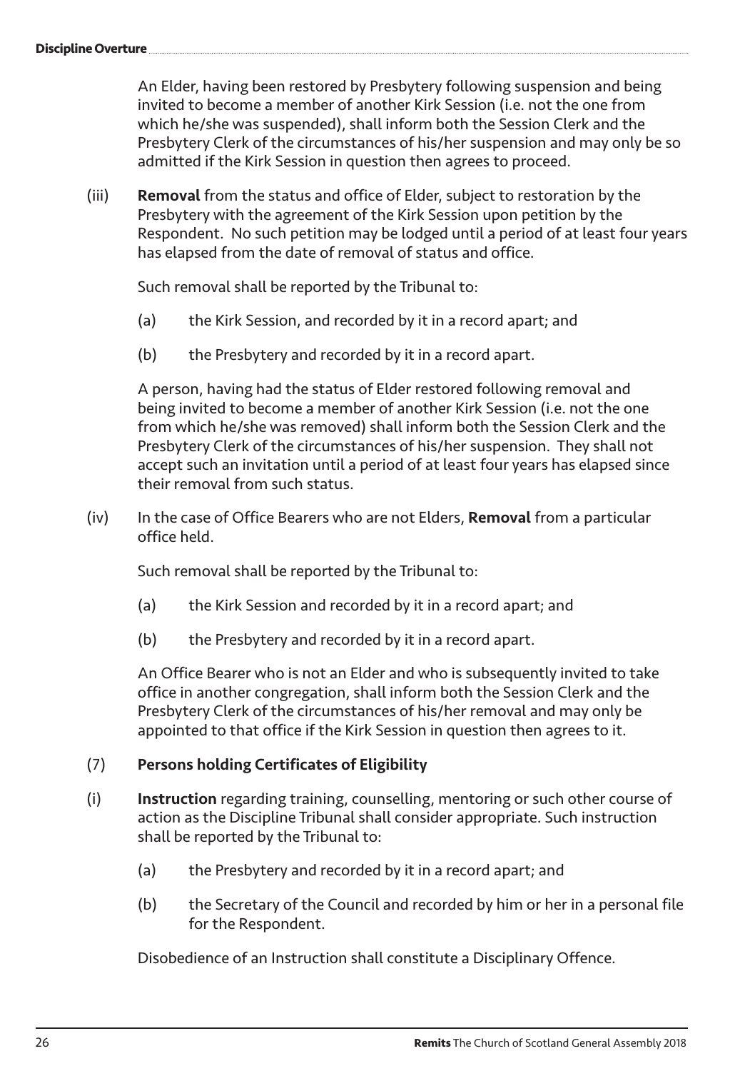An Elder, having been restored by Presbytery following suspension and being invited to become a member of another Kirk Session (i.e. not the one from which he/she was suspended), shall inform both the Session Clerk and the Presbytery Clerk of the circumstances of his/her suspension and may only be so admitted if the Kirk Session in question then agrees to proceed.

(iii) **Removal** from the status and office of Elder, subject to restoration by the Presbytery with the agreement of the Kirk Session upon petition by the Respondent. No such petition may be lodged until a period of at least four years has elapsed from the date of removal of status and office.

Such removal shall be reported by the Tribunal to:

(a) the Kirk Session, and recorded by it in a record apart; and

(b) the Presbytery and recorded by it in a record apart.

A person, having had the status of Elder restored following removal and being invited to become a member of another Kirk Session (i.e. not the one from which he/she was removed) shall inform both the Session Clerk and the Presbytery Clerk of the circumstances of his/her suspension. They shall not accept such an invitation until a period of at least four years has elapsed since their removal from such status.

(iv) In the case of Office Bearers who are not Elders, **Removal** from a particular office held.

Such removal shall be reported by the Tribunal to:

(a) the Kirk Session and recorded by it in a record apart; and

(b) the Presbytery and recorded by it in a record apart.

An Office Bearer who is not an Elder and who is subsequently invited to take office in another congregation, shall inform both the Session Clerk and the Presbytery Clerk of the circumstances of his/her removal and may only be appointed to that office if the Kirk Session in question then agrees to it.

(7) **Persons holding Certificates of Eligibility**

(i) **Instruction** regarding training, counselling, mentoring or such other course of action as the Discipline Tribunal shall consider appropriate. Such instruction shall be reported by the Tribunal to:

(a) the Presbytery and recorded by it in a record apart; and

(b) the Secretary of the Council and recorded by him or her in a personal file for the Respondent.

Disobedience of an Instruction shall constitute a Disciplinary Offence.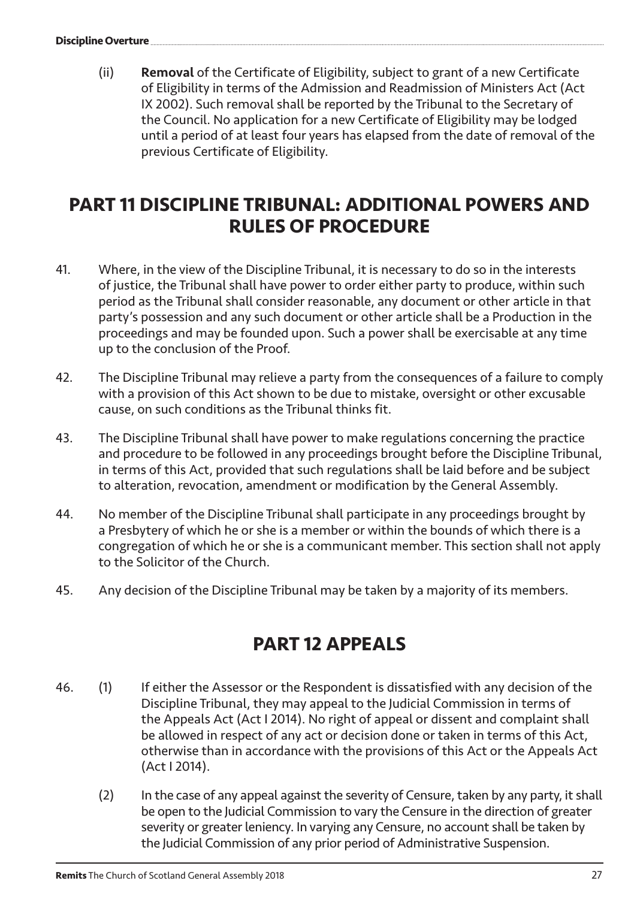(ii) **Removal** of the Certificate of Eligibility, subject to grant of a new Certificate of Eligibility in terms of the Admission and Readmission of Ministers Act (Act IX 2002). Such removal shall be reported by the Tribunal to the Secretary of the Council. No application for a new Certificate of Eligibility may be lodged until a period of at least four years has elapsed from the date of removal of the previous Certificate of Eligibility.

## PART 11 DISCIPLINE TRIBUNAL: ADDITIONAL POWERS AND RULES OF PROCEDURE

41. Where, in the view of the Discipline Tribunal, it is necessary to do so in the interests of justice, the Tribunal shall have power to order either party to produce, within such period as the Tribunal shall consider reasonable, any document or other article in that party's possession and any such document or other article shall be a Production in the proceedings and may be founded upon. Such a power shall be exercisable at any time up to the conclusion of the Proof.

42. The Discipline Tribunal may relieve a party from the consequences of a failure to comply with a provision of this Act shown to be due to mistake, oversight or other excusable cause, on such conditions as the Tribunal thinks fit.

43. The Discipline Tribunal shall have power to make regulations concerning the practice and procedure to be followed in any proceedings brought before the Discipline Tribunal, in terms of this Act, provided that such regulations shall be laid before and be subject to alteration, revocation, amendment or modification by the General Assembly.

44. No member of the Discipline Tribunal shall participate in any proceedings brought by a Presbytery of which he or she is a member or within the bounds of which there is a congregation of which he or she is a communicant member. This section shall not apply to the Solicitor of the Church.

45. Any decision of the Discipline Tribunal may be taken by a majority of its members.

## PART 12 APPEALS

46. (1) If either the Assessor or the Respondent is dissatisfied with any decision of the Discipline Tribunal, they may appeal to the Judicial Commission in terms of the Appeals Act (Act I 2014). No right of appeal or dissent and complaint shall be allowed in respect of any act or decision done or taken in terms of this Act, otherwise than in accordance with the provisions of this Act or the Appeals Act (Act I 2014).

(2) In the case of any appeal against the severity of Censure, taken by any party, it shall be open to the Judicial Commission to vary the Censure in the direction of greater severity or greater leniency. In varying any Censure, no account shall be taken by the Judicial Commission of any prior period of Administrative Suspension.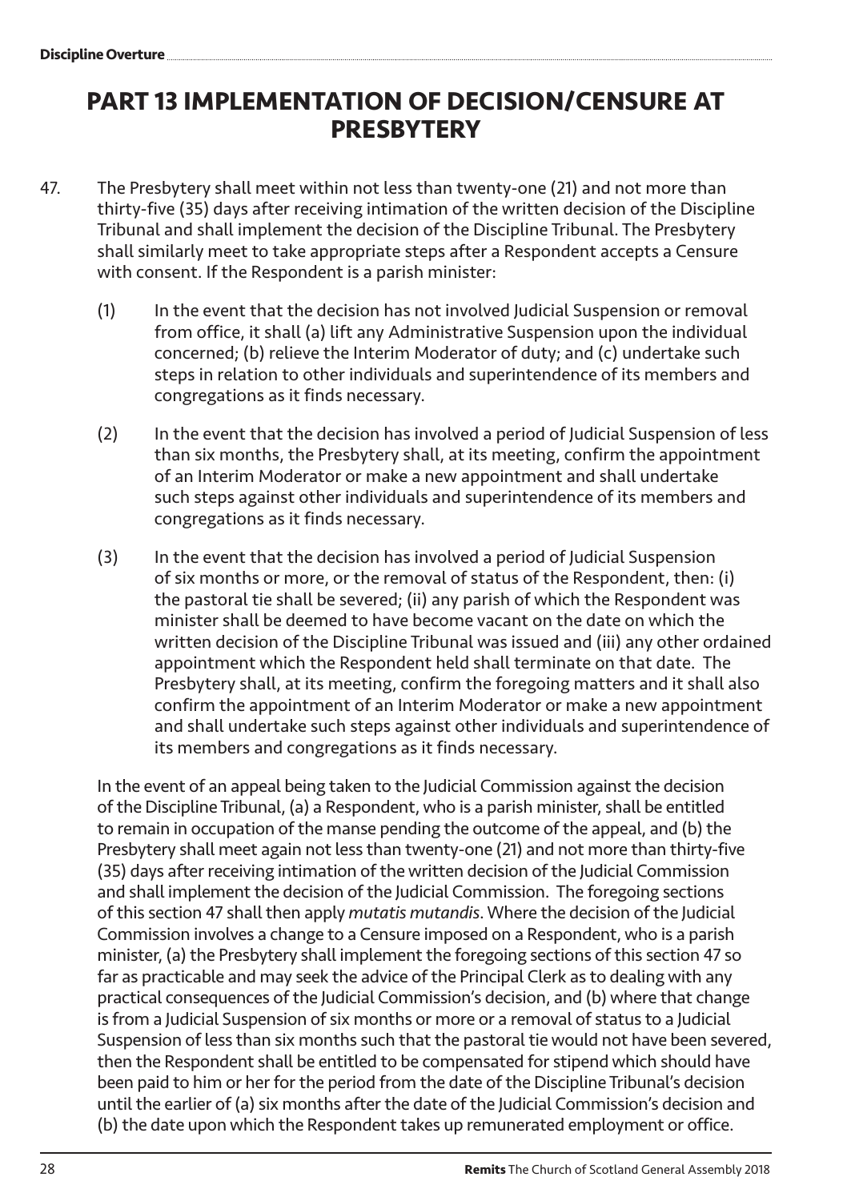# PART 13 IMPLEMENTATION OF DECISION/CENSURE AT PRESBYTERY

47. The Presbytery shall meet within not less than twenty-one (21) and not more than thirty-five (35) days after receiving intimation of the written decision of the Discipline Tribunal and shall implement the decision of the Discipline Tribunal. The Presbytery shall similarly meet to take appropriate steps after a Respondent accepts a Censure with consent. If the Respondent is a parish minister:

   (1) In the event that the decision has not involved Judicial Suspension or removal from office, it shall (a) lift any Administrative Suspension upon the individual concerned; (b) relieve the Interim Moderator of duty; and (c) undertake such steps in relation to other individuals and superintendence of its members and congregations as it finds necessary.

   (2) In the event that the decision has involved a period of Judicial Suspension of less than six months, the Presbytery shall, at its meeting, confirm the appointment of an Interim Moderator or make a new appointment and shall undertake such steps against other individuals and superintendence of its members and congregations as it finds necessary.

   (3) In the event that the decision has involved a period of Judicial Suspension of six months or more, or the removal of status of the Respondent, then: (i) the pastoral tie shall be severed; (ii) any parish of which the Respondent was minister shall be deemed to have become vacant on the date on which the written decision of the Discipline Tribunal was issued and (iii) any other ordained appointment which the Respondent held shall terminate on that date. The Presbytery shall, at its meeting, confirm the foregoing matters and it shall also confirm the appointment of an Interim Moderator or make a new appointment and shall undertake such steps against other individuals and superintendence of its members and congregations as it finds necessary.

   In the event of an appeal being taken to the Judicial Commission against the decision of the Discipline Tribunal, (a) a Respondent, who is a parish minister, shall be entitled to remain in occupation of the manse pending the outcome of the appeal, and (b) the Presbytery shall meet again not less than twenty-one (21) and not more than thirty-five (35) days after receiving intimation of the written decision of the Judicial Commission and shall implement the decision of the Judicial Commission. The foregoing sections of this section 47 shall then apply *mutatis mutandis*. Where the decision of the Judicial Commission involves a change to a Censure imposed on a Respondent, who is a parish minister, (a) the Presbytery shall implement the foregoing sections of this section 47 so far as practicable and may seek the advice of the Principal Clerk as to dealing with any practical consequences of the Judicial Commission's decision, and (b) where that change is from a Judicial Suspension of six months or more or a removal of status to a Judicial Suspension of less than six months such that the pastoral tie would not have been severed, then the Respondent shall be entitled to be compensated for stipend which should have been paid to him or her for the period from the date of the Discipline Tribunal's decision until the earlier of (a) six months after the date of the Judicial Commission's decision and (b) the date upon which the Respondent takes up remunerated employment or office.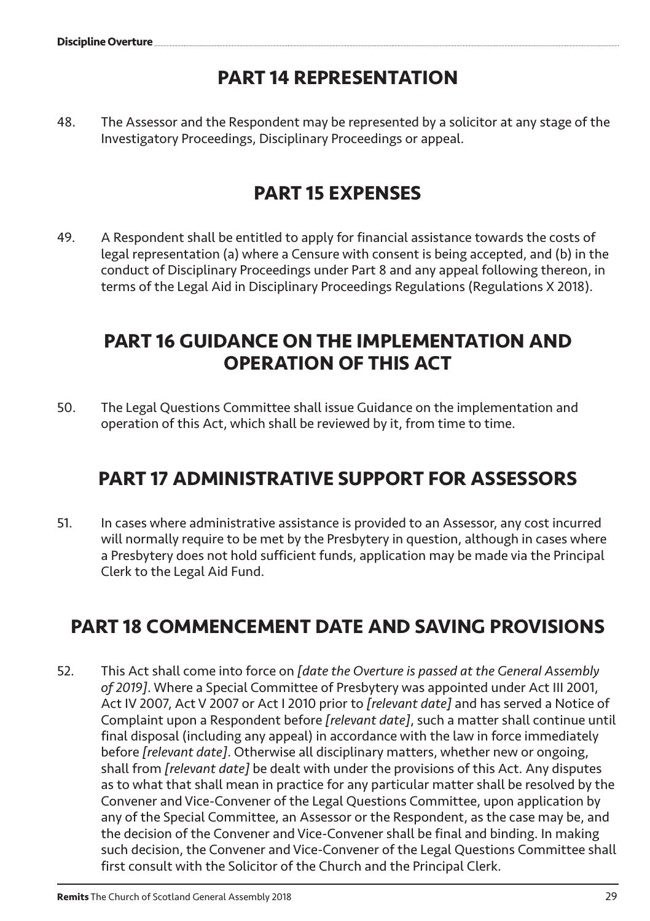## PART 14 REPRESENTATION

48. The Assessor and the Respondent may be represented by a solicitor at any stage of the Investigatory Proceedings, Disciplinary Proceedings or appeal.

## PART 15 EXPENSES

49. A Respondent shall be entitled to apply for financial assistance towards the costs of legal representation (a) where a Censure with consent is being accepted, and (b) in the conduct of Disciplinary Proceedings under Part 8 and any appeal following thereon, in terms of the Legal Aid in Disciplinary Proceedings Regulations (Regulations X 2018).

## PART 16 GUIDANCE ON THE IMPLEMENTATION AND OPERATION OF THIS ACT

50. The Legal Questions Committee shall issue Guidance on the implementation and operation of this Act, which shall be reviewed by it, from time to time.

## PART 17 ADMINISTRATIVE SUPPORT FOR ASSESSORS

51. In cases where administrative assistance is provided to an Assessor, any cost incurred will normally require to be met by the Presbytery in question, although in cases where a Presbytery does not hold sufficient funds, application may be made via the Principal Clerk to the Legal Aid Fund.

## PART 18 COMMENCEMENT DATE AND SAVING PROVISIONS

52. This Act shall come into force on *[date the Overture is passed at the General Assembly of 2019]*. Where a Special Committee of Presbytery was appointed under Act III 2001, Act IV 2007, Act V 2007 or Act I 2010 prior to *[relevant date]* and has served a Notice of Complaint upon a Respondent before *[relevant date]*, such a matter shall continue until final disposal (including any appeal) in accordance with the law in force immediately before *[relevant date]*. Otherwise all disciplinary matters, whether new or ongoing, shall from *[relevant date]* be dealt with under the provisions of this Act. Any disputes as to what that shall mean in practice for any particular matter shall be resolved by the Convener and Vice-Convener of the Legal Questions Committee, upon application by any of the Special Committee, an Assessor or the Respondent, as the case may be, and the decision of the Convener and Vice-Convener shall be final and binding. In making such decision, the Convener and Vice-Convener of the Legal Questions Committee shall first consult with the Solicitor of the Church and the Principal Clerk.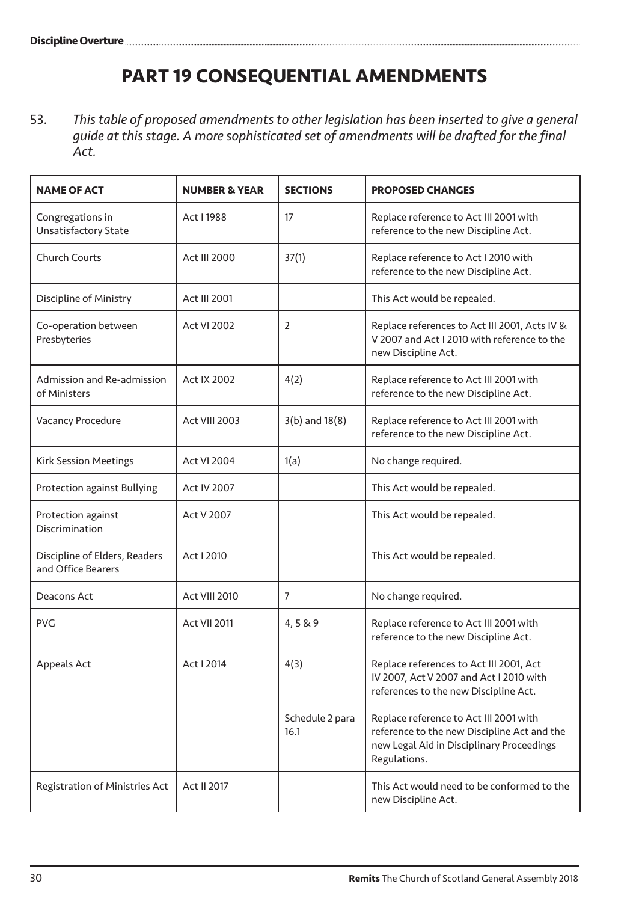# PART 19 CONSEQUENTIAL AMENDMENTS

53. *This table of proposed amendments to other legislation has been inserted to give a general guide at this stage. A more sophisticated set of amendments will be drafted for the final Act.*

| NAME OF ACT | NUMBER & YEAR | SECTIONS | PROPOSED CHANGES |
|---|---|---|---|
| Congregations in Unsatisfactory State | Act I 1988 | 17 | Replace reference to Act III 2001 with reference to the new Discipline Act. |
| Church Courts | Act III 2000 | 37(1) | Replace reference to Act I 2010 with reference to the new Discipline Act. |
| Discipline of Ministry | Act III 2001 | | This Act would be repealed. |
| Co-operation between Presbyteries | Act VI 2002 | 2 | Replace references to Act III 2001, Acts IV & V 2007 and Act I 2010 with reference to the new Discipline Act. |
| Admission and Re-admission of Ministers | Act IX 2002 | 4(2) | Replace reference to Act III 2001 with reference to the new Discipline Act. |
| Vacancy Procedure | Act VIII 2003 | 3(b) and 18(8) | Replace reference to Act III 2001 with reference to the new Discipline Act. |
| Kirk Session Meetings | Act VI 2004 | 1(a) | No change required. |
| Protection against Bullying | Act IV 2007 | | This Act would be repealed. |
| Protection against Discrimination | Act V 2007 | | This Act would be repealed. |
| Discipline of Elders, Readers and Office Bearers | Act I 2010 | | This Act would be repealed. |
| Deacons Act | Act VIII 2010 | 7 | No change required. |
| PVG | Act VII 2011 | 4, 5 & 9 | Replace reference to Act III 2001 with reference to the new Discipline Act. |
| Appeals Act | Act I 2014 | 4(3) | Replace references to Act III 2001, Act IV 2007, Act V 2007 and Act I 2010 with references to the new Discipline Act. |
| | | Schedule 2 para 16.1 | Replace reference to Act III 2001 with reference to the new Discipline Act and the new Legal Aid in Disciplinary Proceedings Regulations. |
| Registration of Ministries Act | Act II 2017 | | This Act would need to be conformed to the new Discipline Act. |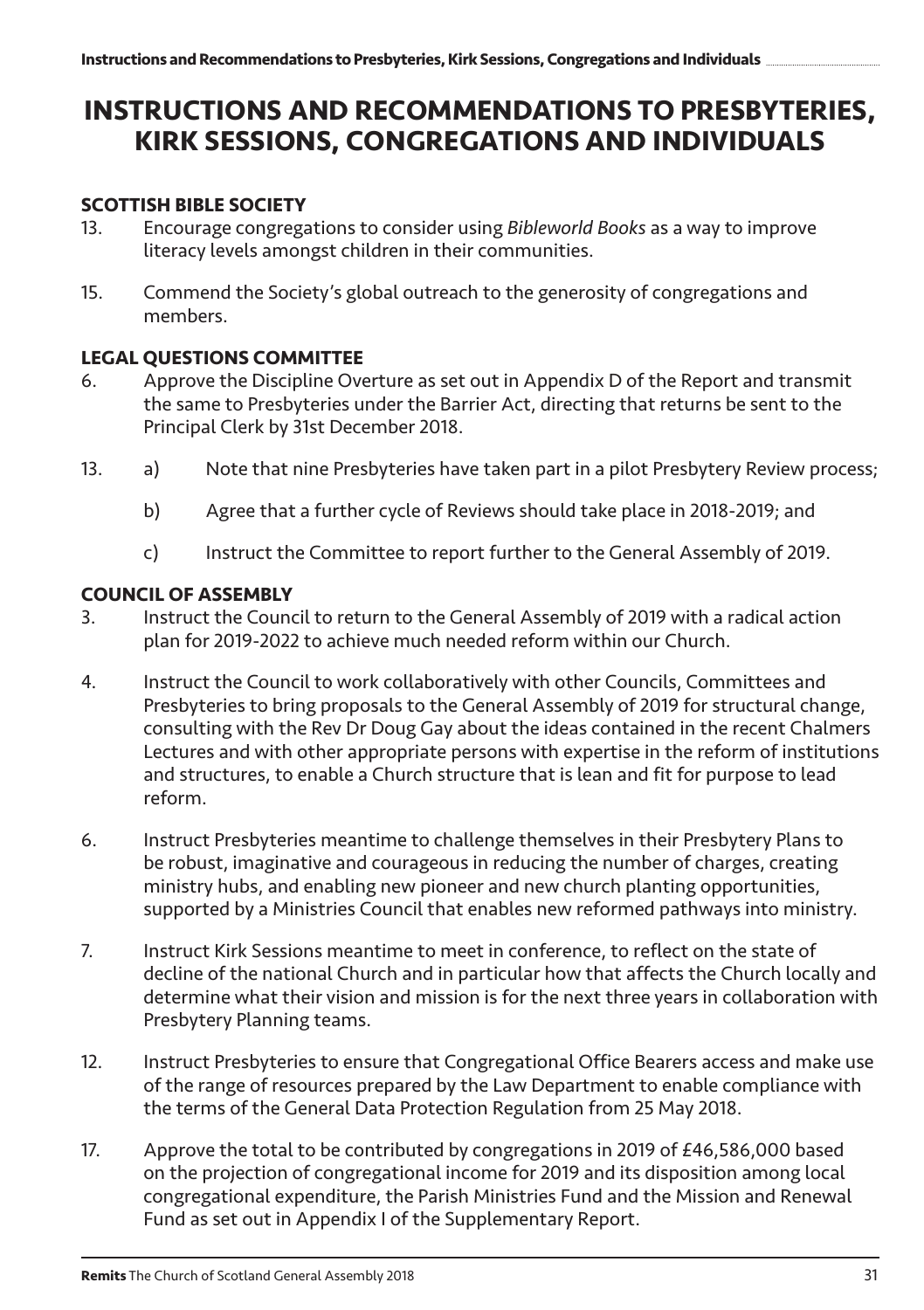# INSTRUCTIONS AND RECOMMENDATIONS TO PRESBYTERIES, KIRK SESSIONS, CONGREGATIONS AND INDIVIDUALS

### SCOTTISH BIBLE SOCIETY

13. Encourage congregations to consider using *Bibleworld Books* as a way to improve literacy levels amongst children in their communities.

15. Commend the Society's global outreach to the generosity of congregations and members.

### LEGAL QUESTIONS COMMITTEE

6. Approve the Discipline Overture as set out in Appendix D of the Report and transmit the same to Presbyteries under the Barrier Act, directing that returns be sent to the Principal Clerk by 31st December 2018.

13. a) Note that nine Presbyteries have taken part in a pilot Presbytery Review process;

    b) Agree that a further cycle of Reviews should take place in 2018-2019; and

    c) Instruct the Committee to report further to the General Assembly of 2019.

### COUNCIL OF ASSEMBLY

3. Instruct the Council to return to the General Assembly of 2019 with a radical action plan for 2019-2022 to achieve much needed reform within our Church.

4. Instruct the Council to work collaboratively with other Councils, Committees and Presbyteries to bring proposals to the General Assembly of 2019 for structural change, consulting with the Rev Dr Doug Gay about the ideas contained in the recent Chalmers Lectures and with other appropriate persons with expertise in the reform of institutions and structures, to enable a Church structure that is lean and fit for purpose to lead reform.

6. Instruct Presbyteries meantime to challenge themselves in their Presbytery Plans to be robust, imaginative and courageous in reducing the number of charges, creating ministry hubs, and enabling new pioneer and new church planting opportunities, supported by a Ministries Council that enables new reformed pathways into ministry.

7. Instruct Kirk Sessions meantime to meet in conference, to reflect on the state of decline of the national Church and in particular how that affects the Church locally and determine what their vision and mission is for the next three years in collaboration with Presbytery Planning teams.

12. Instruct Presbyteries to ensure that Congregational Office Bearers access and make use of the range of resources prepared by the Law Department to enable compliance with the terms of the General Data Protection Regulation from 25 May 2018.

17. Approve the total to be contributed by congregations in 2019 of £46,586,000 based on the projection of congregational income for 2019 and its disposition among local congregational expenditure, the Parish Ministries Fund and the Mission and Renewal Fund as set out in Appendix I of the Supplementary Report.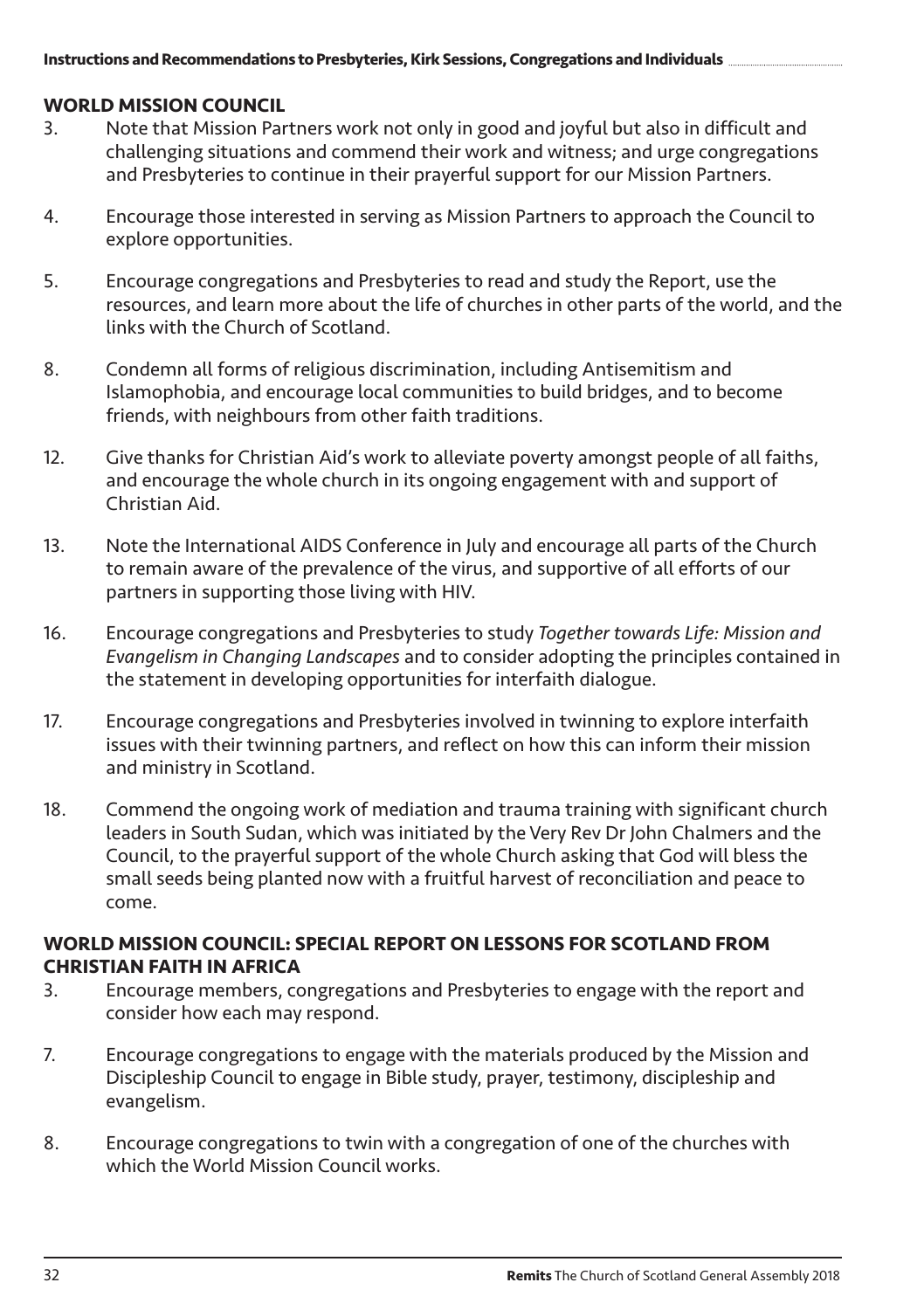## WORLD MISSION COUNCIL

3. Note that Mission Partners work not only in good and joyful but also in difficult and challenging situations and commend their work and witness; and urge congregations and Presbyteries to continue in their prayerful support for our Mission Partners.

4. Encourage those interested in serving as Mission Partners to approach the Council to explore opportunities.

5. Encourage congregations and Presbyteries to read and study the Report, use the resources, and learn more about the life of churches in other parts of the world, and the links with the Church of Scotland.

8. Condemn all forms of religious discrimination, including Antisemitism and Islamophobia, and encourage local communities to build bridges, and to become friends, with neighbours from other faith traditions.

12. Give thanks for Christian Aid's work to alleviate poverty amongst people of all faiths, and encourage the whole church in its ongoing engagement with and support of Christian Aid.

13. Note the International AIDS Conference in July and encourage all parts of the Church to remain aware of the prevalence of the virus, and supportive of all efforts of our partners in supporting those living with HIV.

16. Encourage congregations and Presbyteries to study *Together towards Life: Mission and Evangelism in Changing Landscapes* and to consider adopting the principles contained in the statement in developing opportunities for interfaith dialogue.

17. Encourage congregations and Presbyteries involved in twinning to explore interfaith issues with their twinning partners, and reflect on how this can inform their mission and ministry in Scotland.

18. Commend the ongoing work of mediation and trauma training with significant church leaders in South Sudan, which was initiated by the Very Rev Dr John Chalmers and the Council, to the prayerful support of the whole Church asking that God will bless the small seeds being planted now with a fruitful harvest of reconciliation and peace to come.

## WORLD MISSION COUNCIL: SPECIAL REPORT ON LESSONS FOR SCOTLAND FROM CHRISTIAN FAITH IN AFRICA

3. Encourage members, congregations and Presbyteries to engage with the report and consider how each may respond.

7. Encourage congregations to engage with the materials produced by the Mission and Discipleship Council to engage in Bible study, prayer, testimony, discipleship and evangelism.

8. Encourage congregations to twin with a congregation of one of the churches with which the World Mission Council works.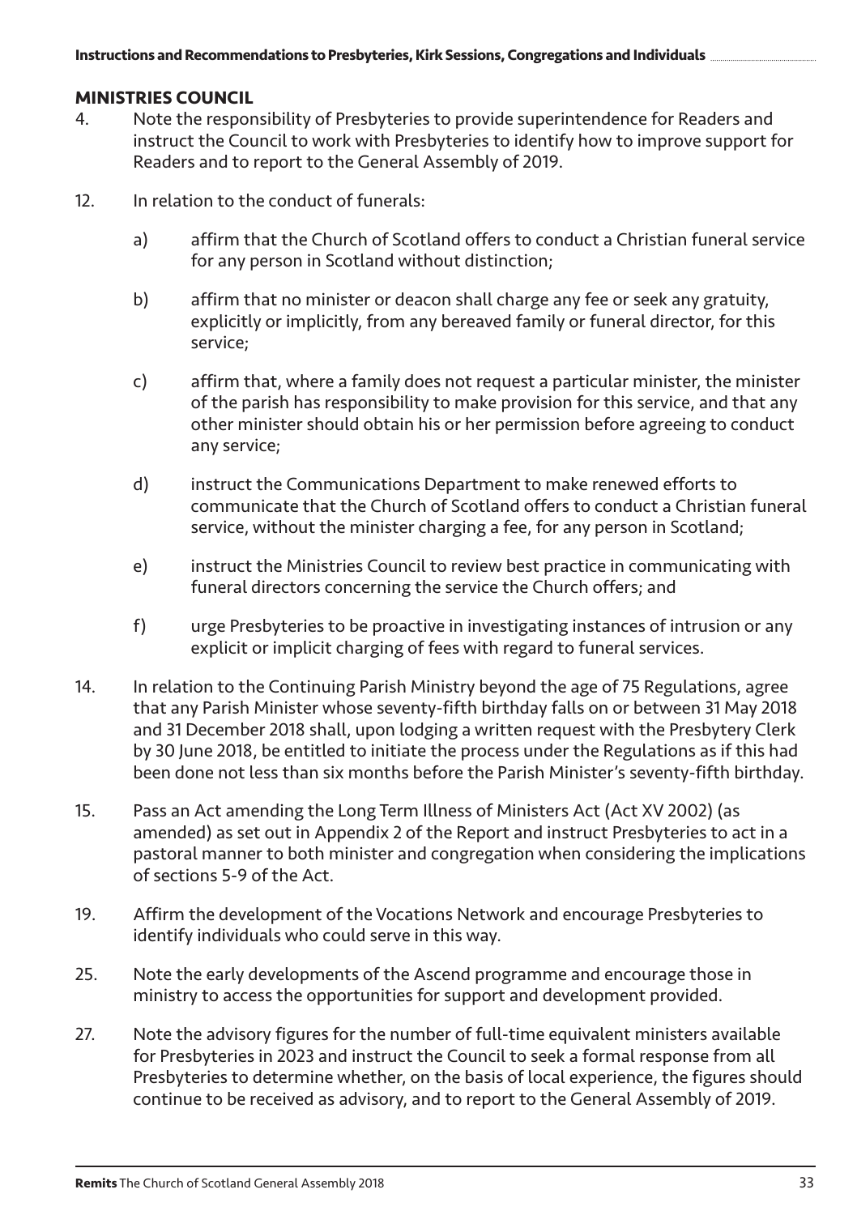## MINISTRIES COUNCIL

4. Note the responsibility of Presbyteries to provide superintendence for Readers and instruct the Council to work with Presbyteries to identify how to improve support for Readers and to report to the General Assembly of 2019.

12. In relation to the conduct of funerals:

    a) affirm that the Church of Scotland offers to conduct a Christian funeral service for any person in Scotland without distinction;

    b) affirm that no minister or deacon shall charge any fee or seek any gratuity, explicitly or implicitly, from any bereaved family or funeral director, for this service;

    c) affirm that, where a family does not request a particular minister, the minister of the parish has responsibility to make provision for this service, and that any other minister should obtain his or her permission before agreeing to conduct any service;

    d) instruct the Communications Department to make renewed efforts to communicate that the Church of Scotland offers to conduct a Christian funeral service, without the minister charging a fee, for any person in Scotland;

    e) instruct the Ministries Council to review best practice in communicating with funeral directors concerning the service the Church offers; and

    f) urge Presbyteries to be proactive in investigating instances of intrusion or any explicit or implicit charging of fees with regard to funeral services.

14. In relation to the Continuing Parish Ministry beyond the age of 75 Regulations, agree that any Parish Minister whose seventy-fifth birthday falls on or between 31 May 2018 and 31 December 2018 shall, upon lodging a written request with the Presbytery Clerk by 30 June 2018, be entitled to initiate the process under the Regulations as if this had been done not less than six months before the Parish Minister's seventy-fifth birthday.

15. Pass an Act amending the Long Term Illness of Ministers Act (Act XV 2002) (as amended) as set out in Appendix 2 of the Report and instruct Presbyteries to act in a pastoral manner to both minister and congregation when considering the implications of sections 5-9 of the Act.

19. Affirm the development of the Vocations Network and encourage Presbyteries to identify individuals who could serve in this way.

25. Note the early developments of the Ascend programme and encourage those in ministry to access the opportunities for support and development provided.

27. Note the advisory figures for the number of full-time equivalent ministers available for Presbyteries in 2023 and instruct the Council to seek a formal response from all Presbyteries to determine whether, on the basis of local experience, the figures should continue to be received as advisory, and to report to the General Assembly of 2019.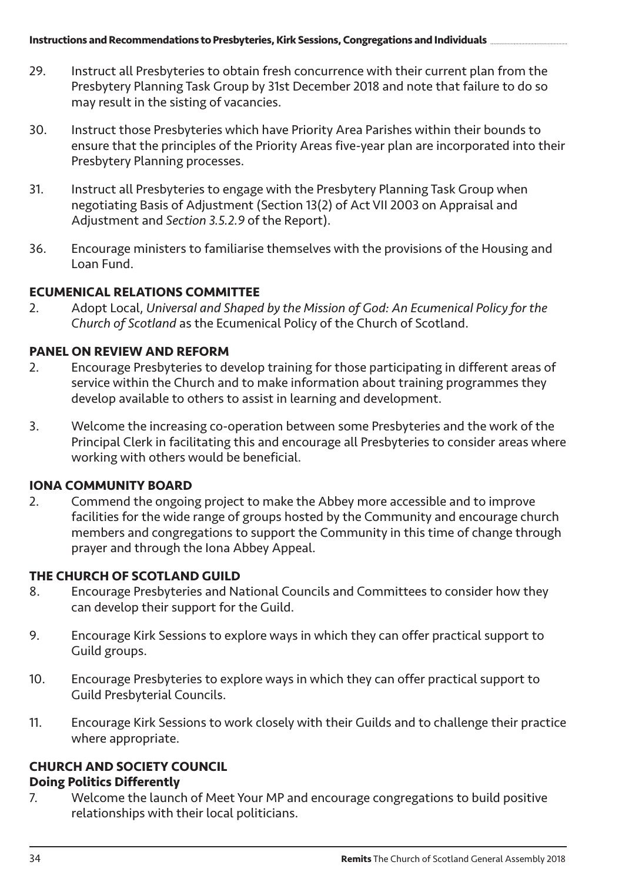**Instructions and Recommendations to Presbyteries, Kirk Sessions, Congregations and Individuals**

29. Instruct all Presbyteries to obtain fresh concurrence with their current plan from the Presbytery Planning Task Group by 31st December 2018 and note that failure to do so may result in the sisting of vacancies.

30. Instruct those Presbyteries which have Priority Area Parishes within their bounds to ensure that the principles of the Priority Areas five-year plan are incorporated into their Presbytery Planning processes.

31. Instruct all Presbyteries to engage with the Presbytery Planning Task Group when negotiating Basis of Adjustment (Section 13(2) of Act VII 2003 on Appraisal and Adjustment and *Section 3.5.2.9* of the Report).

36. Encourage ministers to familiarise themselves with the provisions of the Housing and Loan Fund.

### ECUMENICAL RELATIONS COMMITTEE

2. Adopt Local, *Universal and Shaped by the Mission of God: An Ecumenical Policy for the Church of Scotland* as the Ecumenical Policy of the Church of Scotland.

### PANEL ON REVIEW AND REFORM

2. Encourage Presbyteries to develop training for those participating in different areas of service within the Church and to make information about training programmes they develop available to others to assist in learning and development.

3. Welcome the increasing co-operation between some Presbyteries and the work of the Principal Clerk in facilitating this and encourage all Presbyteries to consider areas where working with others would be beneficial.

### IONA COMMUNITY BOARD

2. Commend the ongoing project to make the Abbey more accessible and to improve facilities for the wide range of groups hosted by the Community and encourage church members and congregations to support the Community in this time of change through prayer and through the Iona Abbey Appeal.

### THE CHURCH OF SCOTLAND GUILD

8. Encourage Presbyteries and National Councils and Committees to consider how they can develop their support for the Guild.

9. Encourage Kirk Sessions to explore ways in which they can offer practical support to Guild groups.

10. Encourage Presbyteries to explore ways in which they can offer practical support to Guild Presbyterial Councils.

11. Encourage Kirk Sessions to work closely with their Guilds and to challenge their practice where appropriate.

### CHURCH AND SOCIETY COUNCIL

#### Doing Politics Differently

7. Welcome the launch of Meet Your MP and encourage congregations to build positive relationships with their local politicians.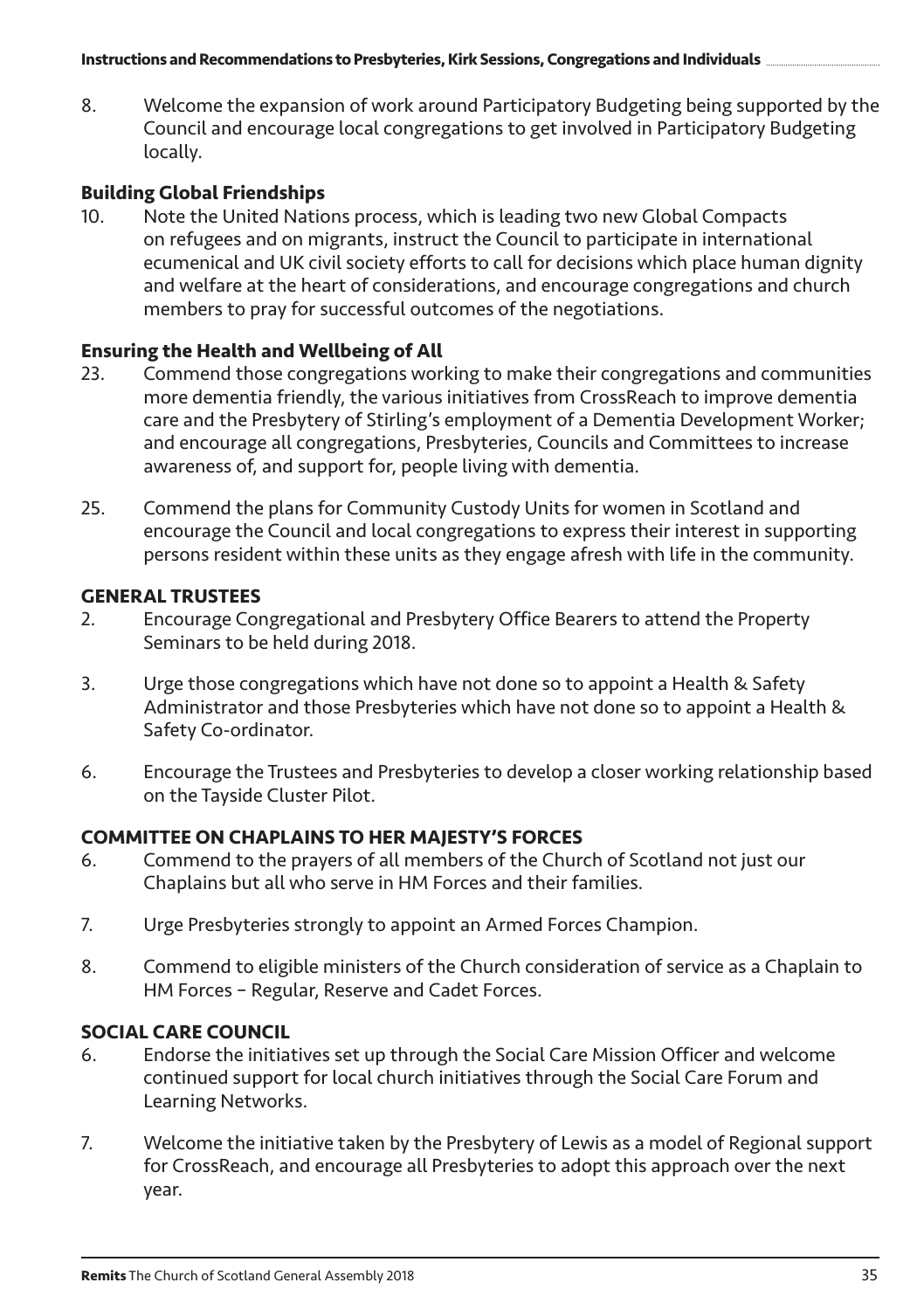8. Welcome the expansion of work around Participatory Budgeting being supported by the Council and encourage local congregations to get involved in Participatory Budgeting locally.

### Building Global Friendships

10. Note the United Nations process, which is leading two new Global Compacts on refugees and on migrants, instruct the Council to participate in international ecumenical and UK civil society efforts to call for decisions which place human dignity and welfare at the heart of considerations, and encourage congregations and church members to pray for successful outcomes of the negotiations.

### Ensuring the Health and Wellbeing of All

23. Commend those congregations working to make their congregations and communities more dementia friendly, the various initiatives from CrossReach to improve dementia care and the Presbytery of Stirling's employment of a Dementia Development Worker; and encourage all congregations, Presbyteries, Councils and Committees to increase awareness of, and support for, people living with dementia.

25. Commend the plans for Community Custody Units for women in Scotland and encourage the Council and local congregations to express their interest in supporting persons resident within these units as they engage afresh with life in the community.

## GENERAL TRUSTEES

2. Encourage Congregational and Presbytery Office Bearers to attend the Property Seminars to be held during 2018.

3. Urge those congregations which have not done so to appoint a Health & Safety Administrator and those Presbyteries which have not done so to appoint a Health & Safety Co-ordinator.

6. Encourage the Trustees and Presbyteries to develop a closer working relationship based on the Tayside Cluster Pilot.

## COMMITTEE ON CHAPLAINS TO HER MAJESTY'S FORCES

6. Commend to the prayers of all members of the Church of Scotland not just our Chaplains but all who serve in HM Forces and their families.

7. Urge Presbyteries strongly to appoint an Armed Forces Champion.

8. Commend to eligible ministers of the Church consideration of service as a Chaplain to HM Forces – Regular, Reserve and Cadet Forces.

## SOCIAL CARE COUNCIL

6. Endorse the initiatives set up through the Social Care Mission Officer and welcome continued support for local church initiatives through the Social Care Forum and Learning Networks.

7. Welcome the initiative taken by the Presbytery of Lewis as a model of Regional support for CrossReach, and encourage all Presbyteries to adopt this approach over the next year.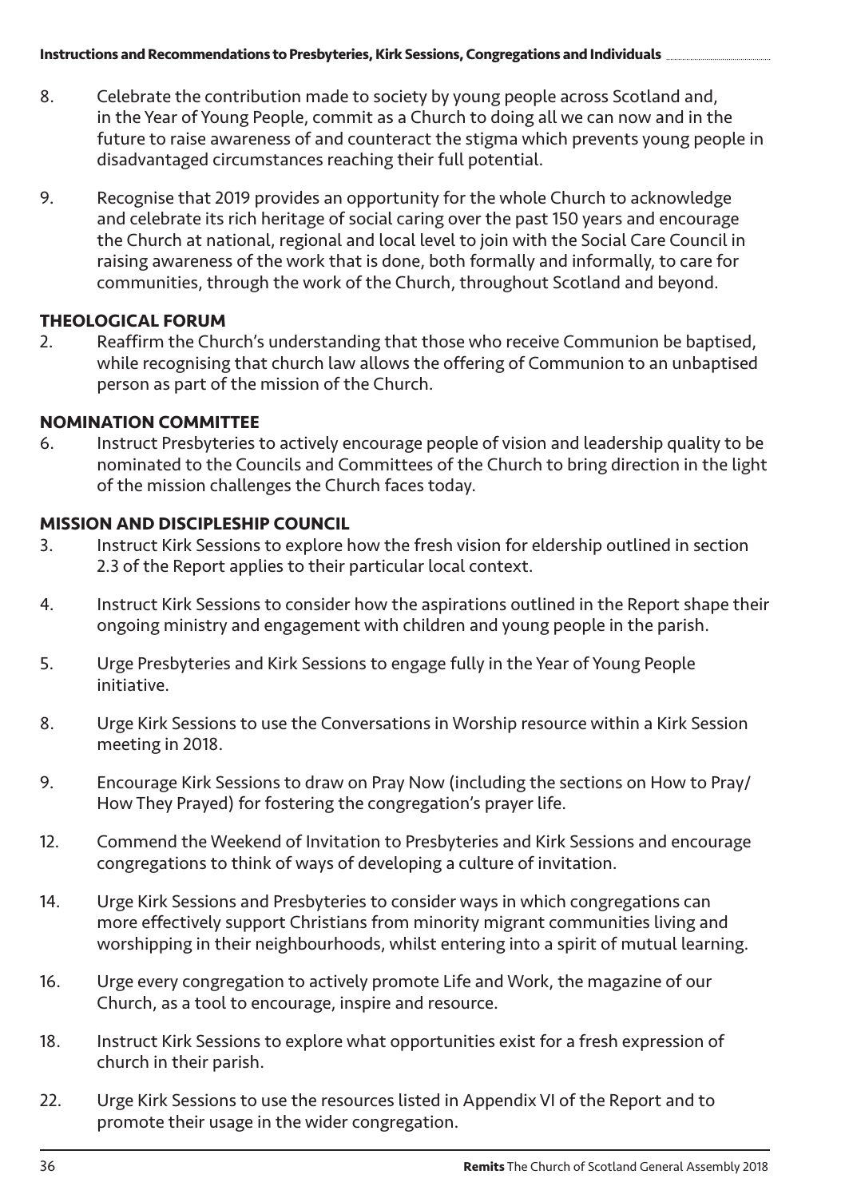8. Celebrate the contribution made to society by young people across Scotland and, in the Year of Young People, commit as a Church to doing all we can now and in the future to raise awareness of and counteract the stigma which prevents young people in disadvantaged circumstances reaching their full potential.

9. Recognise that 2019 provides an opportunity for the whole Church to acknowledge and celebrate its rich heritage of social caring over the past 150 years and encourage the Church at national, regional and local level to join with the Social Care Council in raising awareness of the work that is done, both formally and informally, to care for communities, through the work of the Church, throughout Scotland and beyond.

## THEOLOGICAL FORUM

2. Reaffirm the Church's understanding that those who receive Communion be baptised, while recognising that church law allows the offering of Communion to an unbaptised person as part of the mission of the Church.

## NOMINATION COMMITTEE

6. Instruct Presbyteries to actively encourage people of vision and leadership quality to be nominated to the Councils and Committees of the Church to bring direction in the light of the mission challenges the Church faces today.

## MISSION AND DISCIPLESHIP COUNCIL

3. Instruct Kirk Sessions to explore how the fresh vision for eldership outlined in section 2.3 of the Report applies to their particular local context.

4. Instruct Kirk Sessions to consider how the aspirations outlined in the Report shape their ongoing ministry and engagement with children and young people in the parish.

5. Urge Presbyteries and Kirk Sessions to engage fully in the Year of Young People initiative.

8. Urge Kirk Sessions to use the Conversations in Worship resource within a Kirk Session meeting in 2018.

9. Encourage Kirk Sessions to draw on Pray Now (including the sections on How to Pray/ How They Prayed) for fostering the congregation's prayer life.

12. Commend the Weekend of Invitation to Presbyteries and Kirk Sessions and encourage congregations to think of ways of developing a culture of invitation.

14. Urge Kirk Sessions and Presbyteries to consider ways in which congregations can more effectively support Christians from minority migrant communities living and worshipping in their neighbourhoods, whilst entering into a spirit of mutual learning.

16. Urge every congregation to actively promote Life and Work, the magazine of our Church, as a tool to encourage, inspire and resource.

18. Instruct Kirk Sessions to explore what opportunities exist for a fresh expression of church in their parish.

22. Urge Kirk Sessions to use the resources listed in Appendix VI of the Report and to promote their usage in the wider congregation.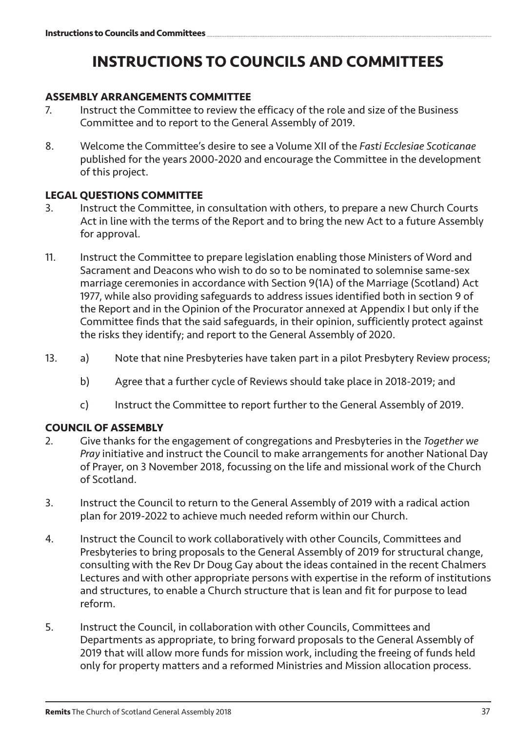# INSTRUCTIONS TO COUNCILS AND COMMITTEES

## ASSEMBLY ARRANGEMENTS COMMITTEE

7. Instruct the Committee to review the efficacy of the role and size of the Business Committee and to report to the General Assembly of 2019.

8. Welcome the Committee's desire to see a Volume XII of the *Fasti Ecclesiae Scoticanae* published for the years 2000-2020 and encourage the Committee in the development of this project.

## LEGAL QUESTIONS COMMITTEE

3. Instruct the Committee, in consultation with others, to prepare a new Church Courts Act in line with the terms of the Report and to bring the new Act to a future Assembly for approval.

11. Instruct the Committee to prepare legislation enabling those Ministers of Word and Sacrament and Deacons who wish to do so to be nominated to solemnise same-sex marriage ceremonies in accordance with Section 9(1A) of the Marriage (Scotland) Act 1977, while also providing safeguards to address issues identified both in section 9 of the Report and in the Opinion of the Procurator annexed at Appendix I but only if the Committee finds that the said safeguards, in their opinion, sufficiently protect against the risks they identify; and report to the General Assembly of 2020.

13. a) Note that nine Presbyteries have taken part in a pilot Presbytery Review process;

    b) Agree that a further cycle of Reviews should take place in 2018-2019; and

    c) Instruct the Committee to report further to the General Assembly of 2019.

## COUNCIL OF ASSEMBLY

2. Give thanks for the engagement of congregations and Presbyteries in the *Together we Pray* initiative and instruct the Council to make arrangements for another National Day of Prayer, on 3 November 2018, focussing on the life and missional work of the Church of Scotland.

3. Instruct the Council to return to the General Assembly of 2019 with a radical action plan for 2019-2022 to achieve much needed reform within our Church.

4. Instruct the Council to work collaboratively with other Councils, Committees and Presbyteries to bring proposals to the General Assembly of 2019 for structural change, consulting with the Rev Dr Doug Gay about the ideas contained in the recent Chalmers Lectures and with other appropriate persons with expertise in the reform of institutions and structures, to enable a Church structure that is lean and fit for purpose to lead reform.

5. Instruct the Council, in collaboration with other Councils, Committees and Departments as appropriate, to bring forward proposals to the General Assembly of 2019 that will allow more funds for mission work, including the freeing of funds held only for property matters and a reformed Ministries and Mission allocation process.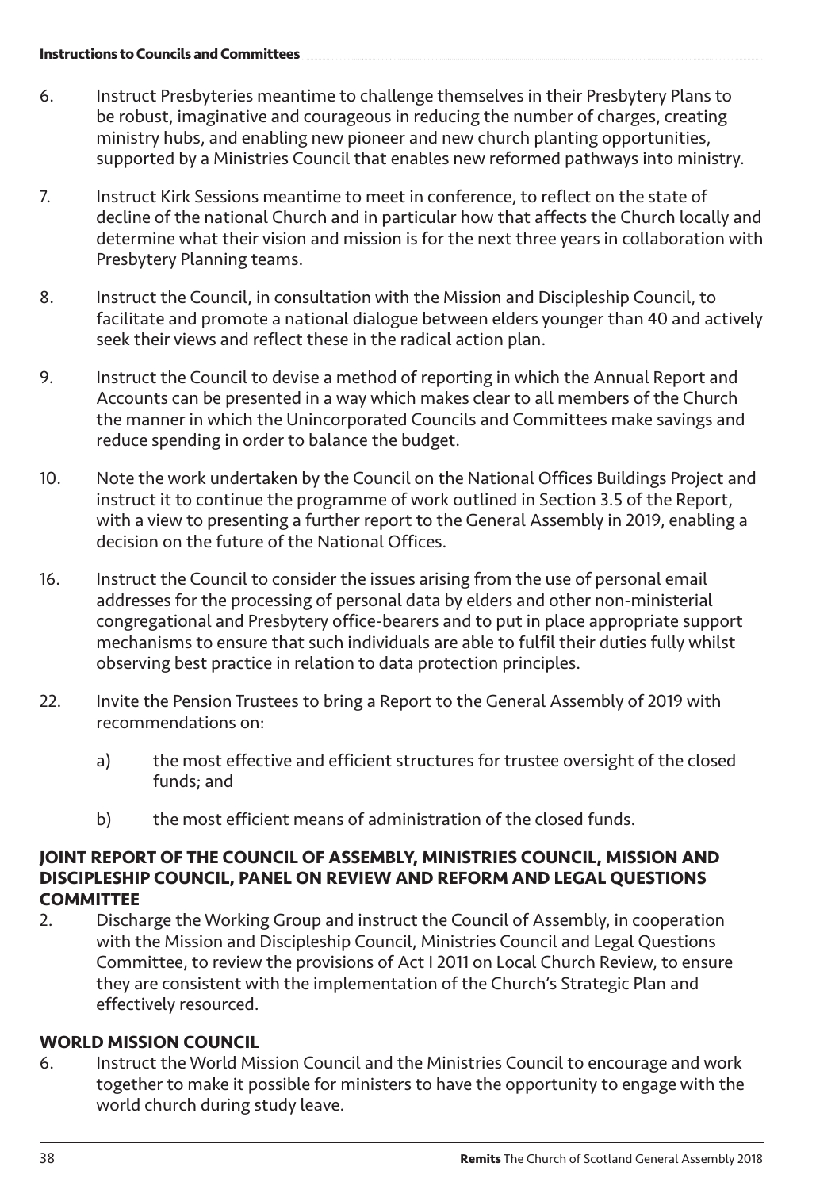6. Instruct Presbyteries meantime to challenge themselves in their Presbytery Plans to be robust, imaginative and courageous in reducing the number of charges, creating ministry hubs, and enabling new pioneer and new church planting opportunities, supported by a Ministries Council that enables new reformed pathways into ministry.

7. Instruct Kirk Sessions meantime to meet in conference, to reflect on the state of decline of the national Church and in particular how that affects the Church locally and determine what their vision and mission is for the next three years in collaboration with Presbytery Planning teams.

8. Instruct the Council, in consultation with the Mission and Discipleship Council, to facilitate and promote a national dialogue between elders younger than 40 and actively seek their views and reflect these in the radical action plan.

9. Instruct the Council to devise a method of reporting in which the Annual Report and Accounts can be presented in a way which makes clear to all members of the Church the manner in which the Unincorporated Councils and Committees make savings and reduce spending in order to balance the budget.

10. Note the work undertaken by the Council on the National Offices Buildings Project and instruct it to continue the programme of work outlined in Section 3.5 of the Report, with a view to presenting a further report to the General Assembly in 2019, enabling a decision on the future of the National Offices.

16. Instruct the Council to consider the issues arising from the use of personal email addresses for the processing of personal data by elders and other non-ministerial congregational and Presbytery office-bearers and to put in place appropriate support mechanisms to ensure that such individuals are able to fulfil their duties fully whilst observing best practice in relation to data protection principles.

22. Invite the Pension Trustees to bring a Report to the General Assembly of 2019 with recommendations on:

    a) the most effective and efficient structures for trustee oversight of the closed funds; and

    b) the most efficient means of administration of the closed funds.

### JOINT REPORT OF THE COUNCIL OF ASSEMBLY, MINISTRIES COUNCIL, MISSION AND DISCIPLESHIP COUNCIL, PANEL ON REVIEW AND REFORM AND LEGAL QUESTIONS COMMITTEE

2. Discharge the Working Group and instruct the Council of Assembly, in cooperation with the Mission and Discipleship Council, Ministries Council and Legal Questions Committee, to review the provisions of Act I 2011 on Local Church Review, to ensure they are consistent with the implementation of the Church's Strategic Plan and effectively resourced.

### WORLD MISSION COUNCIL

6. Instruct the World Mission Council and the Ministries Council to encourage and work together to make it possible for ministers to have the opportunity to engage with the world church during study leave.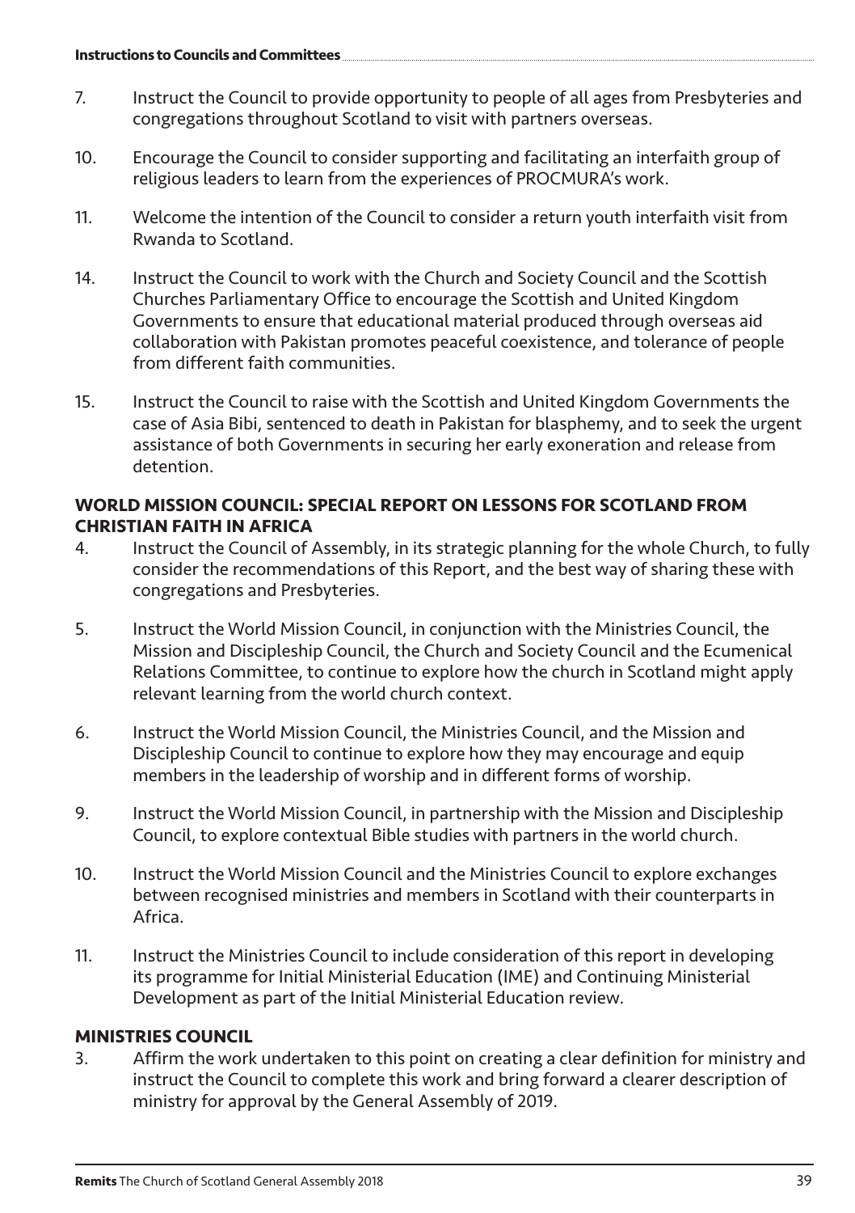7. Instruct the Council to provide opportunity to people of all ages from Presbyteries and congregations throughout Scotland to visit with partners overseas.

10. Encourage the Council to consider supporting and facilitating an interfaith group of religious leaders to learn from the experiences of PROCMURA's work.

11. Welcome the intention of the Council to consider a return youth interfaith visit from Rwanda to Scotland.

14. Instruct the Council to work with the Church and Society Council and the Scottish Churches Parliamentary Office to encourage the Scottish and United Kingdom Governments to ensure that educational material produced through overseas aid collaboration with Pakistan promotes peaceful coexistence, and tolerance of people from different faith communities.

15. Instruct the Council to raise with the Scottish and United Kingdom Governments the case of Asia Bibi, sentenced to death in Pakistan for blasphemy, and to seek the urgent assistance of both Governments in securing her early exoneration and release from detention.

## WORLD MISSION COUNCIL: SPECIAL REPORT ON LESSONS FOR SCOTLAND FROM CHRISTIAN FAITH IN AFRICA

4. Instruct the Council of Assembly, in its strategic planning for the whole Church, to fully consider the recommendations of this Report, and the best way of sharing these with congregations and Presbyteries.

5. Instruct the World Mission Council, in conjunction with the Ministries Council, the Mission and Discipleship Council, the Church and Society Council and the Ecumenical Relations Committee, to continue to explore how the church in Scotland might apply relevant learning from the world church context.

6. Instruct the World Mission Council, the Ministries Council, and the Mission and Discipleship Council to continue to explore how they may encourage and equip members in the leadership of worship and in different forms of worship.

9. Instruct the World Mission Council, in partnership with the Mission and Discipleship Council, to explore contextual Bible studies with partners in the world church.

10. Instruct the World Mission Council and the Ministries Council to explore exchanges between recognised ministries and members in Scotland with their counterparts in Africa.

11. Instruct the Ministries Council to include consideration of this report in developing its programme for Initial Ministerial Education (IME) and Continuing Ministerial Development as part of the Initial Ministerial Education review.

## MINISTRIES COUNCIL

3. Affirm the work undertaken to this point on creating a clear definition for ministry and instruct the Council to complete this work and bring forward a clearer description of ministry for approval by the General Assembly of 2019.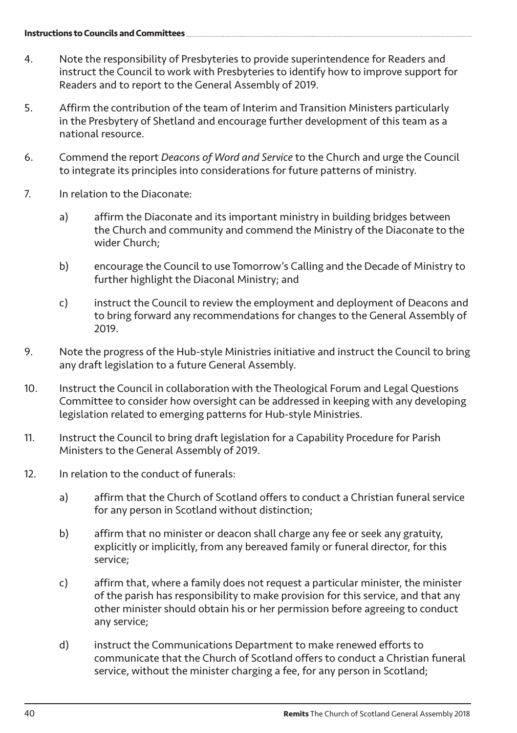4. Note the responsibility of Presbyteries to provide superintendence for Readers and instruct the Council to work with Presbyteries to identify how to improve support for Readers and to report to the General Assembly of 2019.

5. Affirm the contribution of the team of Interim and Transition Ministers particularly in the Presbytery of Shetland and encourage further development of this team as a national resource.

6. Commend the report *Deacons of Word and Service* to the Church and urge the Council to integrate its principles into considerations for future patterns of ministry.

7. In relation to the Diaconate:

   a) affirm the Diaconate and its important ministry in building bridges between the Church and community and commend the Ministry of the Diaconate to the wider Church;

   b) encourage the Council to use Tomorrow's Calling and the Decade of Ministry to further highlight the Diaconal Ministry; and

   c) instruct the Council to review the employment and deployment of Deacons and to bring forward any recommendations for changes to the General Assembly of 2019.

9. Note the progress of the Hub-style Ministries initiative and instruct the Council to bring any draft legislation to a future General Assembly.

10. Instruct the Council in collaboration with the Theological Forum and Legal Questions Committee to consider how oversight can be addressed in keeping with any developing legislation related to emerging patterns for Hub-style Ministries.

11. Instruct the Council to bring draft legislation for a Capability Procedure for Parish Ministers to the General Assembly of 2019.

12. In relation to the conduct of funerals:

    a) affirm that the Church of Scotland offers to conduct a Christian funeral service for any person in Scotland without distinction;

    b) affirm that no minister or deacon shall charge any fee or seek any gratuity, explicitly or implicitly, from any bereaved family or funeral director, for this service;

    c) affirm that, where a family does not request a particular minister, the minister of the parish has responsibility to make provision for this service, and that any other minister should obtain his or her permission before agreeing to conduct any service;

    d) instruct the Communications Department to make renewed efforts to communicate that the Church of Scotland offers to conduct a Christian funeral service, without the minister charging a fee, for any person in Scotland;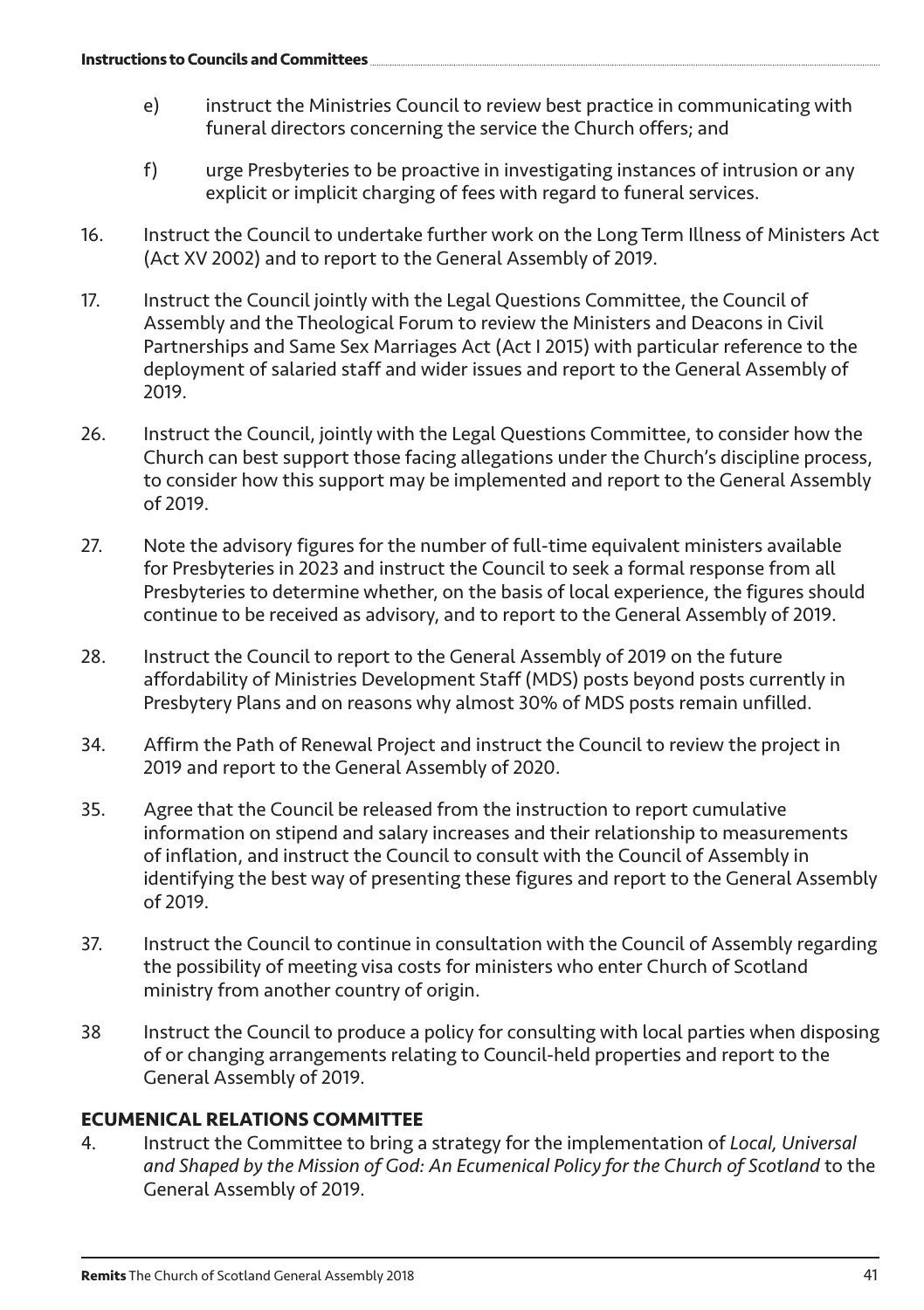e) instruct the Ministries Council to review best practice in communicating with funeral directors concerning the service the Church offers; and

f) urge Presbyteries to be proactive in investigating instances of intrusion or any explicit or implicit charging of fees with regard to funeral services.

16. Instruct the Council to undertake further work on the Long Term Illness of Ministers Act (Act XV 2002) and to report to the General Assembly of 2019.

17. Instruct the Council jointly with the Legal Questions Committee, the Council of Assembly and the Theological Forum to review the Ministers and Deacons in Civil Partnerships and Same Sex Marriages Act (Act I 2015) with particular reference to the deployment of salaried staff and wider issues and report to the General Assembly of 2019.

26. Instruct the Council, jointly with the Legal Questions Committee, to consider how the Church can best support those facing allegations under the Church's discipline process, to consider how this support may be implemented and report to the General Assembly of 2019.

27. Note the advisory figures for the number of full-time equivalent ministers available for Presbyteries in 2023 and instruct the Council to seek a formal response from all Presbyteries to determine whether, on the basis of local experience, the figures should continue to be received as advisory, and to report to the General Assembly of 2019.

28. Instruct the Council to report to the General Assembly of 2019 on the future affordability of Ministries Development Staff (MDS) posts beyond posts currently in Presbytery Plans and on reasons why almost 30% of MDS posts remain unfilled.

34. Affirm the Path of Renewal Project and instruct the Council to review the project in 2019 and report to the General Assembly of 2020.

35. Agree that the Council be released from the instruction to report cumulative information on stipend and salary increases and their relationship to measurements of inflation, and instruct the Council to consult with the Council of Assembly in identifying the best way of presenting these figures and report to the General Assembly of 2019.

37. Instruct the Council to continue in consultation with the Council of Assembly regarding the possibility of meeting visa costs for ministers who enter Church of Scotland ministry from another country of origin.

38 Instruct the Council to produce a policy for consulting with local parties when disposing of or changing arrangements relating to Council-held properties and report to the General Assembly of 2019.

## ECUMENICAL RELATIONS COMMITTEE

4. Instruct the Committee to bring a strategy for the implementation of *Local, Universal and Shaped by the Mission of God: An Ecumenical Policy for the Church of Scotland* to the General Assembly of 2019.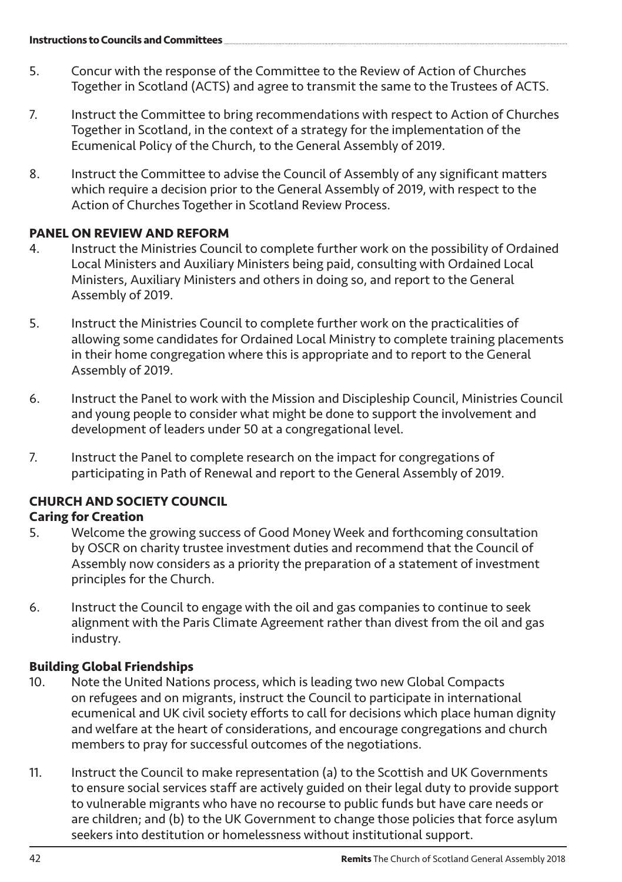5. Concur with the response of the Committee to the Review of Action of Churches Together in Scotland (ACTS) and agree to transmit the same to the Trustees of ACTS.

7. Instruct the Committee to bring recommendations with respect to Action of Churches Together in Scotland, in the context of a strategy for the implementation of the Ecumenical Policy of the Church, to the General Assembly of 2019.

8. Instruct the Committee to advise the Council of Assembly of any significant matters which require a decision prior to the General Assembly of 2019, with respect to the Action of Churches Together in Scotland Review Process.

## PANEL ON REVIEW AND REFORM

4. Instruct the Ministries Council to complete further work on the possibility of Ordained Local Ministers and Auxiliary Ministers being paid, consulting with Ordained Local Ministers, Auxiliary Ministers and others in doing so, and report to the General Assembly of 2019.

5. Instruct the Ministries Council to complete further work on the practicalities of allowing some candidates for Ordained Local Ministry to complete training placements in their home congregation where this is appropriate and to report to the General Assembly of 2019.

6. Instruct the Panel to work with the Mission and Discipleship Council, Ministries Council and young people to consider what might be done to support the involvement and development of leaders under 50 at a congregational level.

7. Instruct the Panel to complete research on the impact for congregations of participating in Path of Renewal and report to the General Assembly of 2019.

## CHURCH AND SOCIETY COUNCIL

### Caring for Creation

5. Welcome the growing success of Good Money Week and forthcoming consultation by OSCR on charity trustee investment duties and recommend that the Council of Assembly now considers as a priority the preparation of a statement of investment principles for the Church.

6. Instruct the Council to engage with the oil and gas companies to continue to seek alignment with the Paris Climate Agreement rather than divest from the oil and gas industry.

### Building Global Friendships

10. Note the United Nations process, which is leading two new Global Compacts on refugees and on migrants, instruct the Council to participate in international ecumenical and UK civil society efforts to call for decisions which place human dignity and welfare at the heart of considerations, and encourage congregations and church members to pray for successful outcomes of the negotiations.

11. Instruct the Council to make representation (a) to the Scottish and UK Governments to ensure social services staff are actively guided on their legal duty to provide support to vulnerable migrants who have no recourse to public funds but have care needs or are children; and (b) to the UK Government to change those policies that force asylum seekers into destitution or homelessness without institutional support.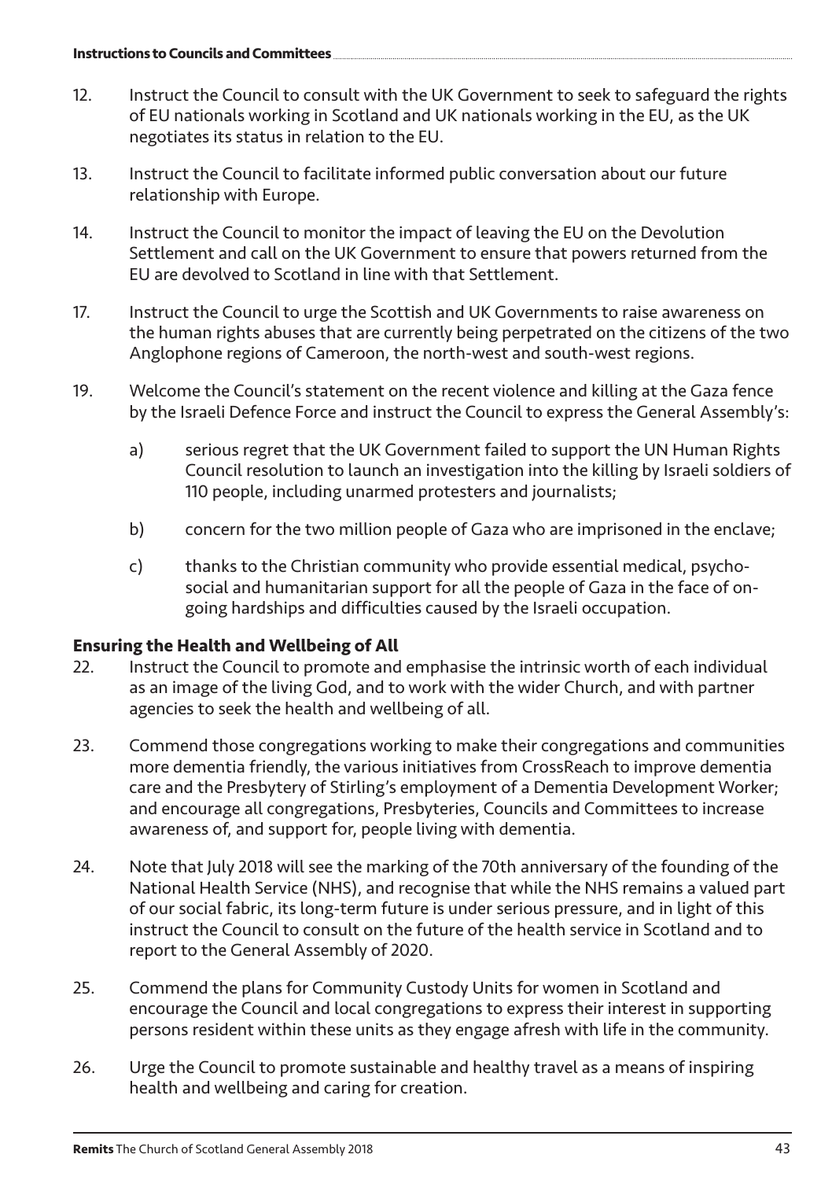12. Instruct the Council to consult with the UK Government to seek to safeguard the rights of EU nationals working in Scotland and UK nationals working in the EU, as the UK negotiates its status in relation to the EU.

13. Instruct the Council to facilitate informed public conversation about our future relationship with Europe.

14. Instruct the Council to monitor the impact of leaving the EU on the Devolution Settlement and call on the UK Government to ensure that powers returned from the EU are devolved to Scotland in line with that Settlement.

17. Instruct the Council to urge the Scottish and UK Governments to raise awareness on the human rights abuses that are currently being perpetrated on the citizens of the two Anglophone regions of Cameroon, the north-west and south-west regions.

19. Welcome the Council's statement on the recent violence and killing at the Gaza fence by the Israeli Defence Force and instruct the Council to express the General Assembly's:

    a) serious regret that the UK Government failed to support the UN Human Rights Council resolution to launch an investigation into the killing by Israeli soldiers of 110 people, including unarmed protesters and journalists;

    b) concern for the two million people of Gaza who are imprisoned in the enclave;

    c) thanks to the Christian community who provide essential medical, psycho-social and humanitarian support for all the people of Gaza in the face of on-going hardships and difficulties caused by the Israeli occupation.

## Ensuring the Health and Wellbeing of All

22. Instruct the Council to promote and emphasise the intrinsic worth of each individual as an image of the living God, and to work with the wider Church, and with partner agencies to seek the health and wellbeing of all.

23. Commend those congregations working to make their congregations and communities more dementia friendly, the various initiatives from CrossReach to improve dementia care and the Presbytery of Stirling's employment of a Dementia Development Worker; and encourage all congregations, Presbyteries, Councils and Committees to increase awareness of, and support for, people living with dementia.

24. Note that July 2018 will see the marking of the 70th anniversary of the founding of the National Health Service (NHS), and recognise that while the NHS remains a valued part of our social fabric, its long-term future is under serious pressure, and in light of this instruct the Council to consult on the future of the health service in Scotland and to report to the General Assembly of 2020.

25. Commend the plans for Community Custody Units for women in Scotland and encourage the Council and local congregations to express their interest in supporting persons resident within these units as they engage afresh with life in the community.

26. Urge the Council to promote sustainable and healthy travel as a means of inspiring health and wellbeing and caring for creation.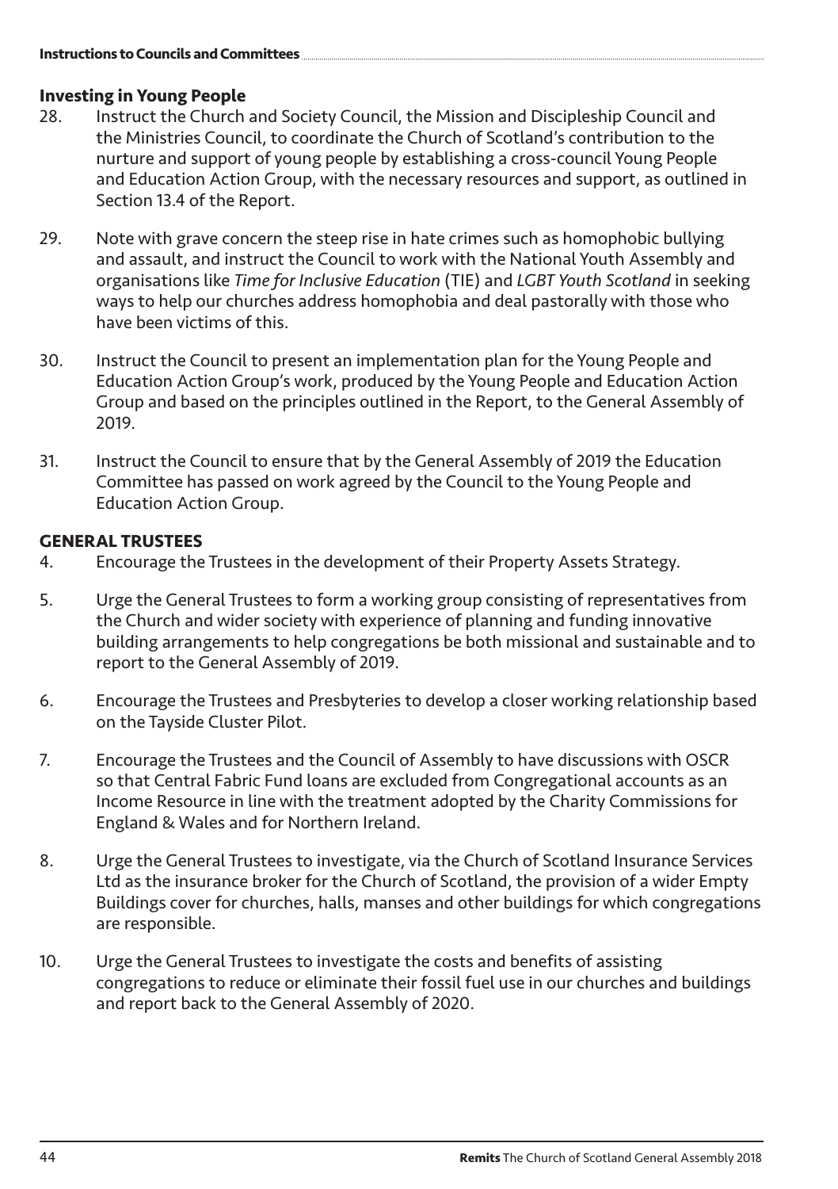### Investing in Young People

28. Instruct the Church and Society Council, the Mission and Discipleship Council and the Ministries Council, to coordinate the Church of Scotland's contribution to the nurture and support of young people by establishing a cross-council Young People and Education Action Group, with the necessary resources and support, as outlined in Section 13.4 of the Report.

29. Note with grave concern the steep rise in hate crimes such as homophobic bullying and assault, and instruct the Council to work with the National Youth Assembly and organisations like *Time for Inclusive Education* (TIE) and *LGBT Youth Scotland* in seeking ways to help our churches address homophobia and deal pastorally with those who have been victims of this.

30. Instruct the Council to present an implementation plan for the Young People and Education Action Group's work, produced by the Young People and Education Action Group and based on the principles outlined in the Report, to the General Assembly of 2019.

31. Instruct the Council to ensure that by the General Assembly of 2019 the Education Committee has passed on work agreed by the Council to the Young People and Education Action Group.

## GENERAL TRUSTEES

4. Encourage the Trustees in the development of their Property Assets Strategy.

5. Urge the General Trustees to form a working group consisting of representatives from the Church and wider society with experience of planning and funding innovative building arrangements to help congregations be both missional and sustainable and to report to the General Assembly of 2019.

6. Encourage the Trustees and Presbyteries to develop a closer working relationship based on the Tayside Cluster Pilot.

7. Encourage the Trustees and the Council of Assembly to have discussions with OSCR so that Central Fabric Fund loans are excluded from Congregational accounts as an Income Resource in line with the treatment adopted by the Charity Commissions for England & Wales and for Northern Ireland.

8. Urge the General Trustees to investigate, via the Church of Scotland Insurance Services Ltd as the insurance broker for the Church of Scotland, the provision of a wider Empty Buildings cover for churches, halls, manses and other buildings for which congregations are responsible.

10. Urge the General Trustees to investigate the costs and benefits of assisting congregations to reduce or eliminate their fossil fuel use in our churches and buildings and report back to the General Assembly of 2020.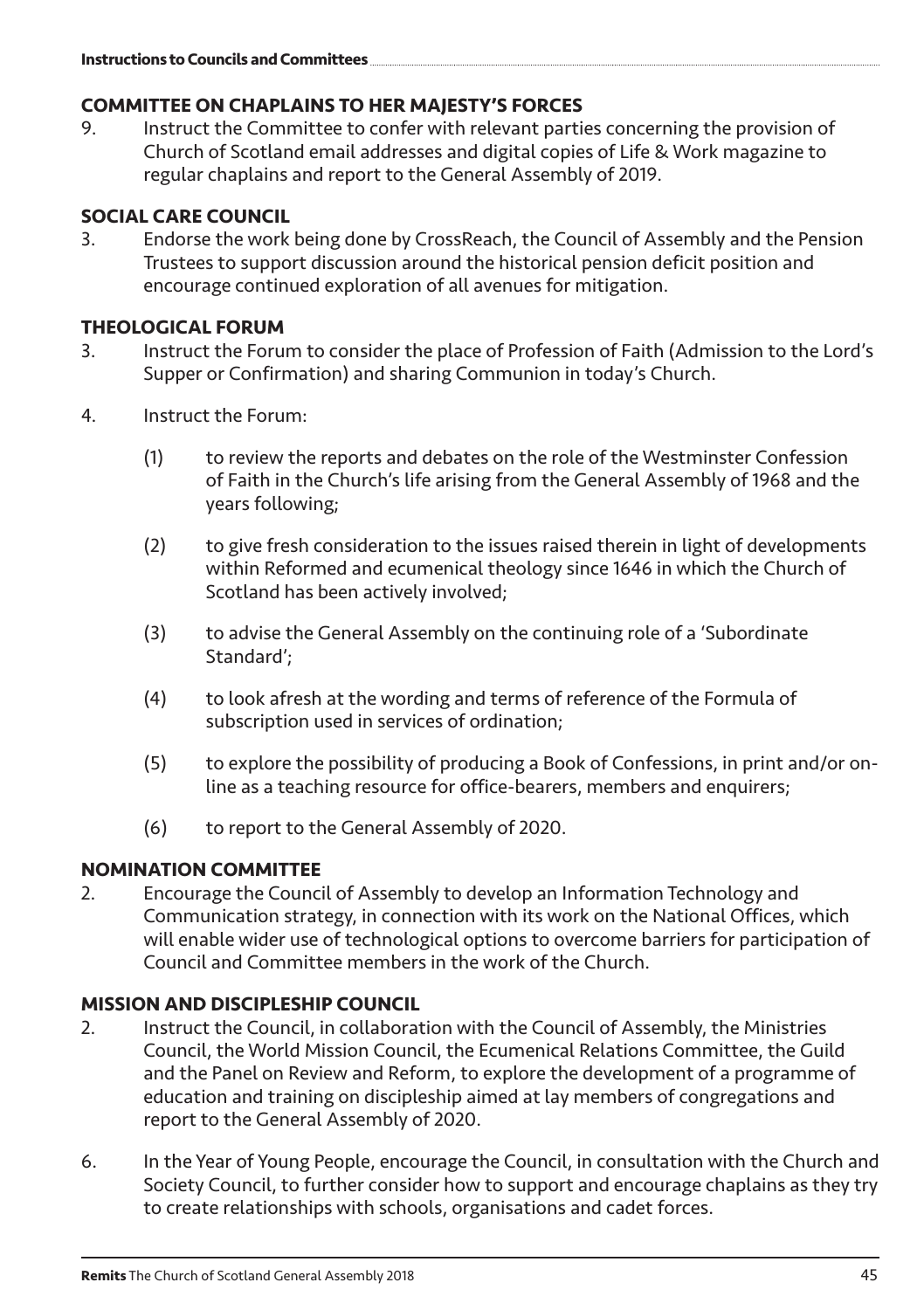## COMMITTEE ON CHAPLAINS TO HER MAJESTY'S FORCES

9. Instruct the Committee to confer with relevant parties concerning the provision of Church of Scotland email addresses and digital copies of Life & Work magazine to regular chaplains and report to the General Assembly of 2019.

## SOCIAL CARE COUNCIL

3. Endorse the work being done by CrossReach, the Council of Assembly and the Pension Trustees to support discussion around the historical pension deficit position and encourage continued exploration of all avenues for mitigation.

## THEOLOGICAL FORUM

3. Instruct the Forum to consider the place of Profession of Faith (Admission to the Lord's Supper or Confirmation) and sharing Communion in today's Church.

4. Instruct the Forum:

   (1) to review the reports and debates on the role of the Westminster Confession of Faith in the Church's life arising from the General Assembly of 1968 and the years following;

   (2) to give fresh consideration to the issues raised therein in light of developments within Reformed and ecumenical theology since 1646 in which the Church of Scotland has been actively involved;

   (3) to advise the General Assembly on the continuing role of a 'Subordinate Standard';

   (4) to look afresh at the wording and terms of reference of the Formula of subscription used in services of ordination;

   (5) to explore the possibility of producing a Book of Confessions, in print and/or on-line as a teaching resource for office-bearers, members and enquirers;

   (6) to report to the General Assembly of 2020.

## NOMINATION COMMITTEE

2. Encourage the Council of Assembly to develop an Information Technology and Communication strategy, in connection with its work on the National Offices, which will enable wider use of technological options to overcome barriers for participation of Council and Committee members in the work of the Church.

## MISSION AND DISCIPLESHIP COUNCIL

2. Instruct the Council, in collaboration with the Council of Assembly, the Ministries Council, the World Mission Council, the Ecumenical Relations Committee, the Guild and the Panel on Review and Reform, to explore the development of a programme of education and training on discipleship aimed at lay members of congregations and report to the General Assembly of 2020.

6. In the Year of Young People, encourage the Council, in consultation with the Church and Society Council, to further consider how to support and encourage chaplains as they try to create relationships with schools, organisations and cadet forces.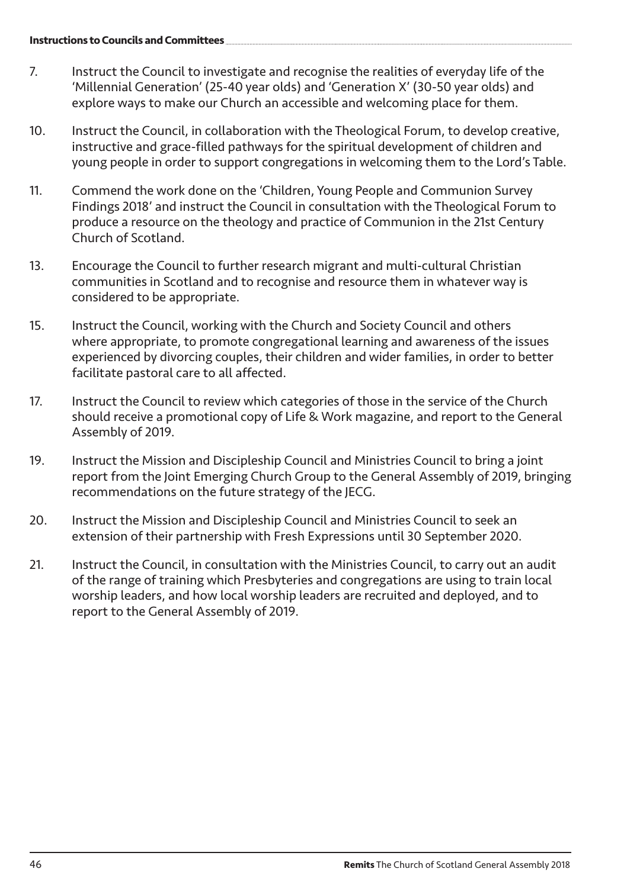**Instructions to Councils and Committees**

7. Instruct the Council to investigate and recognise the realities of everyday life of the 'Millennial Generation' (25-40 year olds) and 'Generation X' (30-50 year olds) and explore ways to make our Church an accessible and welcoming place for them.

10. Instruct the Council, in collaboration with the Theological Forum, to develop creative, instructive and grace-filled pathways for the spiritual development of children and young people in order to support congregations in welcoming them to the Lord's Table.

11. Commend the work done on the 'Children, Young People and Communion Survey Findings 2018' and instruct the Council in consultation with the Theological Forum to produce a resource on the theology and practice of Communion in the 21st Century Church of Scotland.

13. Encourage the Council to further research migrant and multi-cultural Christian communities in Scotland and to recognise and resource them in whatever way is considered to be appropriate.

15. Instruct the Council, working with the Church and Society Council and others where appropriate, to promote congregational learning and awareness of the issues experienced by divorcing couples, their children and wider families, in order to better facilitate pastoral care to all affected.

17. Instruct the Council to review which categories of those in the service of the Church should receive a promotional copy of Life & Work magazine, and report to the General Assembly of 2019.

19. Instruct the Mission and Discipleship Council and Ministries Council to bring a joint report from the Joint Emerging Church Group to the General Assembly of 2019, bringing recommendations on the future strategy of the JECG.

20. Instruct the Mission and Discipleship Council and Ministries Council to seek an extension of their partnership with Fresh Expressions until 30 September 2020.

21. Instruct the Council, in consultation with the Ministries Council, to carry out an audit of the range of training which Presbyteries and congregations are using to train local worship leaders, and how local worship leaders are recruited and deployed, and to report to the General Assembly of 2019.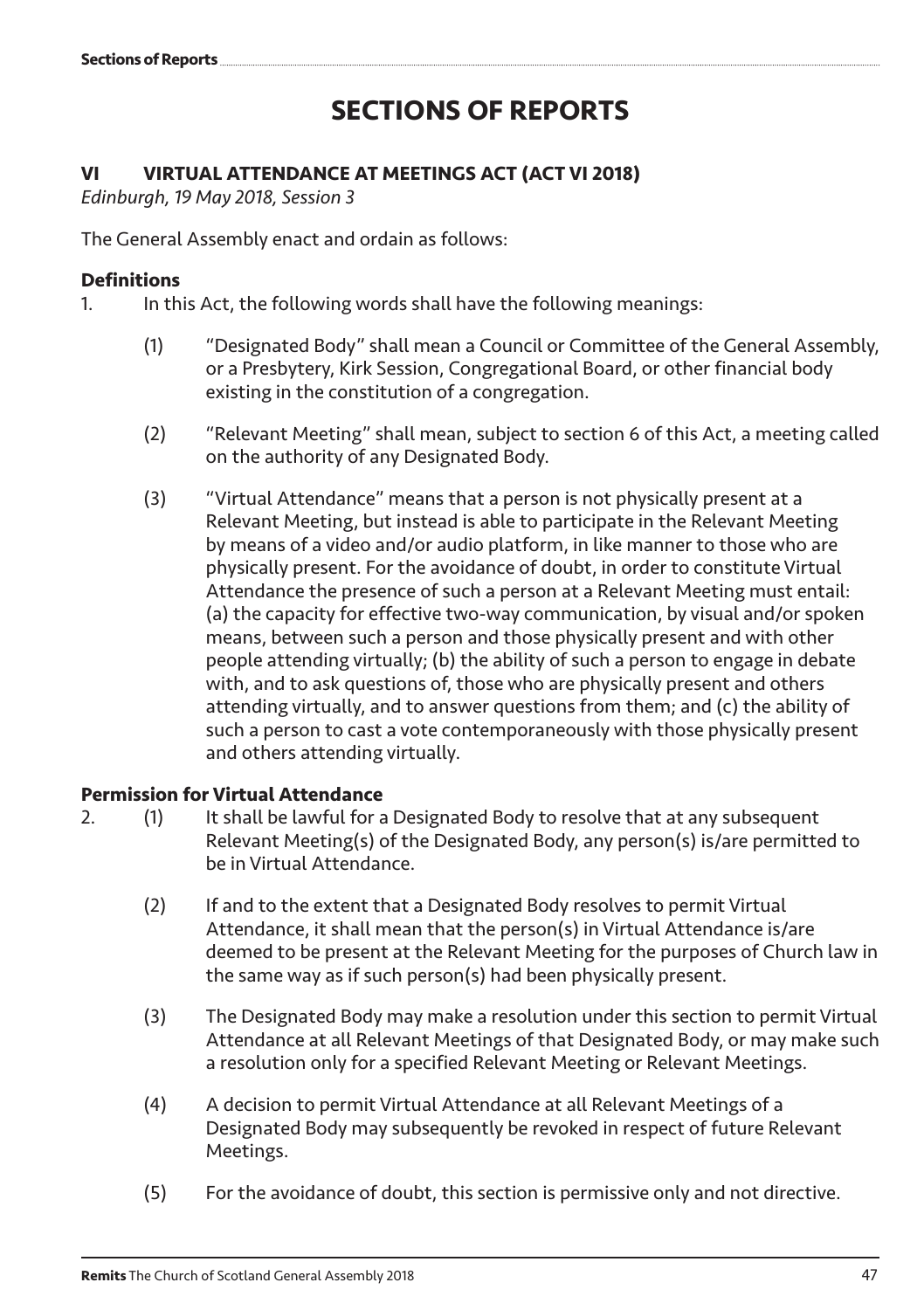# SECTIONS OF REPORTS

## VI VIRTUAL ATTENDANCE AT MEETINGS ACT (ACT VI 2018)

*Edinburgh, 19 May 2018, Session 3*

The General Assembly enact and ordain as follows:

### Definitions

1. In this Act, the following words shall have the following meanings:

   (1) "Designated Body" shall mean a Council or Committee of the General Assembly, or a Presbytery, Kirk Session, Congregational Board, or other financial body existing in the constitution of a congregation.

   (2) "Relevant Meeting" shall mean, subject to section 6 of this Act, a meeting called on the authority of any Designated Body.

   (3) "Virtual Attendance" means that a person is not physically present at a Relevant Meeting, but instead is able to participate in the Relevant Meeting by means of a video and/or audio platform, in like manner to those who are physically present. For the avoidance of doubt, in order to constitute Virtual Attendance the presence of such a person at a Relevant Meeting must entail: (a) the capacity for effective two-way communication, by visual and/or spoken means, between such a person and those physically present and with other people attending virtually; (b) the ability of such a person to engage in debate with, and to ask questions of, those who are physically present and others attending virtually, and to answer questions from them; and (c) the ability of such a person to cast a vote contemporaneously with those physically present and others attending virtually.

### Permission for Virtual Attendance

2. (1) It shall be lawful for a Designated Body to resolve that at any subsequent Relevant Meeting(s) of the Designated Body, any person(s) is/are permitted to be in Virtual Attendance.

   (2) If and to the extent that a Designated Body resolves to permit Virtual Attendance, it shall mean that the person(s) in Virtual Attendance is/are deemed to be present at the Relevant Meeting for the purposes of Church law in the same way as if such person(s) had been physically present.

   (3) The Designated Body may make a resolution under this section to permit Virtual Attendance at all Relevant Meetings of that Designated Body, or may make such a resolution only for a specified Relevant Meeting or Relevant Meetings.

   (4) A decision to permit Virtual Attendance at all Relevant Meetings of a Designated Body may subsequently be revoked in respect of future Relevant Meetings.

   (5) For the avoidance of doubt, this section is permissive only and not directive.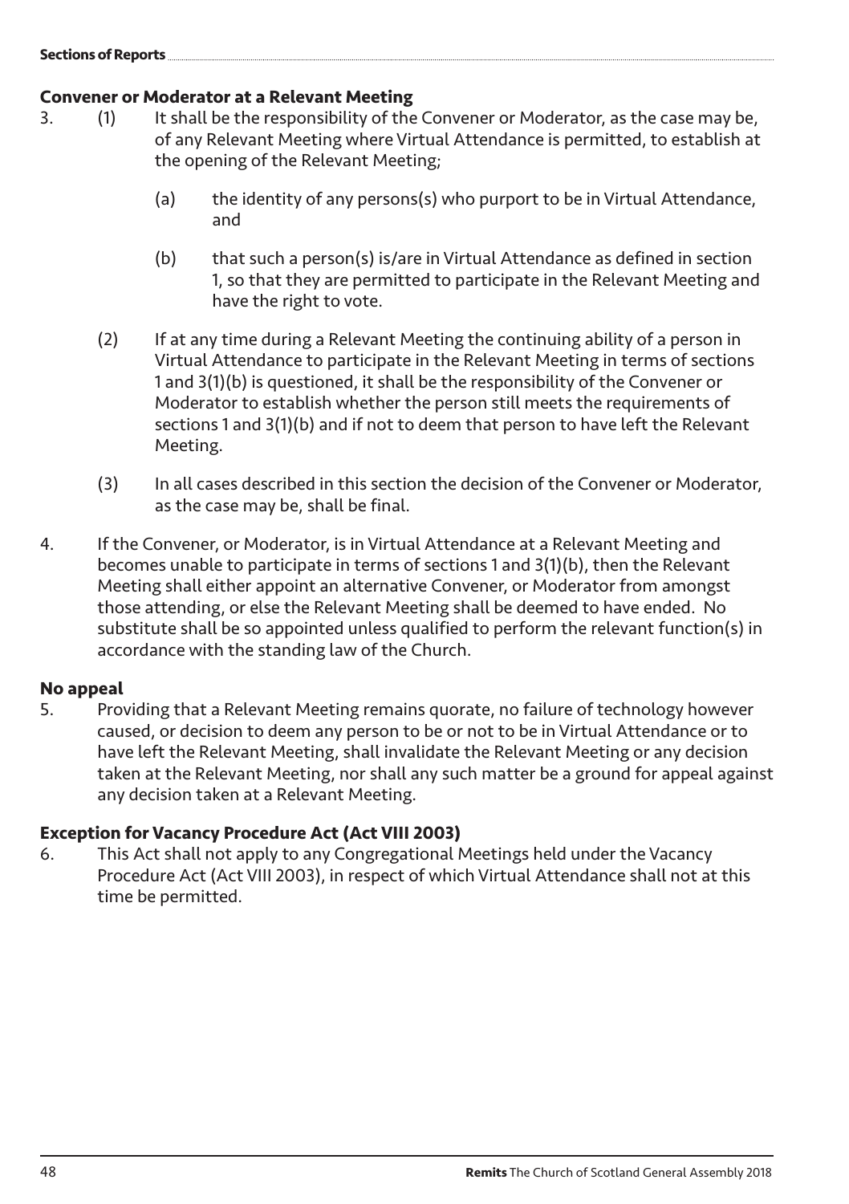### Convener or Moderator at a Relevant Meeting

3. (1) It shall be the responsibility of the Convener or Moderator, as the case may be, of any Relevant Meeting where Virtual Attendance is permitted, to establish at the opening of the Relevant Meeting;

   (a) the identity of any persons(s) who purport to be in Virtual Attendance, and

   (b) that such a person(s) is/are in Virtual Attendance as defined in section 1, so that they are permitted to participate in the Relevant Meeting and have the right to vote.

   (2) If at any time during a Relevant Meeting the continuing ability of a person in Virtual Attendance to participate in the Relevant Meeting in terms of sections 1 and 3(1)(b) is questioned, it shall be the responsibility of the Convener or Moderator to establish whether the person still meets the requirements of sections 1 and 3(1)(b) and if not to deem that person to have left the Relevant Meeting.

   (3) In all cases described in this section the decision of the Convener or Moderator, as the case may be, shall be final.

4. If the Convener, or Moderator, is in Virtual Attendance at a Relevant Meeting and becomes unable to participate in terms of sections 1 and 3(1)(b), then the Relevant Meeting shall either appoint an alternative Convener, or Moderator from amongst those attending, or else the Relevant Meeting shall be deemed to have ended. No substitute shall be so appointed unless qualified to perform the relevant function(s) in accordance with the standing law of the Church.

### No appeal

5. Providing that a Relevant Meeting remains quorate, no failure of technology however caused, or decision to deem any person to be or not to be in Virtual Attendance or to have left the Relevant Meeting, shall invalidate the Relevant Meeting or any decision taken at the Relevant Meeting, nor shall any such matter be a ground for appeal against any decision taken at a Relevant Meeting.

### Exception for Vacancy Procedure Act (Act VIII 2003)

6. This Act shall not apply to any Congregational Meetings held under the Vacancy Procedure Act (Act VIII 2003), in respect of which Virtual Attendance shall not at this time be permitted.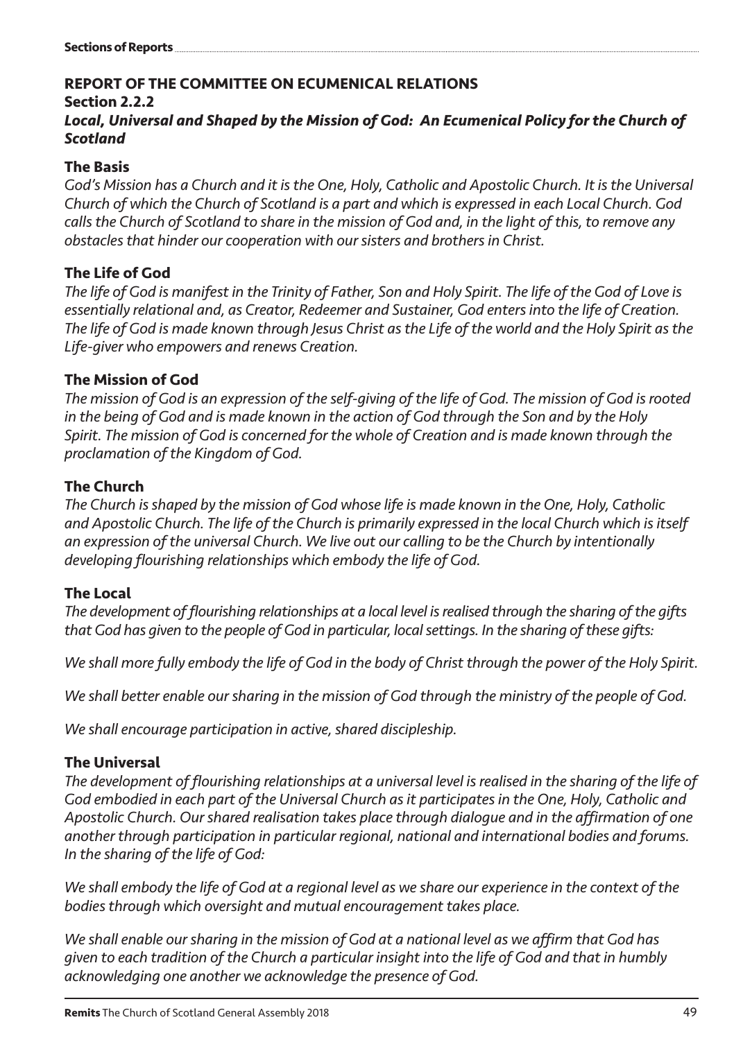## REPORT OF THE COMMITTEE ON ECUMENICAL RELATIONS

### Section 2.2.2

### *Local, Universal and Shaped by the Mission of God: An Ecumenical Policy for the Church of Scotland*

#### The Basis

*God's Mission has a Church and it is the One, Holy, Catholic and Apostolic Church. It is the Universal Church of which the Church of Scotland is a part and which is expressed in each Local Church. God calls the Church of Scotland to share in the mission of God and, in the light of this, to remove any obstacles that hinder our cooperation with our sisters and brothers in Christ.*

#### The Life of God

*The life of God is manifest in the Trinity of Father, Son and Holy Spirit. The life of the God of Love is essentially relational and, as Creator, Redeemer and Sustainer, God enters into the life of Creation. The life of God is made known through Jesus Christ as the Life of the world and the Holy Spirit as the Life-giver who empowers and renews Creation.*

#### The Mission of God

*The mission of God is an expression of the self-giving of the life of God. The mission of God is rooted in the being of God and is made known in the action of God through the Son and by the Holy Spirit. The mission of God is concerned for the whole of Creation and is made known through the proclamation of the Kingdom of God.*

#### The Church

*The Church is shaped by the mission of God whose life is made known in the One, Holy, Catholic and Apostolic Church. The life of the Church is primarily expressed in the local Church which is itself an expression of the universal Church. We live out our calling to be the Church by intentionally developing flourishing relationships which embody the life of God.*

#### The Local

*The development of flourishing relationships at a local level is realised through the sharing of the gifts that God has given to the people of God in particular, local settings. In the sharing of these gifts:*

*We shall more fully embody the life of God in the body of Christ through the power of the Holy Spirit.*

*We shall better enable our sharing in the mission of God through the ministry of the people of God.*

*We shall encourage participation in active, shared discipleship.*

#### The Universal

*The development of flourishing relationships at a universal level is realised in the sharing of the life of God embodied in each part of the Universal Church as it participates in the One, Holy, Catholic and Apostolic Church. Our shared realisation takes place through dialogue and in the affirmation of one another through participation in particular regional, national and international bodies and forums. In the sharing of the life of God:*

*We shall embody the life of God at a regional level as we share our experience in the context of the bodies through which oversight and mutual encouragement takes place.*

*We shall enable our sharing in the mission of God at a national level as we affirm that God has given to each tradition of the Church a particular insight into the life of God and that in humbly acknowledging one another we acknowledge the presence of God.*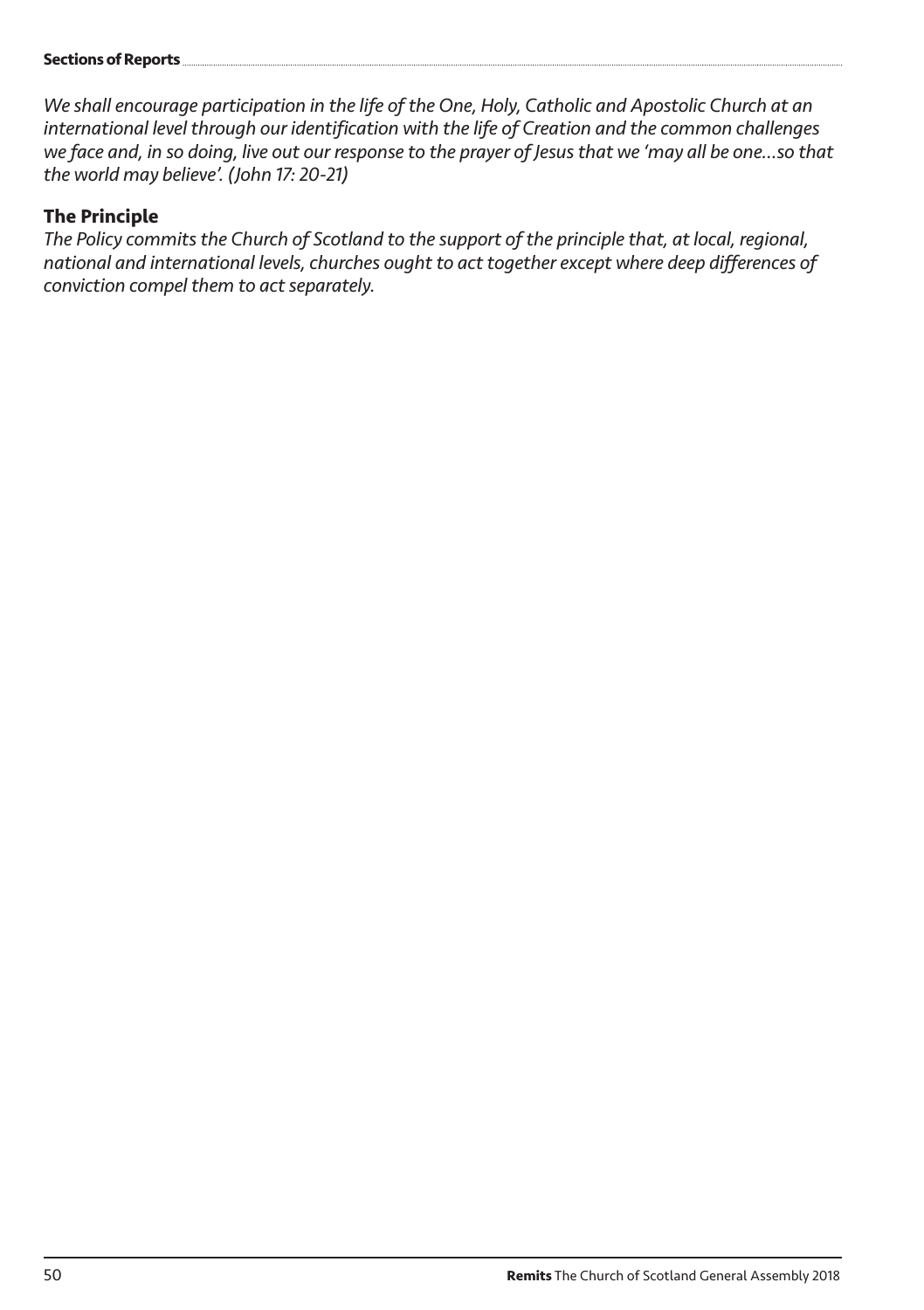*We shall encourage participation in the life of the One, Holy, Catholic and Apostolic Church at an international level through our identification with the life of Creation and the common challenges we face and, in so doing, live out our response to the prayer of Jesus that we 'may all be one…so that the world may believe'. (John 17: 20-21)*

## The Principle

*The Policy commits the Church of Scotland to the support of the principle that, at local, regional, national and international levels, churches ought to act together except where deep differences of conviction compel them to act separately.*